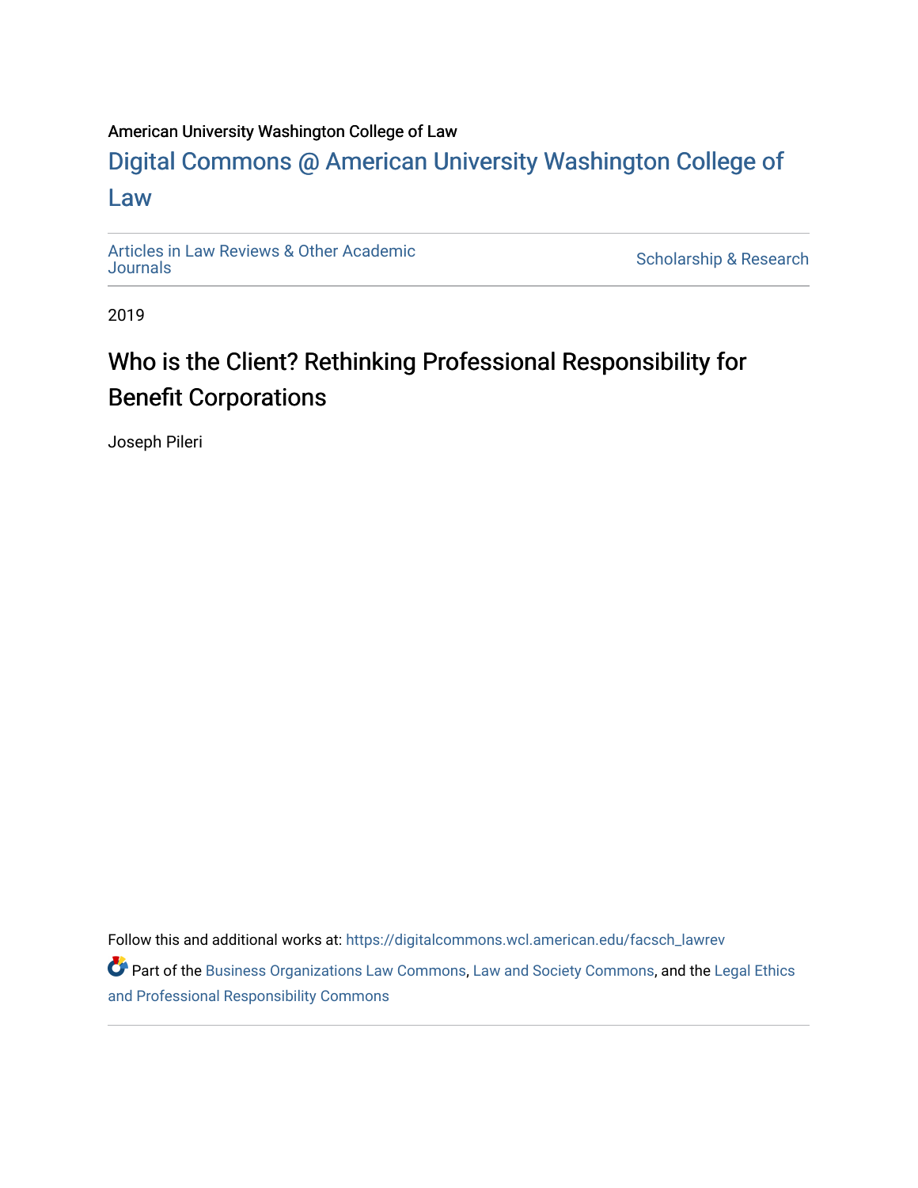American University Washington College of Law

# Digital Commons @ American University Washington College of Law

Articles in Law Reviews & Other Academic Journals

Scholarship & Research

2019

## Who is the Client? Rethinking Professional Responsibility for Benefit Corporations

Joseph Pileri

Follow this and additional works at: https://digitalcommons.wcl.american.edu/facsch_lawrev

Part of the Business Organizations Law Commons, Law and Society Commons, and the Legal Ethics and Professional Responsibility Commons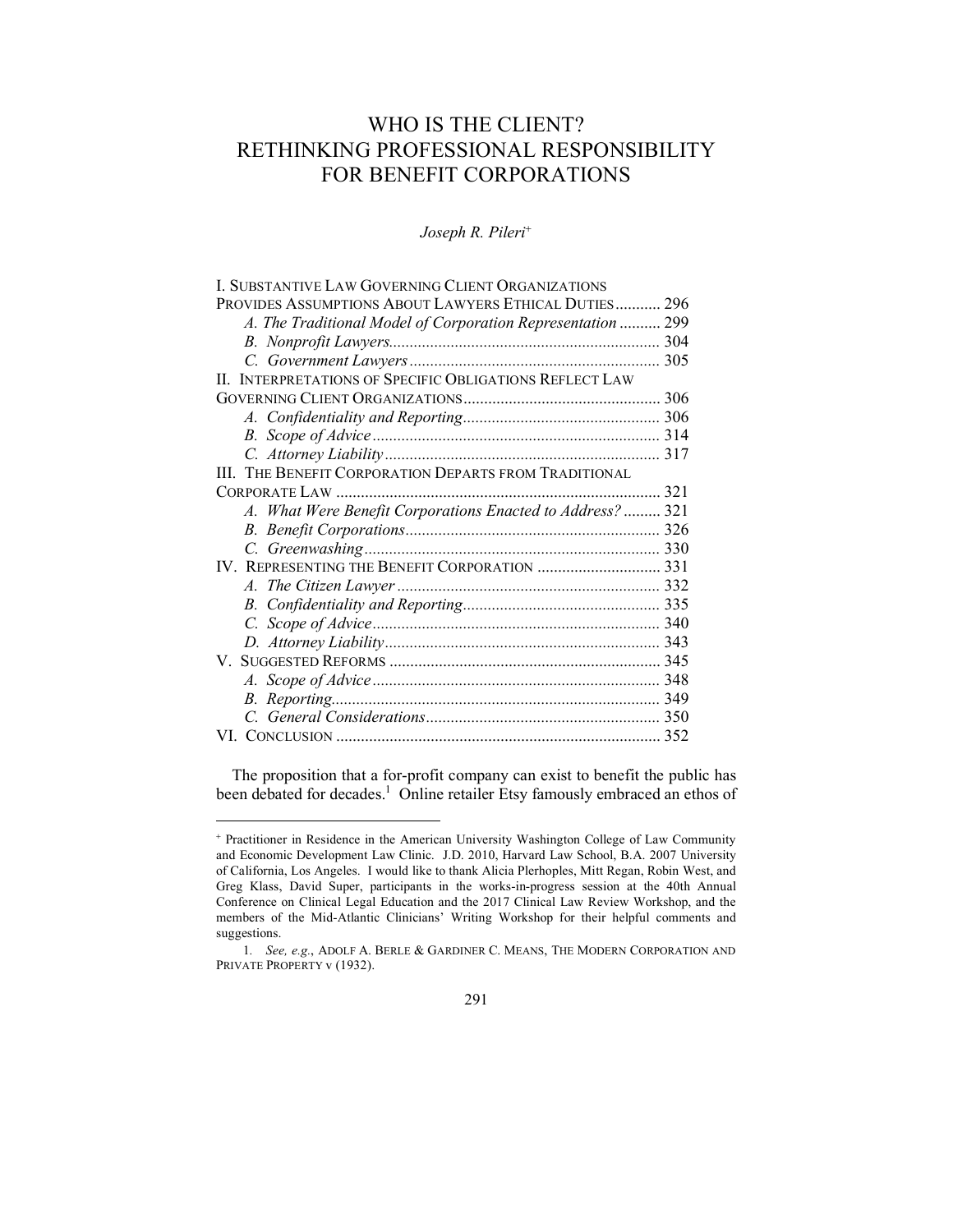# WHO IS THE CLIENT? RETHINKING PROFESSIONAL RESPONSIBILITY FOR BENEFIT CORPORATIONS

*Joseph R. Pileri*[+]

I. SUBSTANTIVE LAW GOVERNING CLIENT ORGANIZATIONS PROVIDES ASSUMPTIONS ABOUT LAWYERS ETHICAL DUTIES ........... 296
- *A. The Traditional Model of Corporation Representation* .......... 299
- *B. Nonprofit Lawyers* .......... 304
- *C. Government Lawyers* .......... 305

II. INTERPRETATIONS OF SPECIFIC OBLIGATIONS REFLECT LAW GOVERNING CLIENT ORGANIZATIONS .......... 306
- *A. Confidentiality and Reporting* .......... 306
- *B. Scope of Advice* .......... 314
- *C. Attorney Liability* .......... 317

III. THE BENEFIT CORPORATION DEPARTS FROM TRADITIONAL CORPORATE LAW .......... 321
- *A. What Were Benefit Corporations Enacted to Address?* .......... 321
- *B. Benefit Corporations* .......... 326
- *C. Greenwashing* .......... 330

IV. REPRESENTING THE BENEFIT CORPORATION .......... 331
- *A. The Citizen Lawyer* .......... 332
- *B. Confidentiality and Reporting* .......... 335
- *C. Scope of Advice* .......... 340
- *D. Attorney Liability* .......... 343

V. SUGGESTED REFORMS .......... 345
- *A. Scope of Advice* .......... 348
- *B. Reporting* .......... 349
- *C. General Considerations* .......... 350

VI. CONCLUSION .......... 352

The proposition that a for-profit company can exist to benefit the public has been debated for decades.[1] Online retailer Etsy famously embraced an ethos of

---

[+] Practitioner in Residence in the American University Washington College of Law Community and Economic Development Law Clinic. J.D. 2010, Harvard Law School, B.A. 2007 University of California, Los Angeles. I would like to thank Alicia Plerhoples, Mitt Regan, Robin West, and Greg Klass, David Super, participants in the works-in-progress session at the 40th Annual Conference on Clinical Legal Education and the 2017 Clinical Law Review Workshop, and the members of the Mid-Atlantic Clinicians' Writing Workshop for their helpful comments and suggestions.

1. *See, e.g.*, ADOLF A. BERLE & GARDINER C. MEANS, THE MODERN CORPORATION AND PRIVATE PROPERTY v (1932).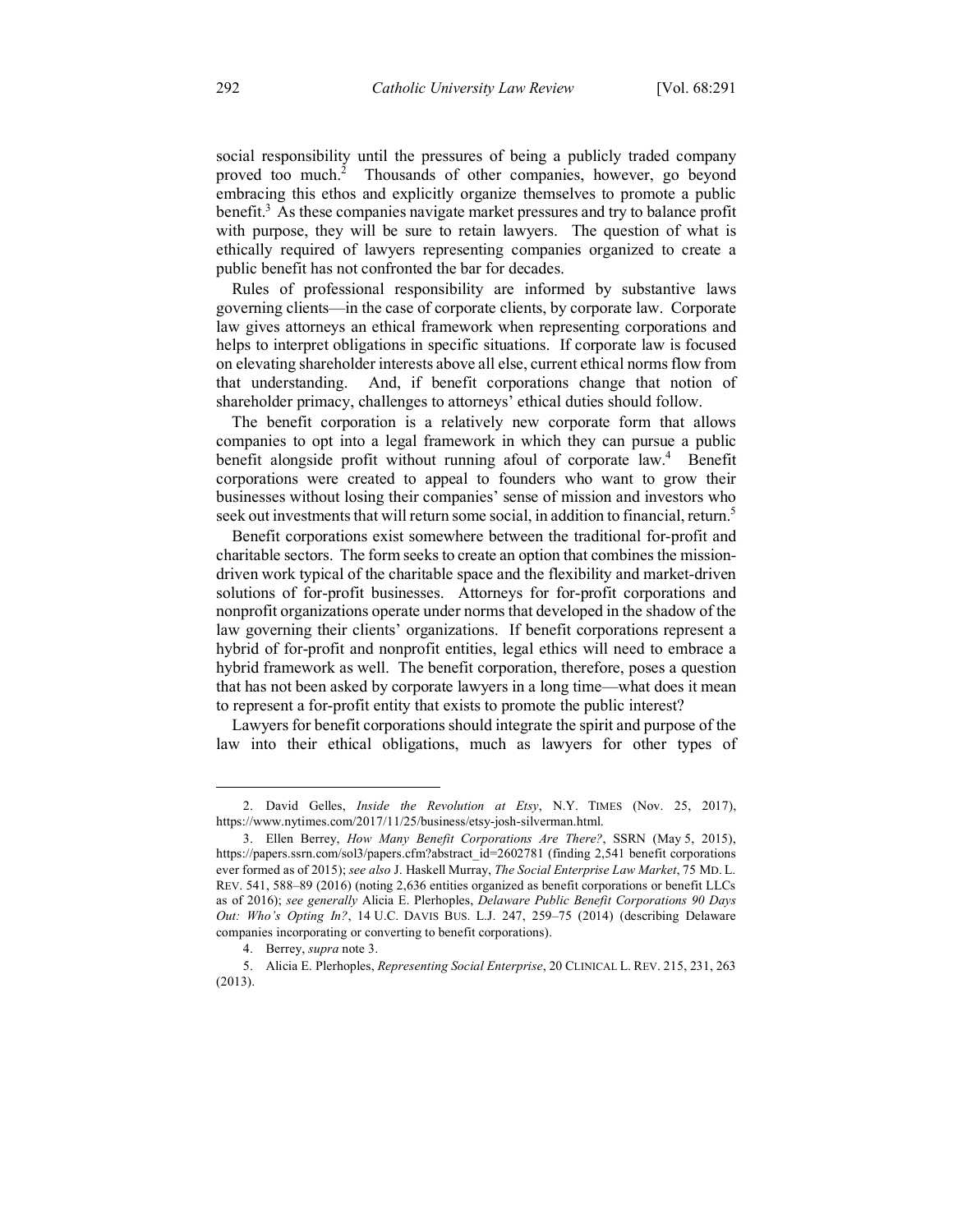social responsibility until the pressures of being a publicly traded company proved too much.[2] Thousands of other companies, however, go beyond embracing this ethos and explicitly organize themselves to promote a public benefit.[3] As these companies navigate market pressures and try to balance profit with purpose, they will be sure to retain lawyers. The question of what is ethically required of lawyers representing companies organized to create a public benefit has not confronted the bar for decades.

Rules of professional responsibility are informed by substantive laws governing clients—in the case of corporate clients, by corporate law. Corporate law gives attorneys an ethical framework when representing corporations and helps to interpret obligations in specific situations. If corporate law is focused on elevating shareholder interests above all else, current ethical norms flow from that understanding. And, if benefit corporations change that notion of shareholder primacy, challenges to attorneys' ethical duties should follow.

The benefit corporation is a relatively new corporate form that allows companies to opt into a legal framework in which they can pursue a public benefit alongside profit without running afoul of corporate law.[4] Benefit corporations were created to appeal to founders who want to grow their businesses without losing their companies' sense of mission and investors who seek out investments that will return some social, in addition to financial, return.[5]

Benefit corporations exist somewhere between the traditional for-profit and charitable sectors. The form seeks to create an option that combines the mission-driven work typical of the charitable space and the flexibility and market-driven solutions of for-profit businesses. Attorneys for for-profit corporations and nonprofit organizations operate under norms that developed in the shadow of the law governing their clients' organizations. If benefit corporations represent a hybrid of for-profit and nonprofit entities, legal ethics will need to embrace a hybrid framework as well. The benefit corporation, therefore, poses a question that has not been asked by corporate lawyers in a long time—what does it mean to represent a for-profit entity that exists to promote the public interest?

Lawyers for benefit corporations should integrate the spirit and purpose of the law into their ethical obligations, much as lawyers for other types of

---

2. David Gelles, *Inside the Revolution at Etsy*, N.Y. TIMES (Nov. 25, 2017), https://www.nytimes.com/2017/11/25/business/etsy-josh-silverman.html.

3. Ellen Berrey, *How Many Benefit Corporations Are There?*, SSRN (May 5, 2015), https://papers.ssrn.com/sol3/papers.cfm?abstract_id=2602781 (finding 2,541 benefit corporations ever formed as of 2015); *see also* J. Haskell Murray, *The Social Enterprise Law Market*, 75 MD. L. REV. 541, 588–89 (2016) (noting 2,636 entities organized as benefit corporations or benefit LLCs as of 2016); *see generally* Alicia E. Plerhoples, *Delaware Public Benefit Corporations 90 Days Out: Who's Opting In?*, 14 U.C. DAVIS BUS. L.J. 247, 259–75 (2014) (describing Delaware companies incorporating or converting to benefit corporations).

4. Berrey, *supra* note 3.

5. Alicia E. Plerhoples, *Representing Social Enterprise*, 20 CLINICAL L. REV. 215, 231, 263 (2013).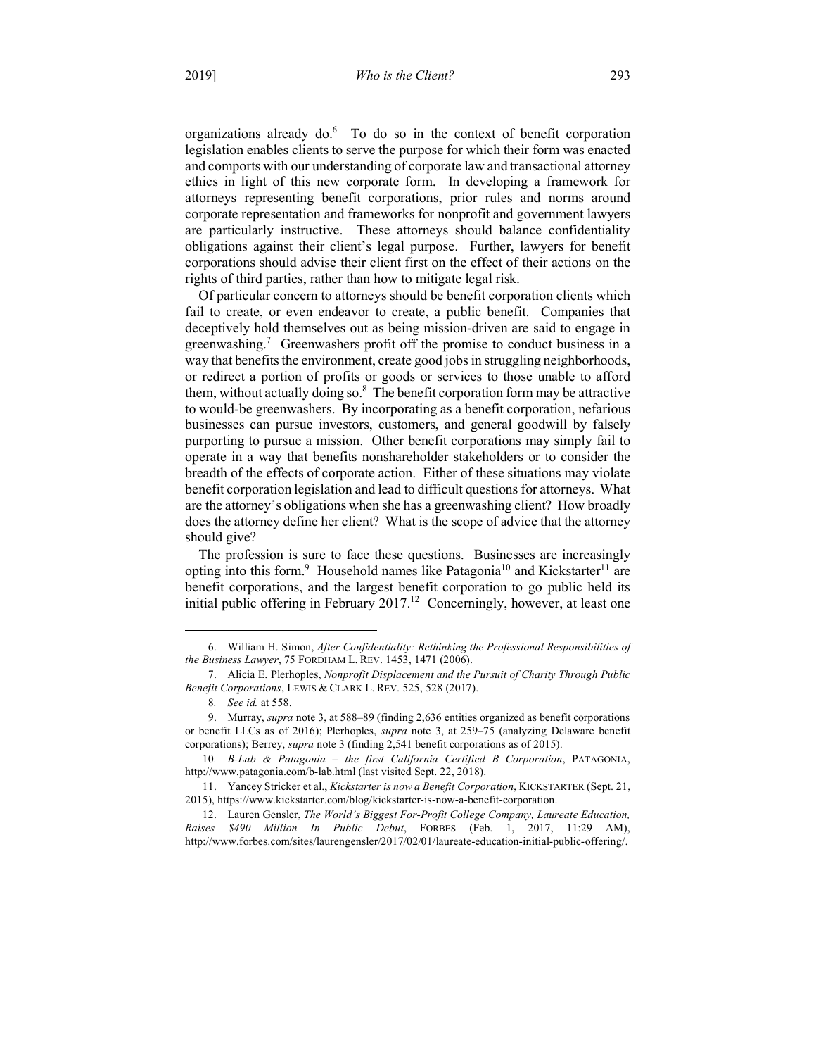organizations already do.[6] To do so in the context of benefit corporation legislation enables clients to serve the purpose for which their form was enacted and comports with our understanding of corporate law and transactional attorney ethics in light of this new corporate form. In developing a framework for attorneys representing benefit corporations, prior rules and norms around corporate representation and frameworks for nonprofit and government lawyers are particularly instructive. These attorneys should balance confidentiality obligations against their client's legal purpose. Further, lawyers for benefit corporations should advise their client first on the effect of their actions on the rights of third parties, rather than how to mitigate legal risk.

Of particular concern to attorneys should be benefit corporation clients which fail to create, or even endeavor to create, a public benefit. Companies that deceptively hold themselves out as being mission-driven are said to engage in greenwashing.[7] Greenwashers profit off the promise to conduct business in a way that benefits the environment, create good jobs in struggling neighborhoods, or redirect a portion of profits or goods or services to those unable to afford them, without actually doing so.[8] The benefit corporation form may be attractive to would-be greenwashers. By incorporating as a benefit corporation, nefarious businesses can pursue investors, customers, and general goodwill by falsely purporting to pursue a mission. Other benefit corporations may simply fail to operate in a way that benefits nonshareholder stakeholders or to consider the breadth of the effects of corporate action. Either of these situations may violate benefit corporation legislation and lead to difficult questions for attorneys. What are the attorney's obligations when she has a greenwashing client? How broadly does the attorney define her client? What is the scope of advice that the attorney should give?

The profession is sure to face these questions. Businesses are increasingly opting into this form.[9] Household names like Patagonia[10] and Kickstarter[11] are benefit corporations, and the largest benefit corporation to go public held its initial public offering in February 2017.[12] Concerningly, however, at least one

---

6. William H. Simon, *After Confidentiality: Rethinking the Professional Responsibilities of the Business Lawyer*, 75 FORDHAM L. REV. 1453, 1471 (2006).

7. Alicia E. Plerhoples, *Nonprofit Displacement and the Pursuit of Charity Through Public Benefit Corporations*, LEWIS & CLARK L. REV. 525, 528 (2017).

8. *See id.* at 558.

9. Murray, *supra* note 3, at 588–89 (finding 2,636 entities organized as benefit corporations or benefit LLCs as of 2016); Plerhoples, *supra* note 3, at 259–75 (analyzing Delaware benefit corporations); Berrey, *supra* note 3 (finding 2,541 benefit corporations as of 2015).

10. *B-Lab & Patagonia – the first California Certified B Corporation*, PATAGONIA, http://www.patagonia.com/b-lab.html (last visited Sept. 22, 2018).

11. Yancey Stricker et al., *Kickstarter is now a Benefit Corporation*, KICKSTARTER (Sept. 21, 2015), https://www.kickstarter.com/blog/kickstarter-is-now-a-benefit-corporation.

12. Lauren Gensler, *The World's Biggest For-Profit College Company, Laureate Education, Raises $490 Million In Public Debut*, FORBES (Feb. 1, 2017, 11:29 AM), http://www.forbes.com/sites/laurengensler/2017/02/01/laureate-education-initial-public-offering/.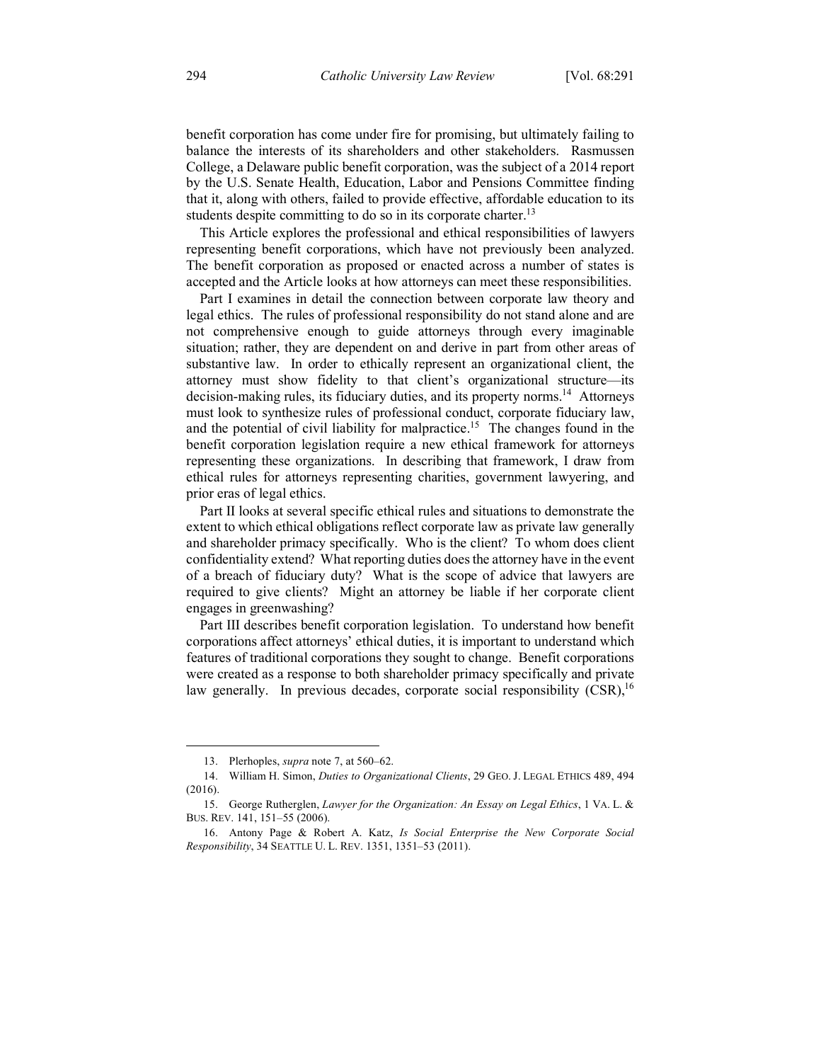benefit corporation has come under fire for promising, but ultimately failing to balance the interests of its shareholders and other stakeholders. Rasmussen College, a Delaware public benefit corporation, was the subject of a 2014 report by the U.S. Senate Health, Education, Labor and Pensions Committee finding that it, along with others, failed to provide effective, affordable education to its students despite committing to do so in its corporate charter.[13]

This Article explores the professional and ethical responsibilities of lawyers representing benefit corporations, which have not previously been analyzed. The benefit corporation as proposed or enacted across a number of states is accepted and the Article looks at how attorneys can meet these responsibilities.

Part I examines in detail the connection between corporate law theory and legal ethics. The rules of professional responsibility do not stand alone and are not comprehensive enough to guide attorneys through every imaginable situation; rather, they are dependent on and derive in part from other areas of substantive law. In order to ethically represent an organizational client, the attorney must show fidelity to that client's organizational structure—its decision-making rules, its fiduciary duties, and its property norms.[14] Attorneys must look to synthesize rules of professional conduct, corporate fiduciary law, and the potential of civil liability for malpractice.[15] The changes found in the benefit corporation legislation require a new ethical framework for attorneys representing these organizations. In describing that framework, I draw from ethical rules for attorneys representing charities, government lawyering, and prior eras of legal ethics.

Part II looks at several specific ethical rules and situations to demonstrate the extent to which ethical obligations reflect corporate law as private law generally and shareholder primacy specifically. Who is the client? To whom does client confidentiality extend? What reporting duties does the attorney have in the event of a breach of fiduciary duty? What is the scope of advice that lawyers are required to give clients? Might an attorney be liable if her corporate client engages in greenwashing?

Part III describes benefit corporation legislation. To understand how benefit corporations affect attorneys' ethical duties, it is important to understand which features of traditional corporations they sought to change. Benefit corporations were created as a response to both shareholder primacy specifically and private law generally. In previous decades, corporate social responsibility (CSR),[16]

---

13. Plerhoples, *supra* note 7, at 560–62.

14. William H. Simon, *Duties to Organizational Clients*, 29 GEO. J. LEGAL ETHICS 489, 494 (2016).

15. George Rutherglen, *Lawyer for the Organization: An Essay on Legal Ethics*, 1 VA. L. & BUS. REV. 141, 151–55 (2006).

16. Antony Page & Robert A. Katz, *Is Social Enterprise the New Corporate Social Responsibility*, 34 SEATTLE U. L. REV. 1351, 1351–53 (2011).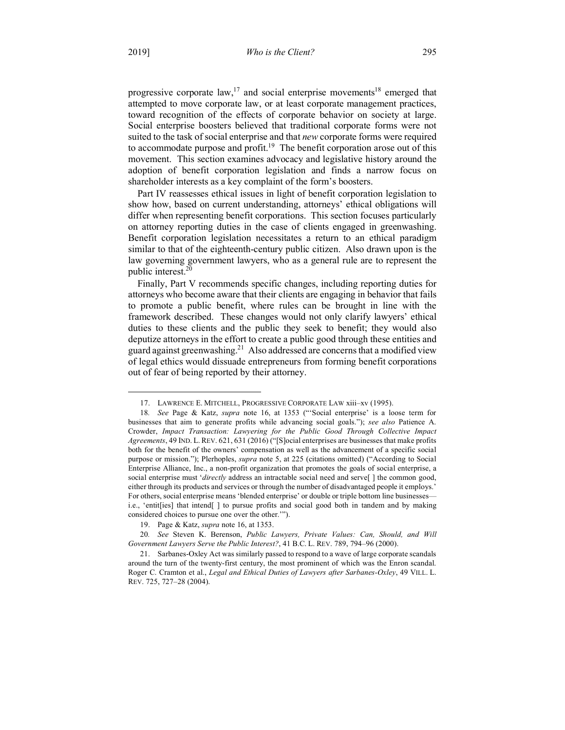progressive corporate law,[17] and social enterprise movements[18] emerged that attempted to move corporate law, or at least corporate management practices, toward recognition of the effects of corporate behavior on society at large. Social enterprise boosters believed that traditional corporate forms were not suited to the task of social enterprise and that *new* corporate forms were required to accommodate purpose and profit.[19] The benefit corporation arose out of this movement. This section examines advocacy and legislative history around the adoption of benefit corporation legislation and finds a narrow focus on shareholder interests as a key complaint of the form's boosters.

Part IV reassesses ethical issues in light of benefit corporation legislation to show how, based on current understanding, attorneys' ethical obligations will differ when representing benefit corporations. This section focuses particularly on attorney reporting duties in the case of clients engaged in greenwashing. Benefit corporation legislation necessitates a return to an ethical paradigm similar to that of the eighteenth-century public citizen. Also drawn upon is the law governing government lawyers, who as a general rule are to represent the public interest.[20]

Finally, Part V recommends specific changes, including reporting duties for attorneys who become aware that their clients are engaging in behavior that fails to promote a public benefit, where rules can be brought in line with the framework described. These changes would not only clarify lawyers' ethical duties to these clients and the public they seek to benefit; they would also deputize attorneys in the effort to create a public good through these entities and guard against greenwashing.[21] Also addressed are concerns that a modified view of legal ethics would dissuade entrepreneurs from forming benefit corporations out of fear of being reported by their attorney.

---

17. LAWRENCE E. MITCHELL, PROGRESSIVE CORPORATE LAW xiii–xv (1995).

18. *See* Page & Katz, *supra* note 16, at 1353 ("'Social enterprise' is a loose term for businesses that aim to generate profits while advancing social goals."); *see also* Patience A. Crowder, *Impact Transaction: Lawyering for the Public Good Through Collective Impact Agreements*, 49 IND. L. REV. 621, 631 (2016) ("[S]ocial enterprises are businesses that make profits both for the benefit of the owners' compensation as well as the advancement of a specific social purpose or mission."); Plerhoples, *supra* note 5, at 225 (citations omitted) ("According to Social Enterprise Alliance, Inc., a non-profit organization that promotes the goals of social enterprise, a social enterprise must '*directly* address an intractable social need and serve[ ] the common good, either through its products and services or through the number of disadvantaged people it employs.' For others, social enterprise means 'blended enterprise' or double or triple bottom line businesses—i.e., 'entit[ies] that intend[ ] to pursue profits and social good both in tandem and by making considered choices to pursue one over the other.'").

19. Page & Katz, *supra* note 16, at 1353.

20. *See* Steven K. Berenson, *Public Lawyers, Private Values: Can, Should, and Will Government Lawyers Serve the Public Interest?*, 41 B.C. L. REV. 789, 794–96 (2000).

21. Sarbanes-Oxley Act was similarly passed to respond to a wave of large corporate scandals around the turn of the twenty-first century, the most prominent of which was the Enron scandal. Roger C. Cramton et al., *Legal and Ethical Duties of Lawyers after Sarbanes-Oxley*, 49 VILL. L. REV. 725, 727–28 (2004).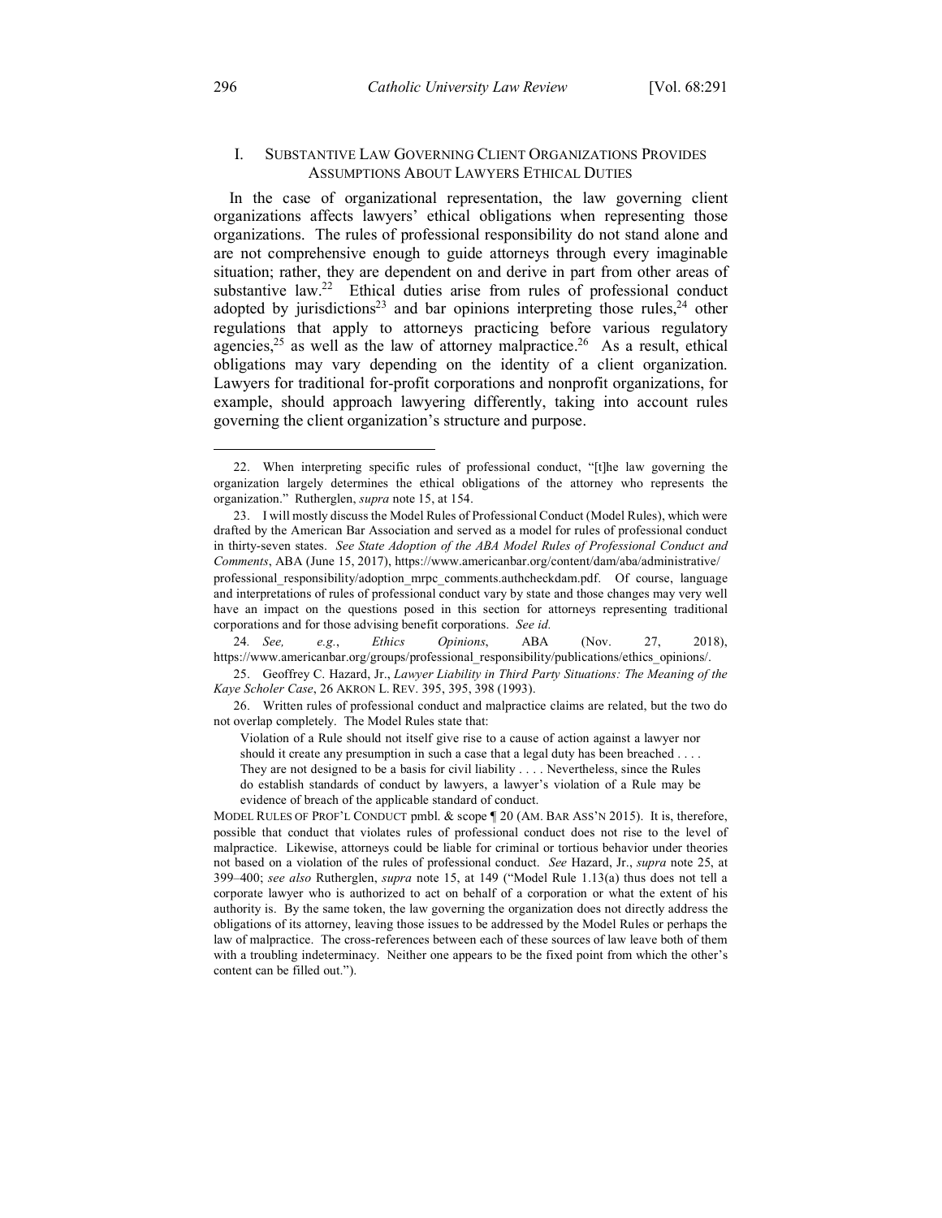## I. SUBSTANTIVE LAW GOVERNING CLIENT ORGANIZATIONS PROVIDES ASSUMPTIONS ABOUT LAWYERS ETHICAL DUTIES

In the case of organizational representation, the law governing client organizations affects lawyers' ethical obligations when representing those organizations. The rules of professional responsibility do not stand alone and are not comprehensive enough to guide attorneys through every imaginable situation; rather, they are dependent on and derive in part from other areas of substantive law.[22] Ethical duties arise from rules of professional conduct adopted by jurisdictions[23] and bar opinions interpreting those rules,[24] other regulations that apply to attorneys practicing before various regulatory agencies,[25] as well as the law of attorney malpractice.[26] As a result, ethical obligations may vary depending on the identity of a client organization. Lawyers for traditional for-profit corporations and nonprofit organizations, for example, should approach lawyering differently, taking into account rules governing the client organization's structure and purpose.

---

22. When interpreting specific rules of professional conduct, "[t]he law governing the organization largely determines the ethical obligations of the attorney who represents the organization." Rutherglen, *supra* note 15, at 154.

23. I will mostly discuss the Model Rules of Professional Conduct (Model Rules), which were drafted by the American Bar Association and served as a model for rules of professional conduct in thirty-seven states. *See State Adoption of the ABA Model Rules of Professional Conduct and Comments*, ABA (June 15, 2017), https://www.americanbar.org/content/dam/aba/administrative/professional_responsibility/adoption_mrpc_comments.authcheckdam.pdf. Of course, language and interpretations of rules of professional conduct vary by state and those changes may very well have an impact on the questions posed in this section for attorneys representing traditional corporations and for those advising benefit corporations. *See id.*

24. *See, e.g.*, *Ethics Opinions*, ABA (Nov. 27, 2018), https://www.americanbar.org/groups/professional_responsibility/publications/ethics_opinions/.

25. Geoffrey C. Hazard, Jr., *Lawyer Liability in Third Party Situations: The Meaning of the Kaye Scholer Case*, 26 AKRON L. REV. 395, 395, 398 (1993).

26. Written rules of professional conduct and malpractice claims are related, but the two do not overlap completely. The Model Rules state that:

> Violation of a Rule should not itself give rise to a cause of action against a lawyer nor should it create any presumption in such a case that a legal duty has been breached . . . . They are not designed to be a basis for civil liability . . . . Nevertheless, since the Rules do establish standards of conduct by lawyers, a lawyer's violation of a Rule may be evidence of breach of the applicable standard of conduct.

MODEL RULES OF PROF'L CONDUCT pmbl. & scope ¶ 20 (AM. BAR ASS'N 2015). It is, therefore, possible that conduct that violates rules of professional conduct does not rise to the level of malpractice. Likewise, attorneys could be liable for criminal or tortious behavior under theories not based on a violation of the rules of professional conduct. *See* Hazard, Jr., *supra* note 25, at 399–400; *see also* Rutherglen, *supra* note 15, at 149 ("Model Rule 1.13(a) thus does not tell a corporate lawyer who is authorized to act on behalf of a corporation or what the extent of his authority is. By the same token, the law governing the organization does not directly address the obligations of its attorney, leaving those issues to be addressed by the Model Rules or perhaps the law of malpractice. The cross-references between each of these sources of law leave both of them with a troubling indeterminacy. Neither one appears to be the fixed point from which the other's content can be filled out.").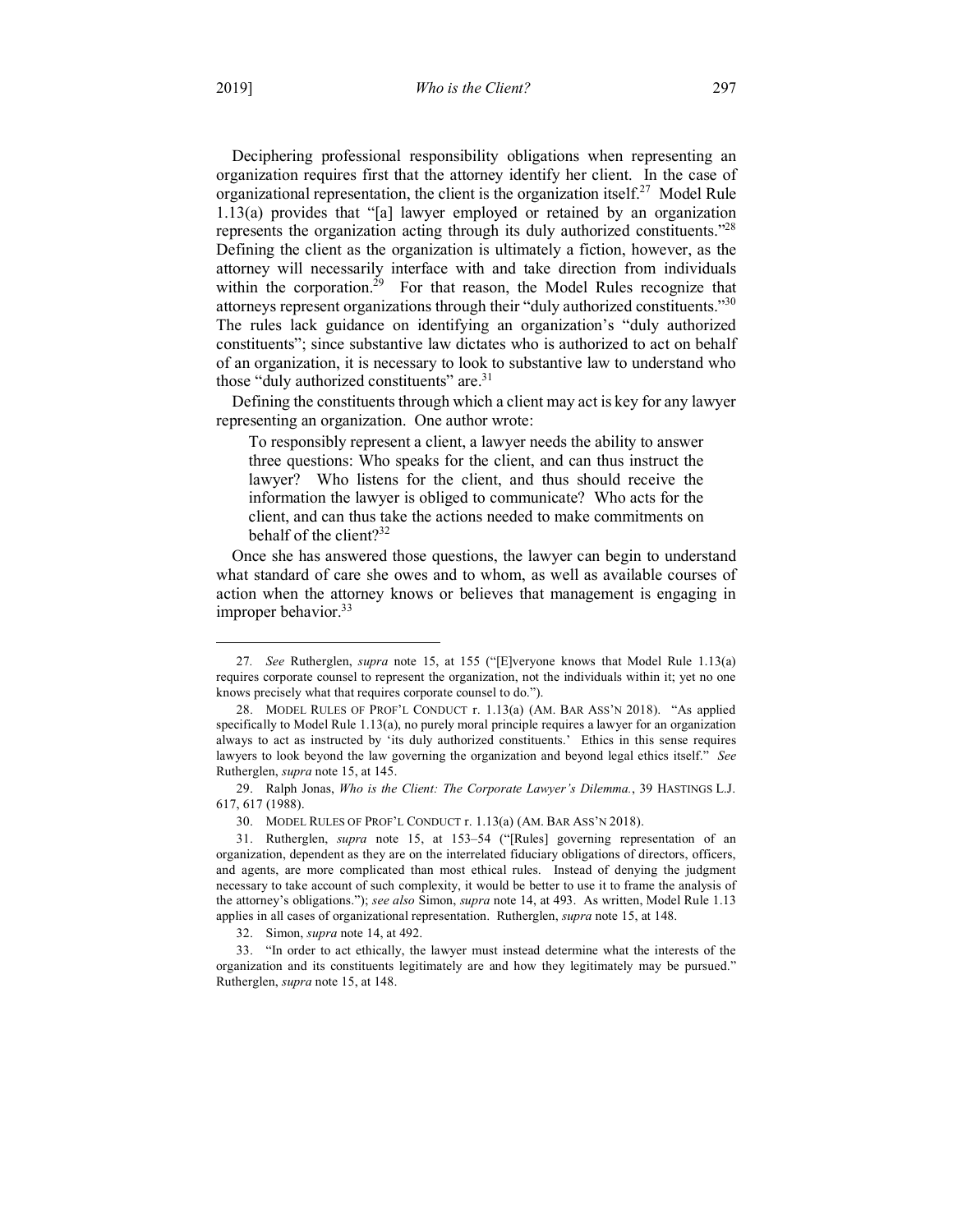Deciphering professional responsibility obligations when representing an organization requires first that the attorney identify her client. In the case of organizational representation, the client is the organization itself.[27] Model Rule 1.13(a) provides that "[a] lawyer employed or retained by an organization represents the organization acting through its duly authorized constituents."[28] Defining the client as the organization is ultimately a fiction, however, as the attorney will necessarily interface with and take direction from individuals within the corporation.[29] For that reason, the Model Rules recognize that attorneys represent organizations through their "duly authorized constituents."[30] The rules lack guidance on identifying an organization's "duly authorized constituents"; since substantive law dictates who is authorized to act on behalf of an organization, it is necessary to look to substantive law to understand who those "duly authorized constituents" are.[31]

Defining the constituents through which a client may act is key for any lawyer representing an organization. One author wrote:

> To responsibly represent a client, a lawyer needs the ability to answer three questions: Who speaks for the client, and can thus instruct the lawyer? Who listens for the client, and thus should receive the information the lawyer is obliged to communicate? Who acts for the client, and can thus take the actions needed to make commitments on behalf of the client?[32]

Once she has answered those questions, the lawyer can begin to understand what standard of care she owes and to whom, as well as available courses of action when the attorney knows or believes that management is engaging in improper behavior.[33]

---

27. *See* Rutherglen, *supra* note 15, at 155 ("[E]veryone knows that Model Rule 1.13(a) requires corporate counsel to represent the organization, not the individuals within it; yet no one knows precisely what that requires corporate counsel to do.").

28. MODEL RULES OF PROF'L CONDUCT r. 1.13(a) (AM. BAR ASS'N 2018). "As applied specifically to Model Rule 1.13(a), no purely moral principle requires a lawyer for an organization always to act as instructed by 'its duly authorized constituents.' Ethics in this sense requires lawyers to look beyond the law governing the organization and beyond legal ethics itself." *See* Rutherglen, *supra* note 15, at 145.

29. Ralph Jonas, *Who is the Client: The Corporate Lawyer's Dilemma.*, 39 HASTINGS L.J. 617, 617 (1988).

30. MODEL RULES OF PROF'L CONDUCT r. 1.13(a) (AM. BAR ASS'N 2018).

31. Rutherglen, *supra* note 15, at 153–54 ("[Rules] governing representation of an organization, dependent as they are on the interrelated fiduciary obligations of directors, officers, and agents, are more complicated than most ethical rules. Instead of denying the judgment necessary to take account of such complexity, it would be better to use it to frame the analysis of the attorney's obligations."); *see also* Simon, *supra* note 14, at 493. As written, Model Rule 1.13 applies in all cases of organizational representation. Rutherglen, *supra* note 15, at 148.

32. Simon, *supra* note 14, at 492.

33. "In order to act ethically, the lawyer must instead determine what the interests of the organization and its constituents legitimately are and how they legitimately may be pursued." Rutherglen, *supra* note 15, at 148.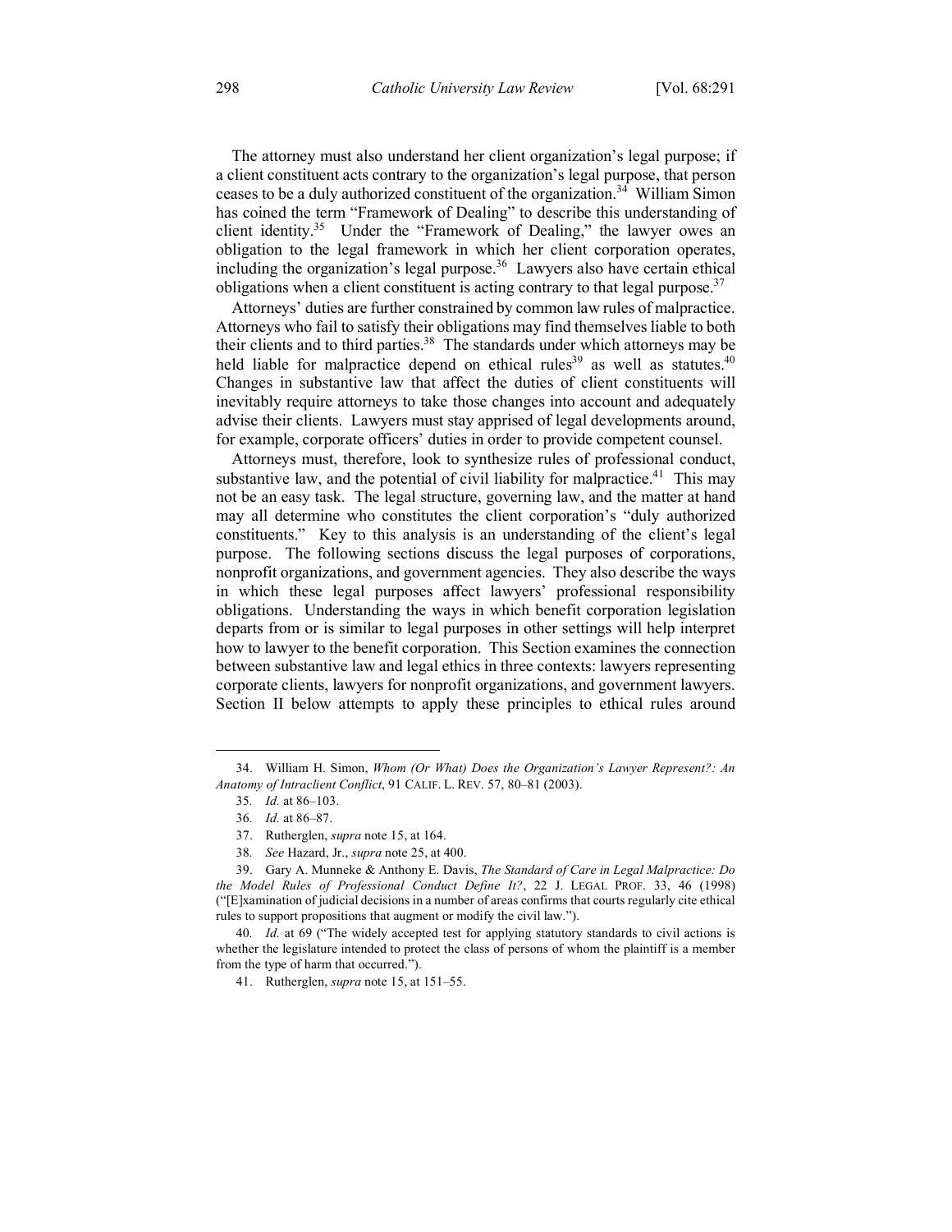The attorney must also understand her client organization's legal purpose; if a client constituent acts contrary to the organization's legal purpose, that person ceases to be a duly authorized constituent of the organization.[34] William Simon has coined the term "Framework of Dealing" to describe this understanding of client identity.[35] Under the "Framework of Dealing," the lawyer owes an obligation to the legal framework in which her client corporation operates, including the organization's legal purpose.[36] Lawyers also have certain ethical obligations when a client constituent is acting contrary to that legal purpose.[37]

Attorneys' duties are further constrained by common law rules of malpractice. Attorneys who fail to satisfy their obligations may find themselves liable to both their clients and to third parties.[38] The standards under which attorneys may be held liable for malpractice depend on ethical rules[39] as well as statutes.[40] Changes in substantive law that affect the duties of client constituents will inevitably require attorneys to take those changes into account and adequately advise their clients. Lawyers must stay apprised of legal developments around, for example, corporate officers' duties in order to provide competent counsel.

Attorneys must, therefore, look to synthesize rules of professional conduct, substantive law, and the potential of civil liability for malpractice.[41] This may not be an easy task. The legal structure, governing law, and the matter at hand may all determine who constitutes the client corporation's "duly authorized constituents." Key to this analysis is an understanding of the client's legal purpose. The following sections discuss the legal purposes of corporations, nonprofit organizations, and government agencies. They also describe the ways in which these legal purposes affect lawyers' professional responsibility obligations. Understanding the ways in which benefit corporation legislation departs from or is similar to legal purposes in other settings will help interpret how to lawyer to the benefit corporation. This Section examines the connection between substantive law and legal ethics in three contexts: lawyers representing corporate clients, lawyers for nonprofit organizations, and government lawyers. Section II below attempts to apply these principles to ethical rules around

---

34. William H. Simon, *Whom (Or What) Does the Organization's Lawyer Represent?: An Anatomy of Intraclient Conflict*, 91 CALIF. L. REV. 57, 80–81 (2003).

35. *Id.* at 86–103.

36. *Id.* at 86–87.

37. Rutherglen, *supra* note 15, at 164.

38. *See* Hazard, Jr., *supra* note 25, at 400.

39. Gary A. Munneke & Anthony E. Davis, *The Standard of Care in Legal Malpractice: Do the Model Rules of Professional Conduct Define It?*, 22 J. LEGAL PROF. 33, 46 (1998) ("[E]xamination of judicial decisions in a number of areas confirms that courts regularly cite ethical rules to support propositions that augment or modify the civil law.").

40. *Id.* at 69 ("The widely accepted test for applying statutory standards to civil actions is whether the legislature intended to protect the class of persons of whom the plaintiff is a member from the type of harm that occurred.").

41. Rutherglen, *supra* note 15, at 151–55.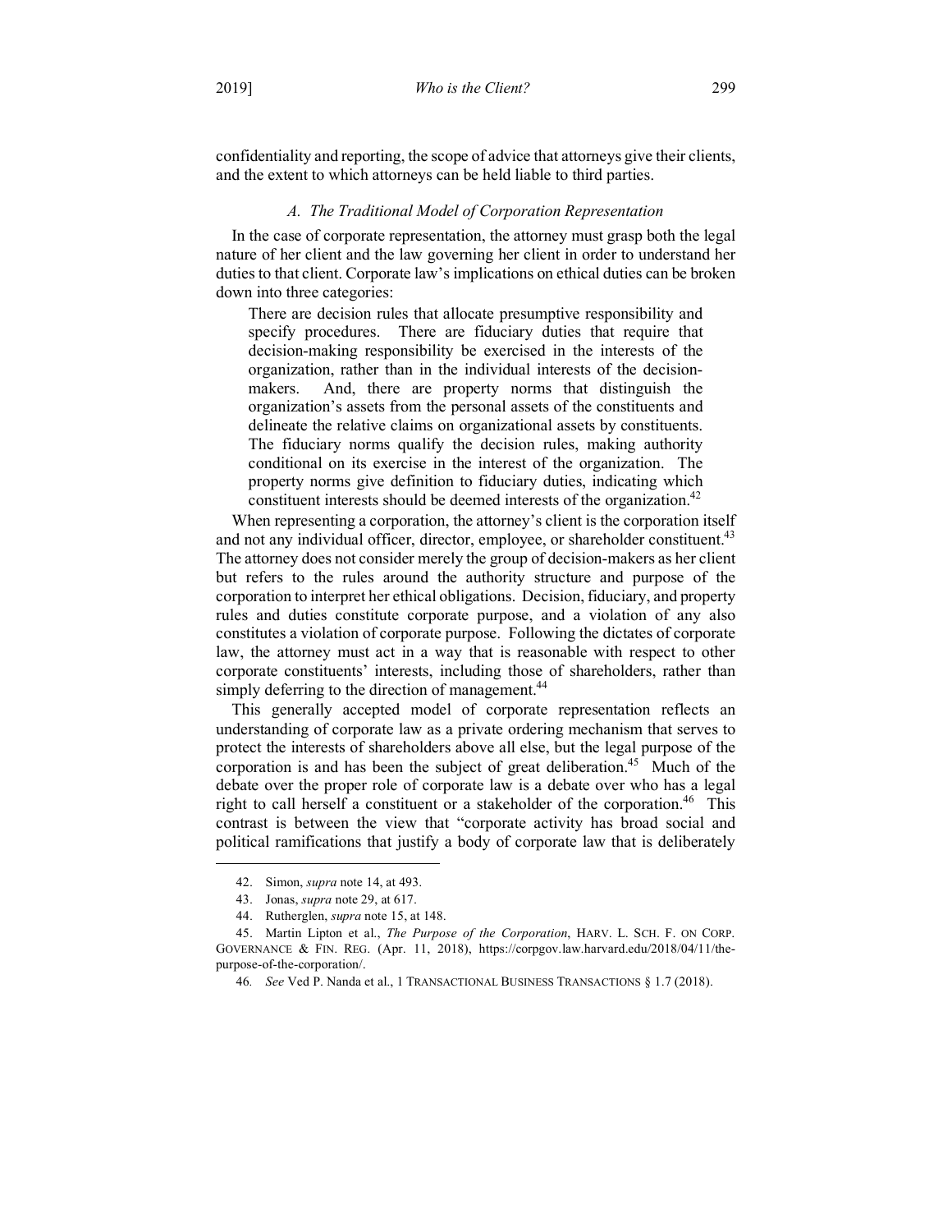confidentiality and reporting, the scope of advice that attorneys give their clients, and the extent to which attorneys can be held liable to third parties.

### *A. The Traditional Model of Corporation Representation*

In the case of corporate representation, the attorney must grasp both the legal nature of her client and the law governing her client in order to understand her duties to that client. Corporate law's implications on ethical duties can be broken down into three categories:

> There are decision rules that allocate presumptive responsibility and specify procedures. There are fiduciary duties that require that decision-making responsibility be exercised in the interests of the organization, rather than in the individual interests of the decision-makers. And, there are property norms that distinguish the organization's assets from the personal assets of the constituents and delineate the relative claims on organizational assets by constituents. The fiduciary norms qualify the decision rules, making authority conditional on its exercise in the interest of the organization. The property norms give definition to fiduciary duties, indicating which constituent interests should be deemed interests of the organization.[42]

When representing a corporation, the attorney's client is the corporation itself and not any individual officer, director, employee, or shareholder constituent.[43] The attorney does not consider merely the group of decision-makers as her client but refers to the rules around the authority structure and purpose of the corporation to interpret her ethical obligations. Decision, fiduciary, and property rules and duties constitute corporate purpose, and a violation of any also constitutes a violation of corporate purpose. Following the dictates of corporate law, the attorney must act in a way that is reasonable with respect to other corporate constituents' interests, including those of shareholders, rather than simply deferring to the direction of management.[44]

This generally accepted model of corporate representation reflects an understanding of corporate law as a private ordering mechanism that serves to protect the interests of shareholders above all else, but the legal purpose of the corporation is and has been the subject of great deliberation.[45] Much of the debate over the proper role of corporate law is a debate over who has a legal right to call herself a constituent or a stakeholder of the corporation.[46] This contrast is between the view that "corporate activity has broad social and political ramifications that justify a body of corporate law that is deliberately

---

42. Simon, *supra* note 14, at 493.

43. Jonas, *supra* note 29, at 617.

44. Rutherglen, *supra* note 15, at 148.

45. Martin Lipton et al., *The Purpose of the Corporation*, HARV. L. SCH. F. ON CORP. GOVERNANCE & FIN. REG. (Apr. 11, 2018), https://corpgov.law.harvard.edu/2018/04/11/the-purpose-of-the-corporation/.

46. *See* Ved P. Nanda et al., 1 TRANSACTIONAL BUSINESS TRANSACTIONS § 1.7 (2018).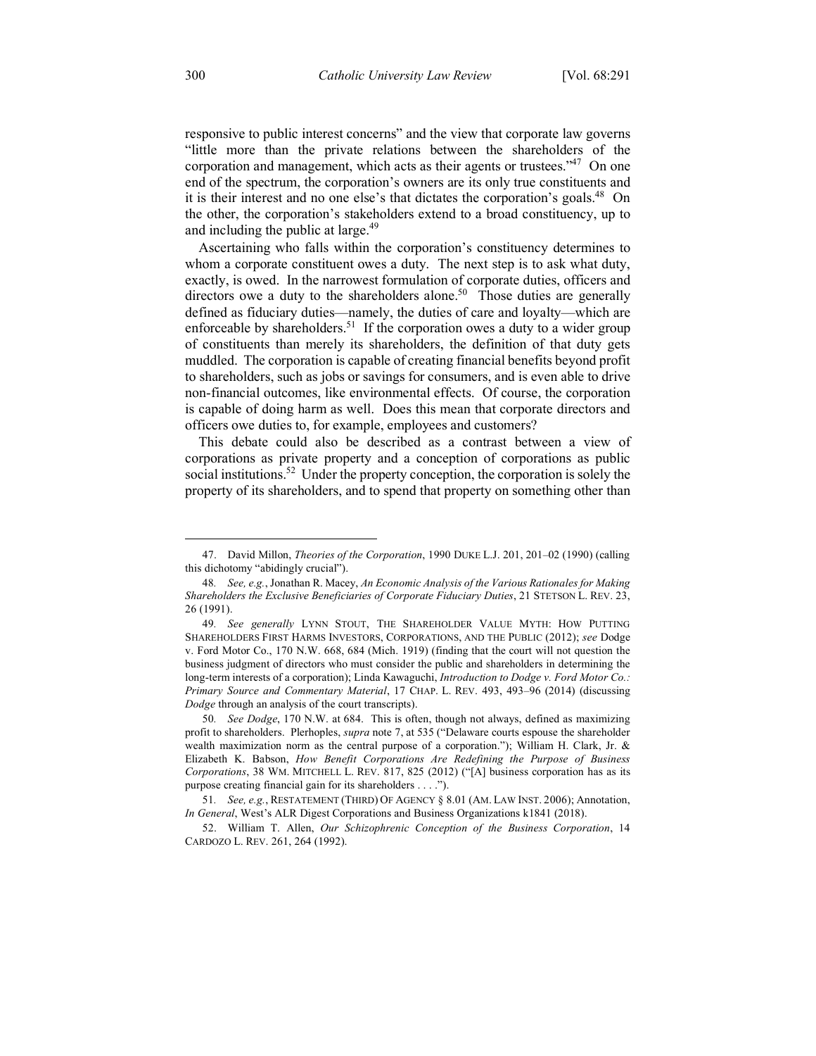responsive to public interest concerns" and the view that corporate law governs "little more than the private relations between the shareholders of the corporation and management, which acts as their agents or trustees."[47] On one end of the spectrum, the corporation's owners are its only true constituents and it is their interest and no one else's that dictates the corporation's goals.[48] On the other, the corporation's stakeholders extend to a broad constituency, up to and including the public at large.[49]

Ascertaining who falls within the corporation's constituency determines to whom a corporate constituent owes a duty. The next step is to ask what duty, exactly, is owed. In the narrowest formulation of corporate duties, officers and directors owe a duty to the shareholders alone.[50] Those duties are generally defined as fiduciary duties—namely, the duties of care and loyalty—which are enforceable by shareholders.[51] If the corporation owes a duty to a wider group of constituents than merely its shareholders, the definition of that duty gets muddled. The corporation is capable of creating financial benefits beyond profit to shareholders, such as jobs or savings for consumers, and is even able to drive non-financial outcomes, like environmental effects. Of course, the corporation is capable of doing harm as well. Does this mean that corporate directors and officers owe duties to, for example, employees and customers?

This debate could also be described as a contrast between a view of corporations as private property and a conception of corporations as public social institutions.[52] Under the property conception, the corporation is solely the property of its shareholders, and to spend that property on something other than

---

47. David Millon, *Theories of the Corporation*, 1990 DUKE L.J. 201, 201–02 (1990) (calling this dichotomy "abidingly crucial").

48. *See, e.g.*, Jonathan R. Macey, *An Economic Analysis of the Various Rationales for Making Shareholders the Exclusive Beneficiaries of Corporate Fiduciary Duties*, 21 STETSON L. REV. 23, 26 (1991).

49. *See generally* LYNN STOUT, THE SHAREHOLDER VALUE MYTH: HOW PUTTING SHAREHOLDERS FIRST HARMS INVESTORS, CORPORATIONS, AND THE PUBLIC (2012); *see* Dodge v. Ford Motor Co., 170 N.W. 668, 684 (Mich. 1919) (finding that the court will not question the business judgment of directors who must consider the public and shareholders in determining the long-term interests of a corporation); Linda Kawaguchi, *Introduction to Dodge v. Ford Motor Co.: Primary Source and Commentary Material*, 17 CHAP. L. REV. 493, 493–96 (2014) (discussing *Dodge* through an analysis of the court transcripts).

50. *See Dodge*, 170 N.W. at 684. This is often, though not always, defined as maximizing profit to shareholders. Plerhoples, *supra* note 7, at 535 ("Delaware courts espouse the shareholder wealth maximization norm as the central purpose of a corporation."); William H. Clark, Jr. & Elizabeth K. Babson, *How Benefit Corporations Are Redefining the Purpose of Business Corporations*, 38 WM. MITCHELL L. REV. 817, 825 (2012) ("[A] business corporation has as its purpose creating financial gain for its shareholders . . . .").

51. *See, e.g.*, RESTATEMENT (THIRD) OF AGENCY § 8.01 (AM. LAW INST. 2006); Annotation, *In General*, West's ALR Digest Corporations and Business Organizations k1841 (2018).

52. William T. Allen, *Our Schizophrenic Conception of the Business Corporation*, 14 CARDOZO L. REV. 261, 264 (1992).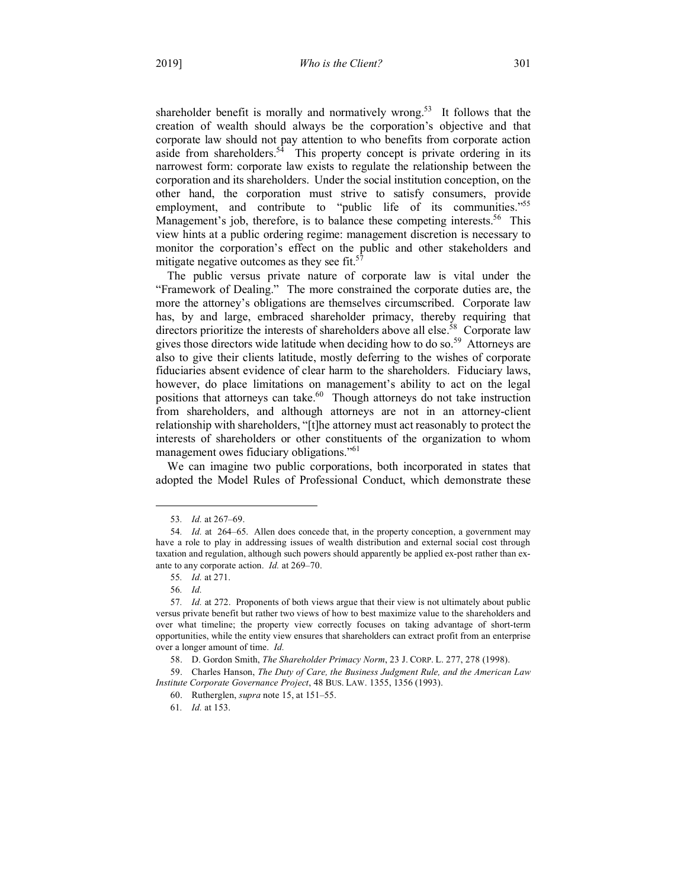shareholder benefit is morally and normatively wrong.[53] It follows that the creation of wealth should always be the corporation's objective and that corporate law should not pay attention to who benefits from corporate action aside from shareholders.[54] This property concept is private ordering in its narrowest form: corporate law exists to regulate the relationship between the corporation and its shareholders. Under the social institution conception, on the other hand, the corporation must strive to satisfy consumers, provide employment, and contribute to "public life of its communities."[55] Management's job, therefore, is to balance these competing interests.[56] This view hints at a public ordering regime: management discretion is necessary to monitor the corporation's effect on the public and other stakeholders and mitigate negative outcomes as they see fit.[57]

The public versus private nature of corporate law is vital under the "Framework of Dealing." The more constrained the corporate duties are, the more the attorney's obligations are themselves circumscribed. Corporate law has, by and large, embraced shareholder primacy, thereby requiring that directors prioritize the interests of shareholders above all else.[58] Corporate law gives those directors wide latitude when deciding how to do so.[59] Attorneys are also to give their clients latitude, mostly deferring to the wishes of corporate fiduciaries absent evidence of clear harm to the shareholders. Fiduciary laws, however, do place limitations on management's ability to act on the legal positions that attorneys can take.[60] Though attorneys do not take instruction from shareholders, and although attorneys are not in an attorney-client relationship with shareholders, "[t]he attorney must act reasonably to protect the interests of shareholders or other constituents of the organization to whom management owes fiduciary obligations."[61]

We can imagine two public corporations, both incorporated in states that adopted the Model Rules of Professional Conduct, which demonstrate these

---

53. *Id.* at 267–69.

54. *Id.* at 264–65. Allen does concede that, in the property conception, a government may have a role to play in addressing issues of wealth distribution and external social cost through taxation and regulation, although such powers should apparently be applied ex-post rather than ex-ante to any corporate action. *Id.* at 269–70.

55. *Id.* at 271.

56. *Id.*

57. *Id.* at 272. Proponents of both views argue that their view is not ultimately about public versus private benefit but rather two views of how to best maximize value to the shareholders and over what timeline; the property view correctly focuses on taking advantage of short-term opportunities, while the entity view ensures that shareholders can extract profit from an enterprise over a longer amount of time. *Id.*

58. D. Gordon Smith, *The Shareholder Primacy Norm*, 23 J. CORP. L. 277, 278 (1998).

59. Charles Hanson, *The Duty of Care, the Business Judgment Rule, and the American Law Institute Corporate Governance Project*, 48 BUS. LAW. 1355, 1356 (1993).

60. Rutherglen, *supra* note 15, at 151–55.

61. *Id.* at 153.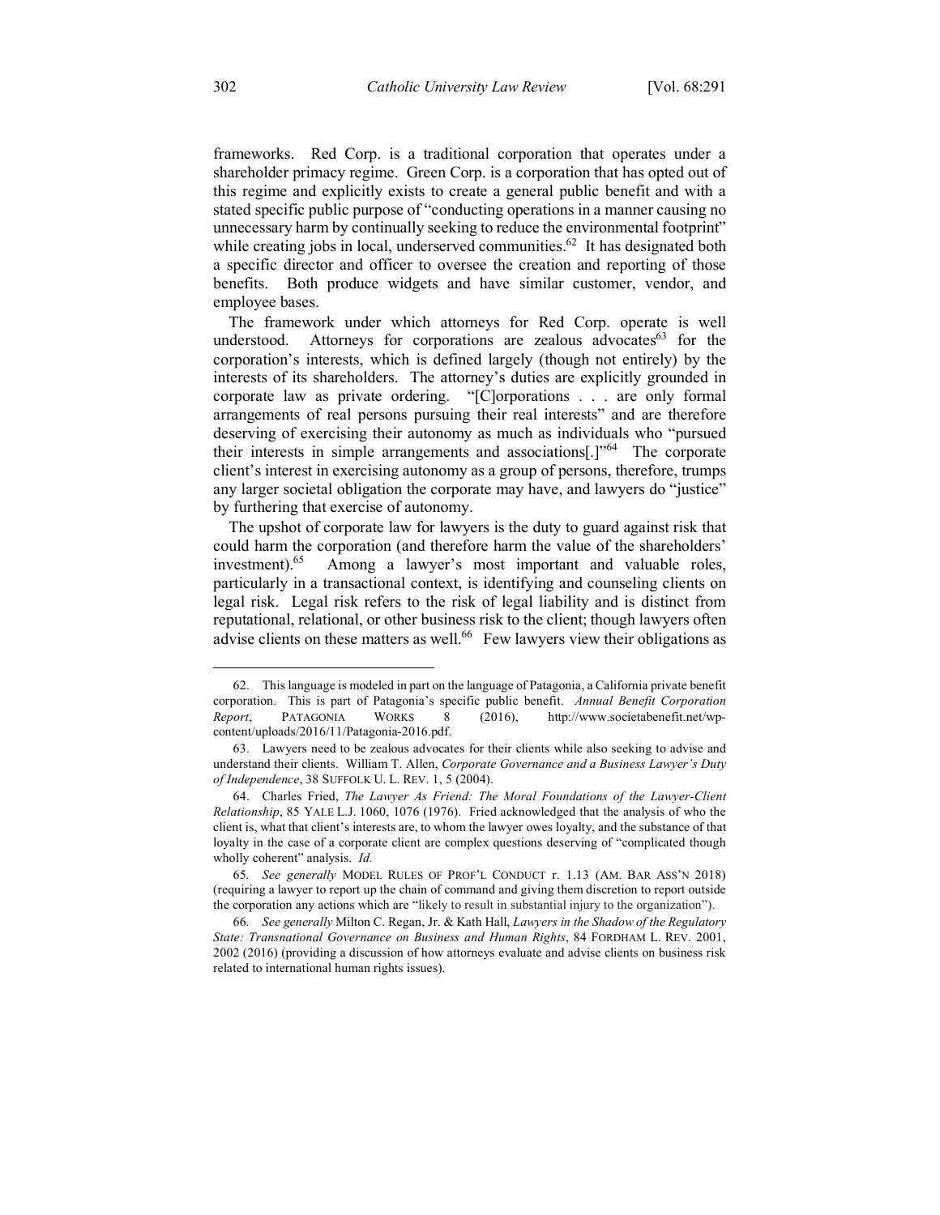frameworks. Red Corp. is a traditional corporation that operates under a shareholder primacy regime. Green Corp. is a corporation that has opted out of this regime and explicitly exists to create a general public benefit and with a stated specific public purpose of "conducting operations in a manner causing no unnecessary harm by continually seeking to reduce the environmental footprint" while creating jobs in local, underserved communities.[62] It has designated both a specific director and officer to oversee the creation and reporting of those benefits. Both produce widgets and have similar customer, vendor, and employee bases.

The framework under which attorneys for Red Corp. operate is well understood. Attorneys for corporations are zealous advocates[63] for the corporation's interests, which is defined largely (though not entirely) by the interests of its shareholders. The attorney's duties are explicitly grounded in corporate law as private ordering. "[C]orporations . . . are only formal arrangements of real persons pursuing their real interests" and are therefore deserving of exercising their autonomy as much as individuals who "pursued their interests in simple arrangements and associations[.]"[64] The corporate client's interest in exercising autonomy as a group of persons, therefore, trumps any larger societal obligation the corporate may have, and lawyers do "justice" by furthering that exercise of autonomy.

The upshot of corporate law for lawyers is the duty to guard against risk that could harm the corporation (and therefore harm the value of the shareholders' investment).[65] Among a lawyer's most important and valuable roles, particularly in a transactional context, is identifying and counseling clients on legal risk. Legal risk refers to the risk of legal liability and is distinct from reputational, relational, or other business risk to the client; though lawyers often advise clients on these matters as well.[66] Few lawyers view their obligations as

---

62. This language is modeled in part on the language of Patagonia, a California private benefit corporation. This is part of Patagonia's specific public benefit. *Annual Benefit Corporation Report*, PATAGONIA WORKS 8 (2016), http://www.societabenefit.net/wp-content/uploads/2016/11/Patagonia-2016.pdf.

63. Lawyers need to be zealous advocates for their clients while also seeking to advise and understand their clients. William T. Allen, *Corporate Governance and a Business Lawyer's Duty of Independence*, 38 SUFFOLK U. L. REV. 1, 5 (2004).

64. Charles Fried, *The Lawyer As Friend: The Moral Foundations of the Lawyer-Client Relationship*, 85 YALE L.J. 1060, 1076 (1976). Fried acknowledged that the analysis of who the client is, what that client's interests are, to whom the lawyer owes loyalty, and the substance of that loyalty in the case of a corporate client are complex questions deserving of "complicated though wholly coherent" analysis. *Id.*

65. *See generally* MODEL RULES OF PROF'L CONDUCT r. 1.13 (AM. BAR ASS'N 2018) (requiring a lawyer to report up the chain of command and giving them discretion to report outside the corporation any actions which are "likely to result in substantial injury to the organization").

66. *See generally* Milton C. Regan, Jr. & Kath Hall, *Lawyers in the Shadow of the Regulatory State: Transnational Governance on Business and Human Rights*, 84 FORDHAM L. REV. 2001, 2002 (2016) (providing a discussion of how attorneys evaluate and advise clients on business risk related to international human rights issues).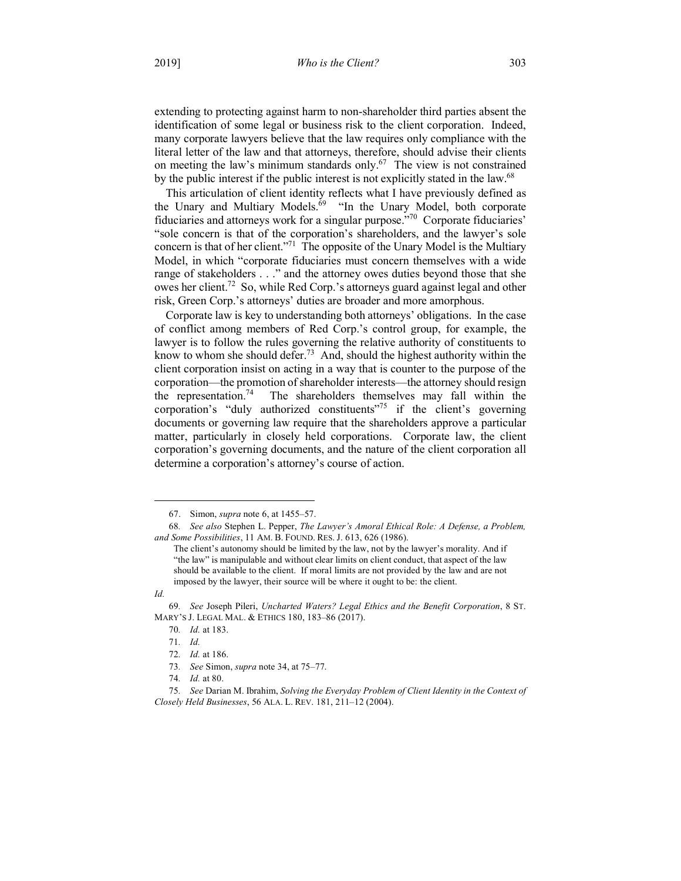extending to protecting against harm to non-shareholder third parties absent the identification of some legal or business risk to the client corporation. Indeed, many corporate lawyers believe that the law requires only compliance with the literal letter of the law and that attorneys, therefore, should advise their clients on meeting the law's minimum standards only.[67] The view is not constrained by the public interest if the public interest is not explicitly stated in the law.[68]

This articulation of client identity reflects what I have previously defined as the Unary and Multiary Models.[69] "In the Unary Model, both corporate fiduciaries and attorneys work for a singular purpose."[70] Corporate fiduciaries' "sole concern is that of the corporation's shareholders, and the lawyer's sole concern is that of her client."[71] The opposite of the Unary Model is the Multiary Model, in which "corporate fiduciaries must concern themselves with a wide range of stakeholders . . ." and the attorney owes duties beyond those that she owes her client.[72] So, while Red Corp.'s attorneys guard against legal and other risk, Green Corp.'s attorneys' duties are broader and more amorphous.

Corporate law is key to understanding both attorneys' obligations. In the case of conflict among members of Red Corp.'s control group, for example, the lawyer is to follow the rules governing the relative authority of constituents to know to whom she should defer.[73] And, should the highest authority within the client corporation insist on acting in a way that is counter to the purpose of the corporation—the promotion of shareholder interests—the attorney should resign the representation.[74] The shareholders themselves may fall within the corporation's "duly authorized constituents"[75] if the client's governing documents or governing law require that the shareholders approve a particular matter, particularly in closely held corporations. Corporate law, the client corporation's governing documents, and the nature of the client corporation all determine a corporation's attorney's course of action.

---

67. Simon, *supra* note 6, at 1455–57.

68. *See also* Stephen L. Pepper, *The Lawyer's Amoral Ethical Role: A Defense, a Problem, and Some Possibilities*, 11 AM. B. FOUND. RES. J. 613, 626 (1986).

> The client's autonomy should be limited by the law, not by the lawyer's morality. And if "the law" is manipulable and without clear limits on client conduct, that aspect of the law should be available to the client. If moral limits are not provided by the law and are not imposed by the lawyer, their source will be where it ought to be: the client.

*Id.*

69. *See* Joseph Pileri, *Uncharted Waters? Legal Ethics and the Benefit Corporation*, 8 ST. MARY'S J. LEGAL MAL. & ETHICS 180, 183–86 (2017).

70. *Id.* at 183.

71. *Id.*

72. *Id.* at 186.

73. *See* Simon, *supra* note 34, at 75–77.

74. *Id.* at 80.

75. *See* Darian M. Ibrahim, *Solving the Everyday Problem of Client Identity in the Context of Closely Held Businesses*, 56 ALA. L. REV. 181, 211–12 (2004).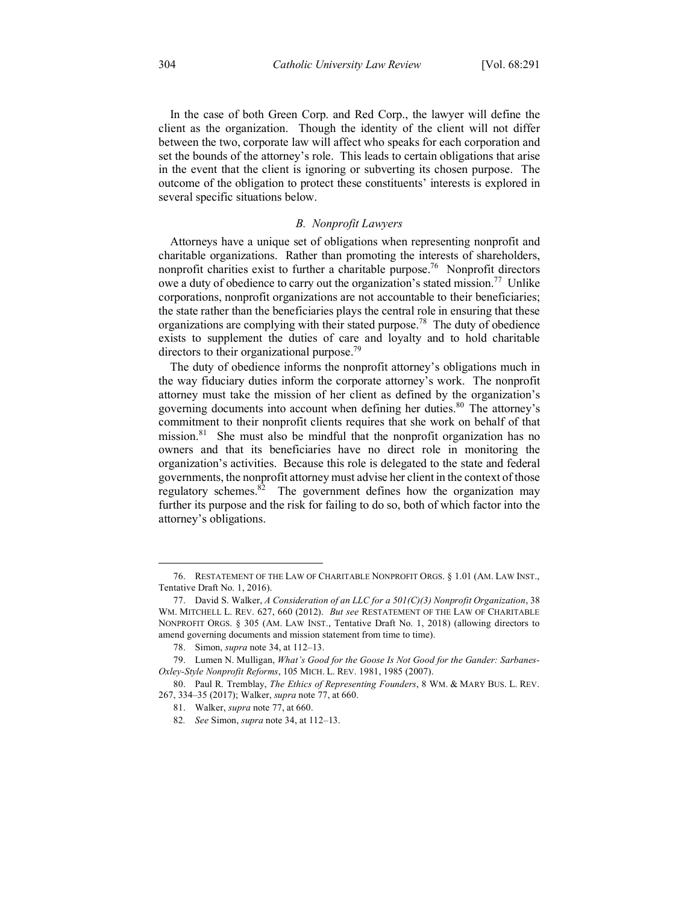In the case of both Green Corp. and Red Corp., the lawyer will define the client as the organization. Though the identity of the client will not differ between the two, corporate law will affect who speaks for each corporation and set the bounds of the attorney's role. This leads to certain obligations that arise in the event that the client is ignoring or subverting its chosen purpose. The outcome of the obligation to protect these constituents' interests is explored in several specific situations below.

### *B. Nonprofit Lawyers*

Attorneys have a unique set of obligations when representing nonprofit and charitable organizations. Rather than promoting the interests of shareholders, nonprofit charities exist to further a charitable purpose.[76] Nonprofit directors owe a duty of obedience to carry out the organization's stated mission.[77] Unlike corporations, nonprofit organizations are not accountable to their beneficiaries; the state rather than the beneficiaries plays the central role in ensuring that these organizations are complying with their stated purpose.[78] The duty of obedience exists to supplement the duties of care and loyalty and to hold charitable directors to their organizational purpose.[79]

The duty of obedience informs the nonprofit attorney's obligations much in the way fiduciary duties inform the corporate attorney's work. The nonprofit attorney must take the mission of her client as defined by the organization's governing documents into account when defining her duties.[80] The attorney's commitment to their nonprofit clients requires that she work on behalf of that mission.[81] She must also be mindful that the nonprofit organization has no owners and that its beneficiaries have no direct role in monitoring the organization's activities. Because this role is delegated to the state and federal governments, the nonprofit attorney must advise her client in the context of those regulatory schemes.[82] The government defines how the organization may further its purpose and the risk for failing to do so, both of which factor into the attorney's obligations.

---

76. RESTATEMENT OF THE LAW OF CHARITABLE NONPROFIT ORGS. § 1.01 (AM. LAW INST., Tentative Draft No. 1, 2016).

77. David S. Walker, *A Consideration of an LLC for a 501(C)(3) Nonprofit Organization*, 38 WM. MITCHELL L. REV. 627, 660 (2012). *But see* RESTATEMENT OF THE LAW OF CHARITABLE NONPROFIT ORGS. § 305 (AM. LAW INST., Tentative Draft No. 1, 2018) (allowing directors to amend governing documents and mission statement from time to time).

78. Simon, *supra* note 34, at 112–13.

79. Lumen N. Mulligan, *What's Good for the Goose Is Not Good for the Gander: Sarbanes-Oxley-Style Nonprofit Reforms*, 105 MICH. L. REV. 1981, 1985 (2007).

80. Paul R. Tremblay, *The Ethics of Representing Founders*, 8 WM. & MARY BUS. L. REV. 267, 334–35 (2017); Walker, *supra* note 77, at 660.

81. Walker, *supra* note 77, at 660.

82. *See* Simon, *supra* note 34, at 112–13.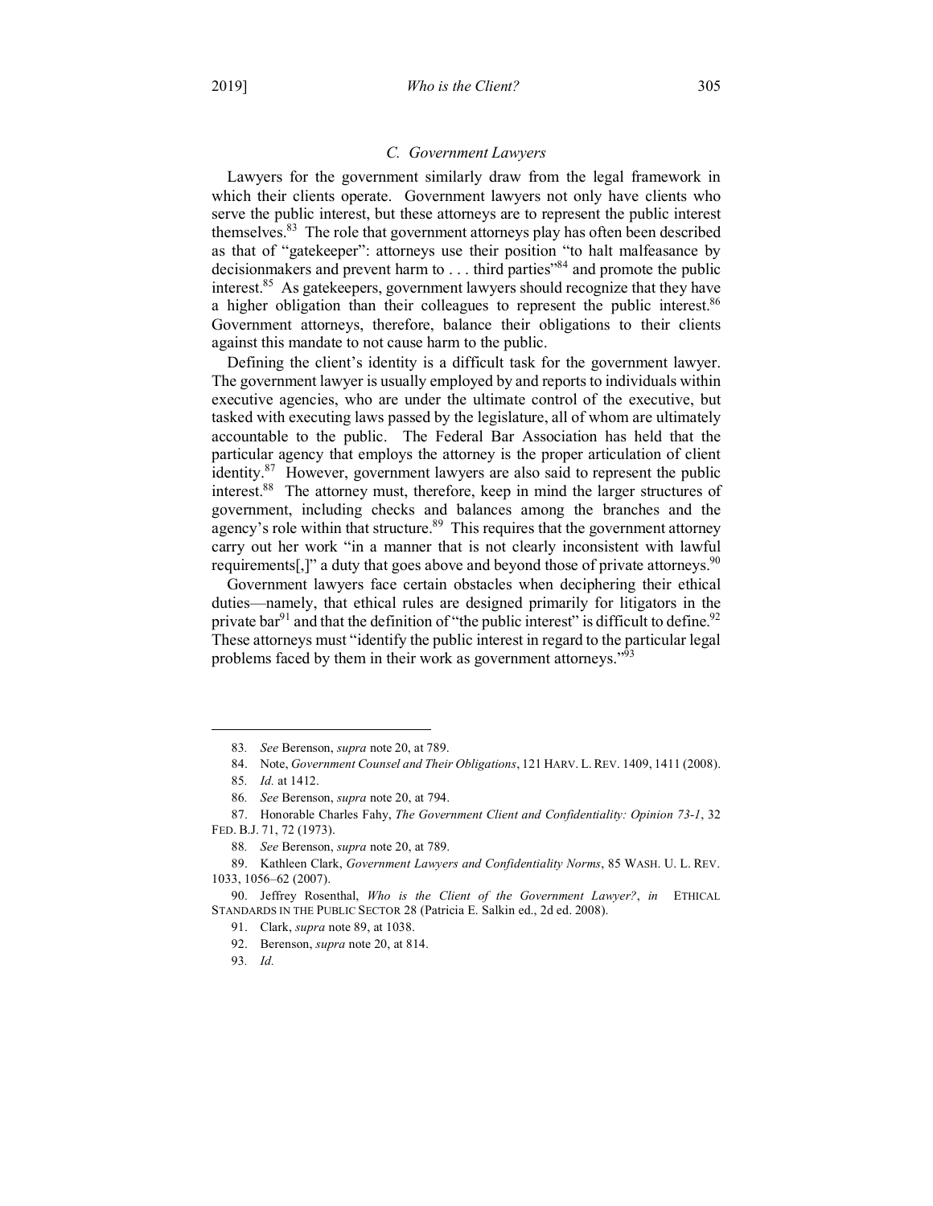### C. Government Lawyers

Lawyers for the government similarly draw from the legal framework in which their clients operate. Government lawyers not only have clients who serve the public interest, but these attorneys are to represent the public interest themselves.[83] The role that government attorneys play has often been described as that of "gatekeeper": attorneys use their position "to halt malfeasance by decisionmakers and prevent harm to . . . third parties"[84] and promote the public interest.[85] As gatekeepers, government lawyers should recognize that they have a higher obligation than their colleagues to represent the public interest.[86] Government attorneys, therefore, balance their obligations to their clients against this mandate to not cause harm to the public.

Defining the client's identity is a difficult task for the government lawyer. The government lawyer is usually employed by and reports to individuals within executive agencies, who are under the ultimate control of the executive, but tasked with executing laws passed by the legislature, all of whom are ultimately accountable to the public. The Federal Bar Association has held that the particular agency that employs the attorney is the proper articulation of client identity.[87] However, government lawyers are also said to represent the public interest.[88] The attorney must, therefore, keep in mind the larger structures of government, including checks and balances among the branches and the agency's role within that structure.[89] This requires that the government attorney carry out her work "in a manner that is not clearly inconsistent with lawful requirements[,]" a duty that goes above and beyond those of private attorneys.[90]

Government lawyers face certain obstacles when deciphering their ethical duties—namely, that ethical rules are designed primarily for litigators in the private bar[91] and that the definition of "the public interest" is difficult to define.[92] These attorneys must "identify the public interest in regard to the particular legal problems faced by them in their work as government attorneys."[93]

---

83. *See* Berenson, *supra* note 20, at 789.

84. Note, *Government Counsel and Their Obligations*, 121 HARV. L. REV. 1409, 1411 (2008).

85. *Id.* at 1412.

86. *See* Berenson, *supra* note 20, at 794.

87. Honorable Charles Fahy, *The Government Client and Confidentiality: Opinion 73-1*, 32 FED. B.J. 71, 72 (1973).

88. *See* Berenson, *supra* note 20, at 789.

89. Kathleen Clark, *Government Lawyers and Confidentiality Norms*, 85 WASH. U. L. REV. 1033, 1056–62 (2007).

90. Jeffrey Rosenthal, *Who is the Client of the Government Lawyer?*, *in* ETHICAL STANDARDS IN THE PUBLIC SECTOR 28 (Patricia E. Salkin ed., 2d ed. 2008).

91. Clark, *supra* note 89, at 1038.

92. Berenson, *supra* note 20, at 814.

93. *Id.*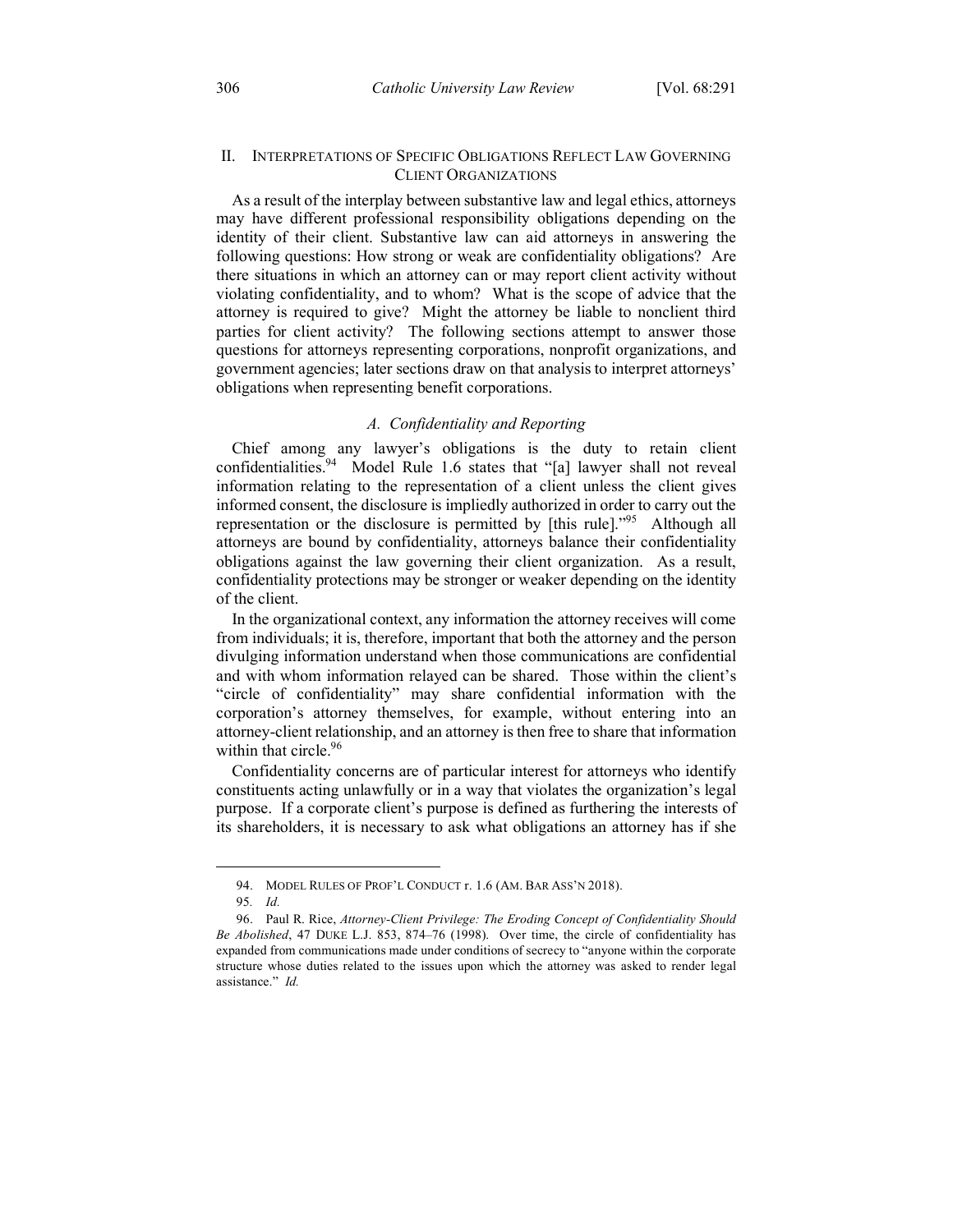## II. INTERPRETATIONS OF SPECIFIC OBLIGATIONS REFLECT LAW GOVERNING CLIENT ORGANIZATIONS

As a result of the interplay between substantive law and legal ethics, attorneys may have different professional responsibility obligations depending on the identity of their client. Substantive law can aid attorneys in answering the following questions: How strong or weak are confidentiality obligations? Are there situations in which an attorney can or may report client activity without violating confidentiality, and to whom? What is the scope of advice that the attorney is required to give? Might the attorney be liable to nonclient third parties for client activity? The following sections attempt to answer those questions for attorneys representing corporations, nonprofit organizations, and government agencies; later sections draw on that analysis to interpret attorneys' obligations when representing benefit corporations.

### *A. Confidentiality and Reporting*

Chief among any lawyer's obligations is the duty to retain client confidentialities.[94] Model Rule 1.6 states that "[a] lawyer shall not reveal information relating to the representation of a client unless the client gives informed consent, the disclosure is impliedly authorized in order to carry out the representation or the disclosure is permitted by [this rule]."[95] Although all attorneys are bound by confidentiality, attorneys balance their confidentiality obligations against the law governing their client organization. As a result, confidentiality protections may be stronger or weaker depending on the identity of the client.

In the organizational context, any information the attorney receives will come from individuals; it is, therefore, important that both the attorney and the person divulging information understand when those communications are confidential and with whom information relayed can be shared. Those within the client's "circle of confidentiality" may share confidential information with the corporation's attorney themselves, for example, without entering into an attorney-client relationship, and an attorney is then free to share that information within that circle.[96]

Confidentiality concerns are of particular interest for attorneys who identify constituents acting unlawfully or in a way that violates the organization's legal purpose. If a corporate client's purpose is defined as furthering the interests of its shareholders, it is necessary to ask what obligations an attorney has if she

---

94. MODEL RULES OF PROF'L CONDUCT r. 1.6 (AM. BAR ASS'N 2018).

95. *Id.*

96. Paul R. Rice, *Attorney-Client Privilege: The Eroding Concept of Confidentiality Should Be Abolished*, 47 DUKE L.J. 853, 874–76 (1998). Over time, the circle of confidentiality has expanded from communications made under conditions of secrecy to "anyone within the corporate structure whose duties related to the issues upon which the attorney was asked to render legal assistance." *Id.*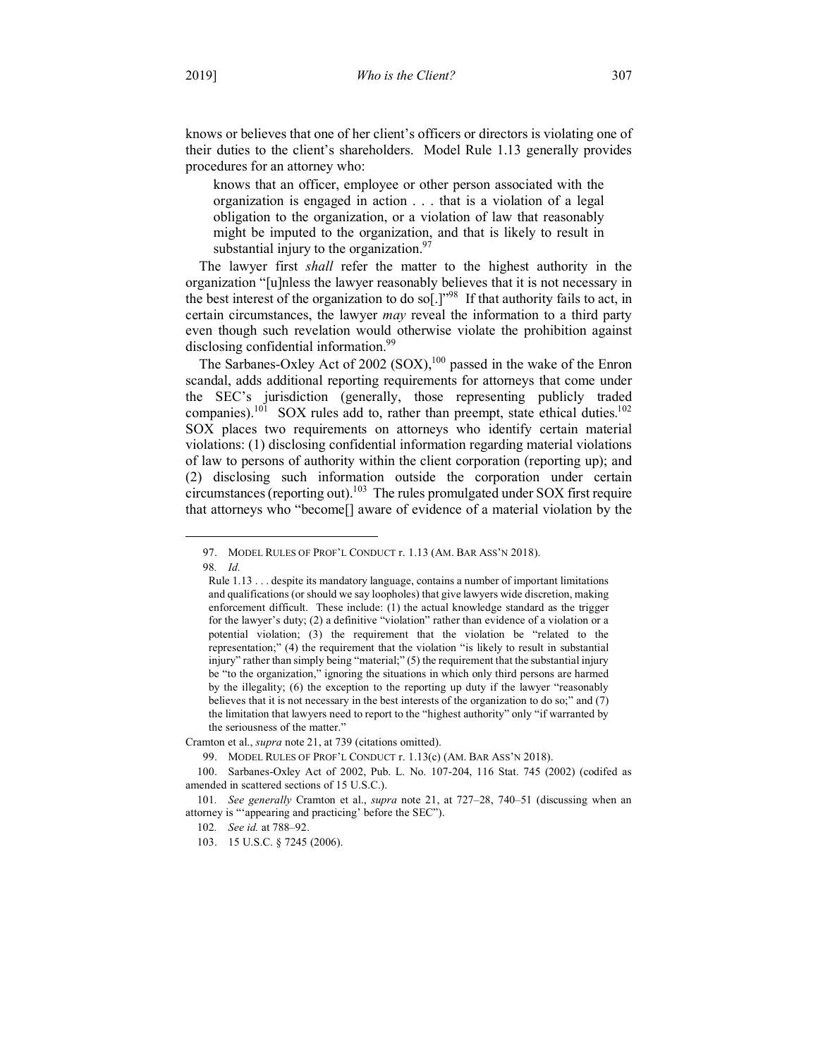knows or believes that one of her client's officers or directors is violating one of their duties to the client's shareholders. Model Rule 1.13 generally provides procedures for an attorney who:

> knows that an officer, employee or other person associated with the organization is engaged in action . . . that is a violation of a legal obligation to the organization, or a violation of law that reasonably might be imputed to the organization, and that is likely to result in substantial injury to the organization.[97]

The lawyer first *shall* refer the matter to the highest authority in the organization "[u]nless the lawyer reasonably believes that it is not necessary in the best interest of the organization to do so[.]"[98] If that authority fails to act, in certain circumstances, the lawyer *may* reveal the information to a third party even though such revelation would otherwise violate the prohibition against disclosing confidential information.[99]

The Sarbanes-Oxley Act of 2002 (SOX),[100] passed in the wake of the Enron scandal, adds additional reporting requirements for attorneys that come under the SEC's jurisdiction (generally, those representing publicly traded companies).[101] SOX rules add to, rather than preempt, state ethical duties.[102] SOX places two requirements on attorneys who identify certain material violations: (1) disclosing confidential information regarding material violations of law to persons of authority within the client corporation (reporting up); and (2) disclosing such information outside the corporation under certain circumstances (reporting out).[103] The rules promulgated under SOX first require that attorneys who "become[] aware of evidence of a material violation by the

---

97. MODEL RULES OF PROF'L CONDUCT r. 1.13 (AM. BAR ASS'N 2018).

98. *Id.*

> Rule 1.13 . . . despite its mandatory language, contains a number of important limitations and qualifications (or should we say loopholes) that give lawyers wide discretion, making enforcement difficult. These include: (1) the actual knowledge standard as the trigger for the lawyer's duty; (2) a definitive "violation" rather than evidence of a violation or a potential violation; (3) the requirement that the violation be "related to the representation;" (4) the requirement that the violation "is likely to result in substantial injury" rather than simply being "material;" (5) the requirement that the substantial injury be "to the organization," ignoring the situations in which only third persons are harmed by the illegality; (6) the exception to the reporting up duty if the lawyer "reasonably believes that it is not necessary in the best interests of the organization to do so;" and (7) the limitation that lawyers need to report to the "highest authority" only "if warranted by the seriousness of the matter."

Cramton et al., *supra* note 21, at 739 (citations omitted).

99. MODEL RULES OF PROF'L CONDUCT r. 1.13(c) (AM. BAR ASS'N 2018).

100. Sarbanes-Oxley Act of 2002, Pub. L. No. 107-204, 116 Stat. 745 (2002) (codifed as amended in scattered sections of 15 U.S.C.).

101. *See generally* Cramton et al., *supra* note 21, at 727–28, 740–51 (discussing when an attorney is "'appearing and practicing' before the SEC").

102. *See id.* at 788–92.

103. 15 U.S.C. § 7245 (2006).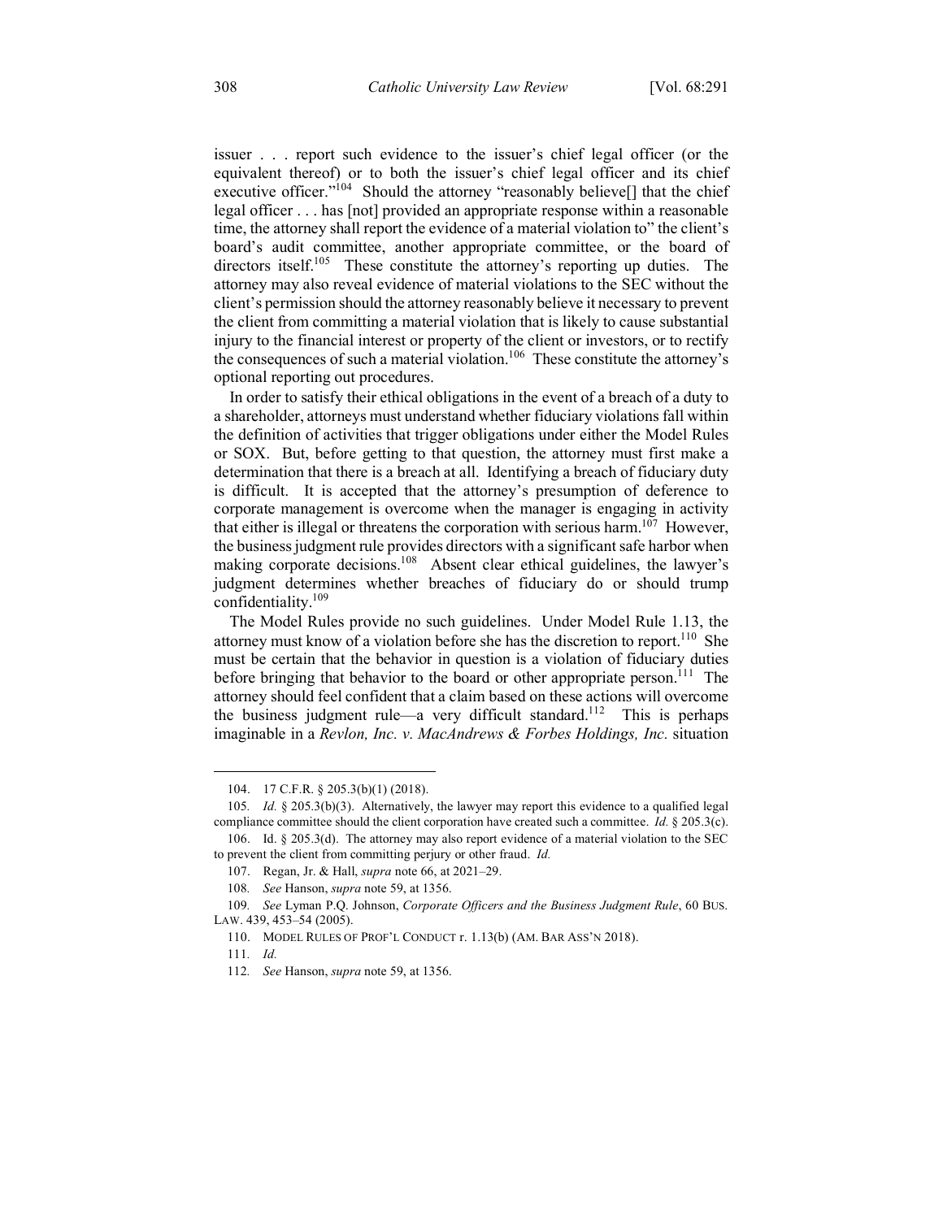issuer . . . report such evidence to the issuer's chief legal officer (or the equivalent thereof) or to both the issuer's chief legal officer and its chief executive officer."[104] Should the attorney "reasonably believe[] that the chief legal officer . . . has [not] provided an appropriate response within a reasonable time, the attorney shall report the evidence of a material violation to" the client's board's audit committee, another appropriate committee, or the board of directors itself.[105] These constitute the attorney's reporting up duties. The attorney may also reveal evidence of material violations to the SEC without the client's permission should the attorney reasonably believe it necessary to prevent the client from committing a material violation that is likely to cause substantial injury to the financial interest or property of the client or investors, or to rectify the consequences of such a material violation.[106] These constitute the attorney's optional reporting out procedures.

In order to satisfy their ethical obligations in the event of a breach of a duty to a shareholder, attorneys must understand whether fiduciary violations fall within the definition of activities that trigger obligations under either the Model Rules or SOX. But, before getting to that question, the attorney must first make a determination that there is a breach at all. Identifying a breach of fiduciary duty is difficult. It is accepted that the attorney's presumption of deference to corporate management is overcome when the manager is engaging in activity that either is illegal or threatens the corporation with serious harm.[107] However, the business judgment rule provides directors with a significant safe harbor when making corporate decisions.[108] Absent clear ethical guidelines, the lawyer's judgment determines whether breaches of fiduciary do or should trump confidentiality.[109]

The Model Rules provide no such guidelines. Under Model Rule 1.13, the attorney must know of a violation before she has the discretion to report.[110] She must be certain that the behavior in question is a violation of fiduciary duties before bringing that behavior to the board or other appropriate person.[111] The attorney should feel confident that a claim based on these actions will overcome the business judgment rule—a very difficult standard.[112] This is perhaps imaginable in a *Revlon, Inc. v. MacAndrews & Forbes Holdings, Inc.* situation

---

104. 17 C.F.R. § 205.3(b)(1) (2018).

105. *Id.* § 205.3(b)(3). Alternatively, the lawyer may report this evidence to a qualified legal compliance committee should the client corporation have created such a committee. *Id.* § 205.3(c).

106. Id. § 205.3(d). The attorney may also report evidence of a material violation to the SEC to prevent the client from committing perjury or other fraud. *Id.*

107. Regan, Jr. & Hall, *supra* note 66, at 2021–29.

108. *See* Hanson, *supra* note 59, at 1356.

109. *See* Lyman P.Q. Johnson, *Corporate Officers and the Business Judgment Rule*, 60 BUS. LAW. 439, 453–54 (2005).

110. MODEL RULES OF PROF'L CONDUCT r. 1.13(b) (AM. BAR ASS'N 2018).

111. *Id.*

112. *See* Hanson, *supra* note 59, at 1356.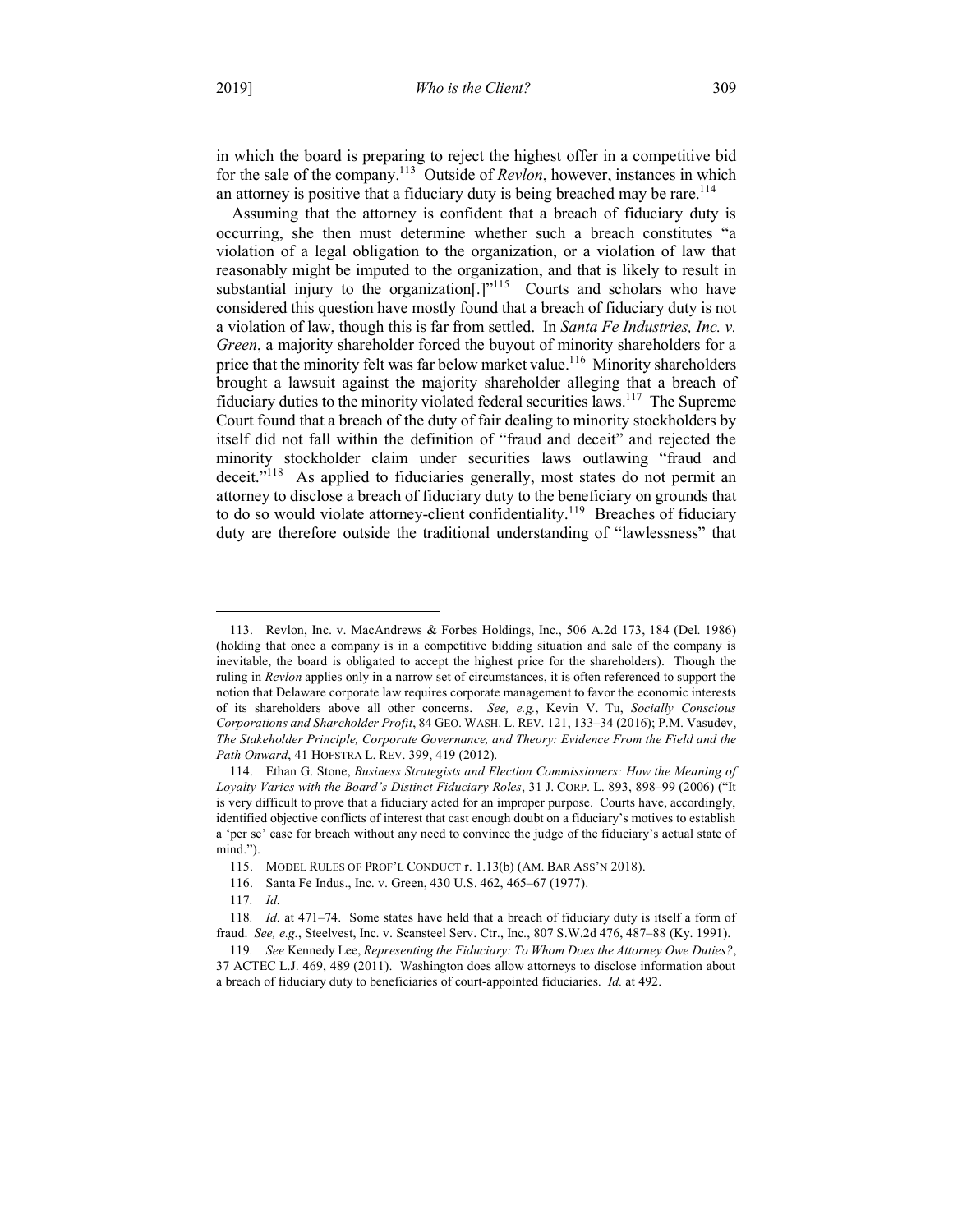in which the board is preparing to reject the highest offer in a competitive bid for the sale of the company.[113] Outside of *Revlon*, however, instances in which an attorney is positive that a fiduciary duty is being breached may be rare.[114]

Assuming that the attorney is confident that a breach of fiduciary duty is occurring, she then must determine whether such a breach constitutes "a violation of a legal obligation to the organization, or a violation of law that reasonably might be imputed to the organization, and that is likely to result in substantial injury to the organization[.]"[115] Courts and scholars who have considered this question have mostly found that a breach of fiduciary duty is not a violation of law, though this is far from settled. In *Santa Fe Industries, Inc. v. Green*, a majority shareholder forced the buyout of minority shareholders for a price that the minority felt was far below market value.[116] Minority shareholders brought a lawsuit against the majority shareholder alleging that a breach of fiduciary duties to the minority violated federal securities laws.[117] The Supreme Court found that a breach of the duty of fair dealing to minority stockholders by itself did not fall within the definition of "fraud and deceit" and rejected the minority stockholder claim under securities laws outlawing "fraud and deceit."[118] As applied to fiduciaries generally, most states do not permit an attorney to disclose a breach of fiduciary duty to the beneficiary on grounds that to do so would violate attorney-client confidentiality.[119] Breaches of fiduciary duty are therefore outside the traditional understanding of "lawlessness" that

---

113. Revlon, Inc. v. MacAndrews & Forbes Holdings, Inc., 506 A.2d 173, 184 (Del. 1986) (holding that once a company is in a competitive bidding situation and sale of the company is inevitable, the board is obligated to accept the highest price for the shareholders). Though the ruling in *Revlon* applies only in a narrow set of circumstances, it is often referenced to support the notion that Delaware corporate law requires corporate management to favor the economic interests of its shareholders above all other concerns. *See, e.g.*, Kevin V. Tu, *Socially Conscious Corporations and Shareholder Profit*, 84 GEO. WASH. L. REV. 121, 133–34 (2016); P.M. Vasudev, *The Stakeholder Principle, Corporate Governance, and Theory: Evidence From the Field and the Path Onward*, 41 HOFSTRA L. REV. 399, 419 (2012).

114. Ethan G. Stone, *Business Strategists and Election Commissioners: How the Meaning of Loyalty Varies with the Board's Distinct Fiduciary Roles*, 31 J. CORP. L. 893, 898–99 (2006) ("It is very difficult to prove that a fiduciary acted for an improper purpose. Courts have, accordingly, identified objective conflicts of interest that cast enough doubt on a fiduciary's motives to establish a 'per se' case for breach without any need to convince the judge of the fiduciary's actual state of mind.").

115. MODEL RULES OF PROF'L CONDUCT r. 1.13(b) (AM. BAR ASS'N 2018).

116. Santa Fe Indus., Inc. v. Green, 430 U.S. 462, 465–67 (1977).

117. *Id.*

118. *Id.* at 471–74. Some states have held that a breach of fiduciary duty is itself a form of fraud. *See, e.g.*, Steelvest, Inc. v. Scansteel Serv. Ctr., Inc., 807 S.W.2d 476, 487–88 (Ky. 1991).

119. *See* Kennedy Lee, *Representing the Fiduciary: To Whom Does the Attorney Owe Duties?*, 37 ACTEC L.J. 469, 489 (2011). Washington does allow attorneys to disclose information about a breach of fiduciary duty to beneficiaries of court-appointed fiduciaries. *Id.* at 492.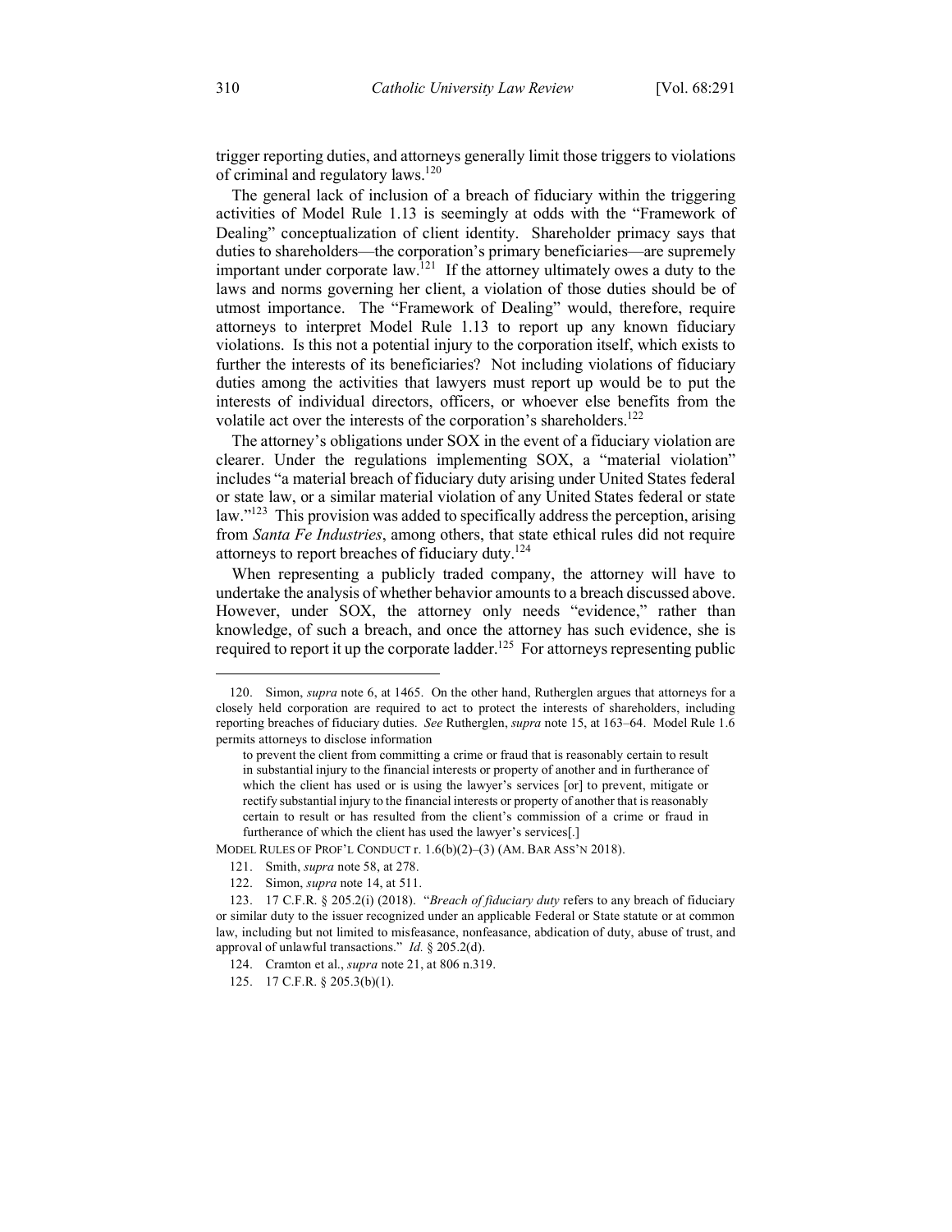trigger reporting duties, and attorneys generally limit those triggers to violations of criminal and regulatory laws.[120]

The general lack of inclusion of a breach of fiduciary within the triggering activities of Model Rule 1.13 is seemingly at odds with the "Framework of Dealing" conceptualization of client identity. Shareholder primacy says that duties to shareholders—the corporation's primary beneficiaries—are supremely important under corporate law.[121] If the attorney ultimately owes a duty to the laws and norms governing her client, a violation of those duties should be of utmost importance. The "Framework of Dealing" would, therefore, require attorneys to interpret Model Rule 1.13 to report up any known fiduciary violations. Is this not a potential injury to the corporation itself, which exists to further the interests of its beneficiaries? Not including violations of fiduciary duties among the activities that lawyers must report up would be to put the interests of individual directors, officers, or whoever else benefits from the volatile act over the interests of the corporation's shareholders.[122]

The attorney's obligations under SOX in the event of a fiduciary violation are clearer. Under the regulations implementing SOX, a "material violation" includes "a material breach of fiduciary duty arising under United States federal or state law, or a similar material violation of any United States federal or state law."[123] This provision was added to specifically address the perception, arising from *Santa Fe Industries*, among others, that state ethical rules did not require attorneys to report breaches of fiduciary duty.[124]

When representing a publicly traded company, the attorney will have to undertake the analysis of whether behavior amounts to a breach discussed above. However, under SOX, the attorney only needs "evidence," rather than knowledge, of such a breach, and once the attorney has such evidence, she is required to report it up the corporate ladder.[125] For attorneys representing public

---

120. Simon, *supra* note 6, at 1465. On the other hand, Rutherglen argues that attorneys for a closely held corporation are required to act to protect the interests of shareholders, including reporting breaches of fiduciary duties. *See* Rutherglen, *supra* note 15, at 163–64. Model Rule 1.6 permits attorneys to disclose information

> to prevent the client from committing a crime or fraud that is reasonably certain to result in substantial injury to the financial interests or property of another and in furtherance of which the client has used or is using the lawyer's services [or] to prevent, mitigate or rectify substantial injury to the financial interests or property of another that is reasonably certain to result or has resulted from the client's commission of a crime or fraud in furtherance of which the client has used the lawyer's services[.]

MODEL RULES OF PROF'L CONDUCT r. 1.6(b)(2)–(3) (AM. BAR ASS'N 2018).

121. Smith, *supra* note 58, at 278.

122. Simon, *supra* note 14, at 511.

123. 17 C.F.R. § 205.2(i) (2018). "*Breach of fiduciary duty* refers to any breach of fiduciary or similar duty to the issuer recognized under an applicable Federal or State statute or at common law, including but not limited to misfeasance, nonfeasance, abdication of duty, abuse of trust, and approval of unlawful transactions." *Id.* § 205.2(d).

124. Cramton et al., *supra* note 21, at 806 n.319.

125. 17 C.F.R. § 205.3(b)(1).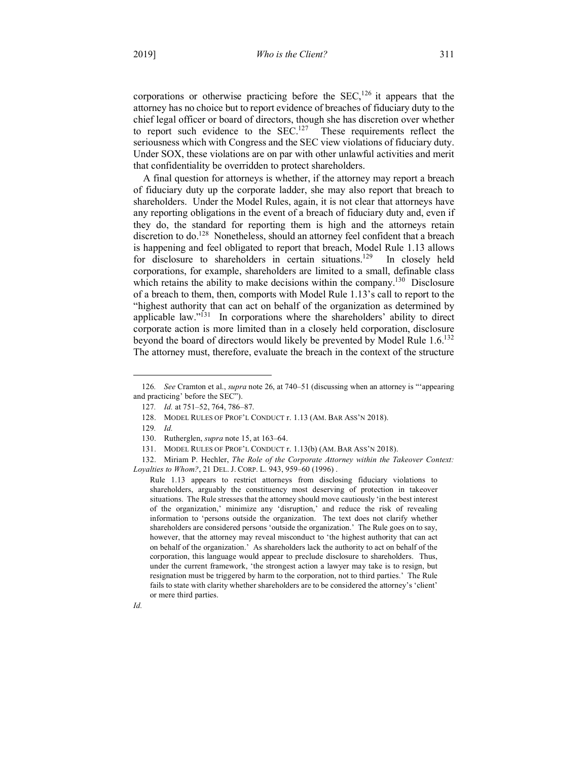corporations or otherwise practicing before the SEC,[126] it appears that the attorney has no choice but to report evidence of breaches of fiduciary duty to the chief legal officer or board of directors, though she has discretion over whether to report such evidence to the SEC.[127] These requirements reflect the seriousness which with Congress and the SEC view violations of fiduciary duty. Under SOX, these violations are on par with other unlawful activities and merit that confidentiality be overridden to protect shareholders.

A final question for attorneys is whether, if the attorney may report a breach of fiduciary duty up the corporate ladder, she may also report that breach to shareholders. Under the Model Rules, again, it is not clear that attorneys have any reporting obligations in the event of a breach of fiduciary duty and, even if they do, the standard for reporting them is high and the attorneys retain discretion to do.[128] Nonetheless, should an attorney feel confident that a breach is happening and feel obligated to report that breach, Model Rule 1.13 allows for disclosure to shareholders in certain situations.[129] In closely held corporations, for example, shareholders are limited to a small, definable class which retains the ability to make decisions within the company.[130] Disclosure of a breach to them, then, comports with Model Rule 1.13's call to report to the "highest authority that can act on behalf of the organization as determined by applicable law."[131] In corporations where the shareholders' ability to direct corporate action is more limited than in a closely held corporation, disclosure beyond the board of directors would likely be prevented by Model Rule 1.6.[132] The attorney must, therefore, evaluate the breach in the context of the structure

---

126. *See* Cramton et al., *supra* note 26, at 740–51 (discussing when an attorney is "'appearing and practicing' before the SEC").

127. *Id.* at 751–52, 764, 786–87.

128. MODEL RULES OF PROF'L CONDUCT r. 1.13 (AM. BAR ASS'N 2018).

129. *Id.*

130. Rutherglen, *supra* note 15, at 163–64.

131. MODEL RULES OF PROF'L CONDUCT r. 1.13(b) (AM. BAR ASS'N 2018).

132. Miriam P. Hechler, *The Role of the Corporate Attorney within the Takeover Context: Loyalties to Whom?*, 21 DEL. J. CORP. L. 943, 959–60 (1996) .

> Rule 1.13 appears to restrict attorneys from disclosing fiduciary violations to shareholders, arguably the constituency most deserving of protection in takeover situations. The Rule stresses that the attorney should move cautiously 'in the best interest of the organization,' minimize any 'disruption,' and reduce the risk of revealing information to 'persons outside the organization. The text does not clarify whether shareholders are considered persons 'outside the organization.' The Rule goes on to say, however, that the attorney may reveal misconduct to 'the highest authority that can act on behalf of the organization.' As shareholders lack the authority to act on behalf of the corporation, this language would appear to preclude disclosure to shareholders. Thus, under the current framework, 'the strongest action a lawyer may take is to resign, but resignation must be triggered by harm to the corporation, not to third parties.' The Rule fails to state with clarity whether shareholders are to be considered the attorney's 'client' or mere third parties.

*Id.*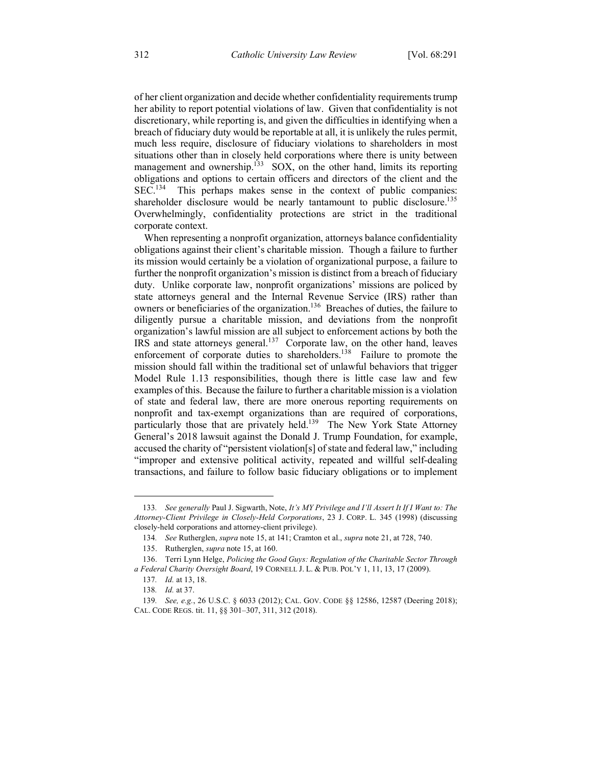of her client organization and decide whether confidentiality requirements trump her ability to report potential violations of law. Given that confidentiality is not discretionary, while reporting is, and given the difficulties in identifying when a breach of fiduciary duty would be reportable at all, it is unlikely the rules permit, much less require, disclosure of fiduciary violations to shareholders in most situations other than in closely held corporations where there is unity between management and ownership.[133] SOX, on the other hand, limits its reporting obligations and options to certain officers and directors of the client and the SEC.[134] This perhaps makes sense in the context of public companies: shareholder disclosure would be nearly tantamount to public disclosure.[135] Overwhelmingly, confidentiality protections are strict in the traditional corporate context.

When representing a nonprofit organization, attorneys balance confidentiality obligations against their client's charitable mission. Though a failure to further its mission would certainly be a violation of organizational purpose, a failure to further the nonprofit organization's mission is distinct from a breach of fiduciary duty. Unlike corporate law, nonprofit organizations' missions are policed by state attorneys general and the Internal Revenue Service (IRS) rather than owners or beneficiaries of the organization.[136] Breaches of duties, the failure to diligently pursue a charitable mission, and deviations from the nonprofit organization's lawful mission are all subject to enforcement actions by both the IRS and state attorneys general.[137] Corporate law, on the other hand, leaves enforcement of corporate duties to shareholders.[138] Failure to promote the mission should fall within the traditional set of unlawful behaviors that trigger Model Rule 1.13 responsibilities, though there is little case law and few examples of this. Because the failure to further a charitable mission is a violation of state and federal law, there are more onerous reporting requirements on nonprofit and tax-exempt organizations than are required of corporations, particularly those that are privately held.[139] The New York State Attorney General's 2018 lawsuit against the Donald J. Trump Foundation, for example, accused the charity of "persistent violation[s] of state and federal law," including "improper and extensive political activity, repeated and willful self-dealing transactions, and failure to follow basic fiduciary obligations or to implement

---

133. *See generally* Paul J. Sigwarth, Note, *It's MY Privilege and I'll Assert It If I Want to: The Attorney-Client Privilege in Closely-Held Corporations*, 23 J. CORP. L. 345 (1998) (discussing closely-held corporations and attorney-client privilege).

134. *See* Rutherglen, *supra* note 15, at 141; Cramton et al., *supra* note 21, at 728, 740.

135. Rutherglen, *supra* note 15, at 160.

136. Terri Lynn Helge, *Policing the Good Guys: Regulation of the Charitable Sector Through a Federal Charity Oversight Board*, 19 CORNELL J. L. & PUB. POL'Y 1, 11, 13, 17 (2009).

137. *Id.* at 13, 18.

138. *Id.* at 37.

139. *See, e.g.*, 26 U.S.C. § 6033 (2012); CAL. GOV. CODE §§ 12586, 12587 (Deering 2018); CAL. CODE REGS. tit. 11, §§ 301–307, 311, 312 (2018).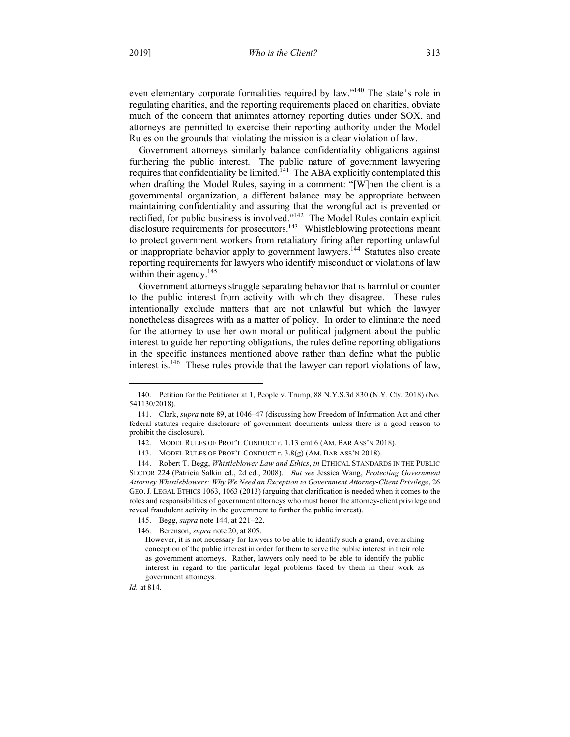even elementary corporate formalities required by law."[140] The state's role in regulating charities, and the reporting requirements placed on charities, obviate much of the concern that animates attorney reporting duties under SOX, and attorneys are permitted to exercise their reporting authority under the Model Rules on the grounds that violating the mission is a clear violation of law.

Government attorneys similarly balance confidentiality obligations against furthering the public interest. The public nature of government lawyering requires that confidentiality be limited.[141] The ABA explicitly contemplated this when drafting the Model Rules, saying in a comment: "[W]hen the client is a governmental organization, a different balance may be appropriate between maintaining confidentiality and assuring that the wrongful act is prevented or rectified, for public business is involved."[142] The Model Rules contain explicit disclosure requirements for prosecutors.[143] Whistleblowing protections meant to protect government workers from retaliatory firing after reporting unlawful or inappropriate behavior apply to government lawyers.[144] Statutes also create reporting requirements for lawyers who identify misconduct or violations of law within their agency.[145]

Government attorneys struggle separating behavior that is harmful or counter to the public interest from activity with which they disagree. These rules intentionally exclude matters that are not unlawful but which the lawyer nonetheless disagrees with as a matter of policy. In order to eliminate the need for the attorney to use her own moral or political judgment about the public interest to guide her reporting obligations, the rules define reporting obligations in the specific instances mentioned above rather than define what the public interest is.[146] These rules provide that the lawyer can report violations of law,

---

140. Petition for the Petitioner at 1, People v. Trump, 88 N.Y.S.3d 830 (N.Y. Cty. 2018) (No. 541130/2018).

141. Clark, *supra* note 89, at 1046–47 (discussing how Freedom of Information Act and other federal statutes require disclosure of government documents unless there is a good reason to prohibit the disclosure).

142. MODEL RULES OF PROF'L CONDUCT r. 1.13 cmt 6 (AM. BAR ASS'N 2018).

143. MODEL RULES OF PROF'L CONDUCT r. 3.8(g) (AM. BAR ASS'N 2018).

144. Robert T. Begg, *Whistleblower Law and Ethics*, *in* ETHICAL STANDARDS IN THE PUBLIC SECTOR 224 (Patricia Salkin ed., 2d ed., 2008). *But see* Jessica Wang, *Protecting Government Attorney Whistleblowers: Why We Need an Exception to Government Attorney-Client Privilege*, 26 GEO. J. LEGAL ETHICS 1063, 1063 (2013) (arguing that clarification is needed when it comes to the roles and responsibilities of government attorneys who must honor the attorney-client privilege and reveal fraudulent activity in the government to further the public interest).

145. Begg, *supra* note 144, at 221–22.

146. Berenson, *supra* note 20, at 805.

> However, it is not necessary for lawyers to be able to identify such a grand, overarching conception of the public interest in order for them to serve the public interest in their role as government attorneys. Rather, lawyers only need to be able to identify the public interest in regard to the particular legal problems faced by them in their work as government attorneys.

*Id.* at 814.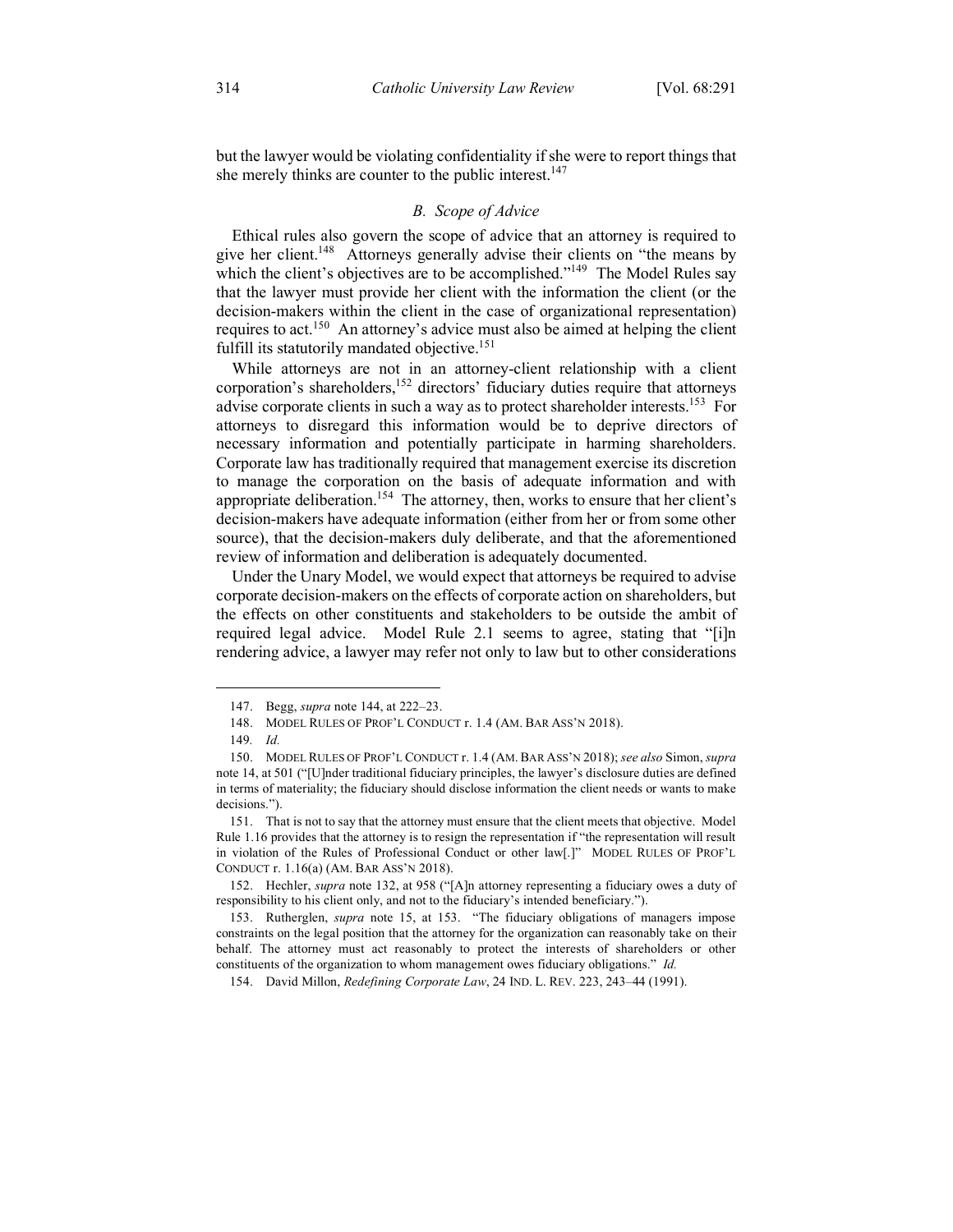but the lawyer would be violating confidentiality if she were to report things that she merely thinks are counter to the public interest.[147]

### *B. Scope of Advice*

Ethical rules also govern the scope of advice that an attorney is required to give her client.[148] Attorneys generally advise their clients on "the means by which the client's objectives are to be accomplished."[149] The Model Rules say that the lawyer must provide her client with the information the client (or the decision-makers within the client in the case of organizational representation) requires to act.[150] An attorney's advice must also be aimed at helping the client fulfill its statutorily mandated objective.[151]

While attorneys are not in an attorney-client relationship with a client corporation's shareholders,[152] directors' fiduciary duties require that attorneys advise corporate clients in such a way as to protect shareholder interests.[153] For attorneys to disregard this information would be to deprive directors of necessary information and potentially participate in harming shareholders. Corporate law has traditionally required that management exercise its discretion to manage the corporation on the basis of adequate information and with appropriate deliberation.[154] The attorney, then, works to ensure that her client's decision-makers have adequate information (either from her or from some other source), that the decision-makers duly deliberate, and that the aforementioned review of information and deliberation is adequately documented.

Under the Unary Model, we would expect that attorneys be required to advise corporate decision-makers on the effects of corporate action on shareholders, but the effects on other constituents and stakeholders to be outside the ambit of required legal advice. Model Rule 2.1 seems to agree, stating that "[i]n rendering advice, a lawyer may refer not only to law but to other considerations

---

147. Begg, *supra* note 144, at 222–23.

148. MODEL RULES OF PROF'L CONDUCT r. 1.4 (AM. BAR ASS'N 2018).

149. *Id.*

150. MODEL RULES OF PROF'L CONDUCT r. 1.4 (AM. BAR ASS'N 2018); *see also* Simon, *supra* note 14, at 501 ("[U]nder traditional fiduciary principles, the lawyer's disclosure duties are defined in terms of materiality; the fiduciary should disclose information the client needs or wants to make decisions.").

151. That is not to say that the attorney must ensure that the client meets that objective. Model Rule 1.16 provides that the attorney is to resign the representation if "the representation will result in violation of the Rules of Professional Conduct or other law[.]" MODEL RULES OF PROF'L CONDUCT r. 1.16(a) (AM. BAR ASS'N 2018).

152. Hechler, *supra* note 132, at 958 ("[A]n attorney representing a fiduciary owes a duty of responsibility to his client only, and not to the fiduciary's intended beneficiary.").

153. Rutherglen, *supra* note 15, at 153. "The fiduciary obligations of managers impose constraints on the legal position that the attorney for the organization can reasonably take on their behalf. The attorney must act reasonably to protect the interests of shareholders or other constituents of the organization to whom management owes fiduciary obligations." *Id.*

154. David Millon, *Redefining Corporate Law*, 24 IND. L. REV. 223, 243–44 (1991).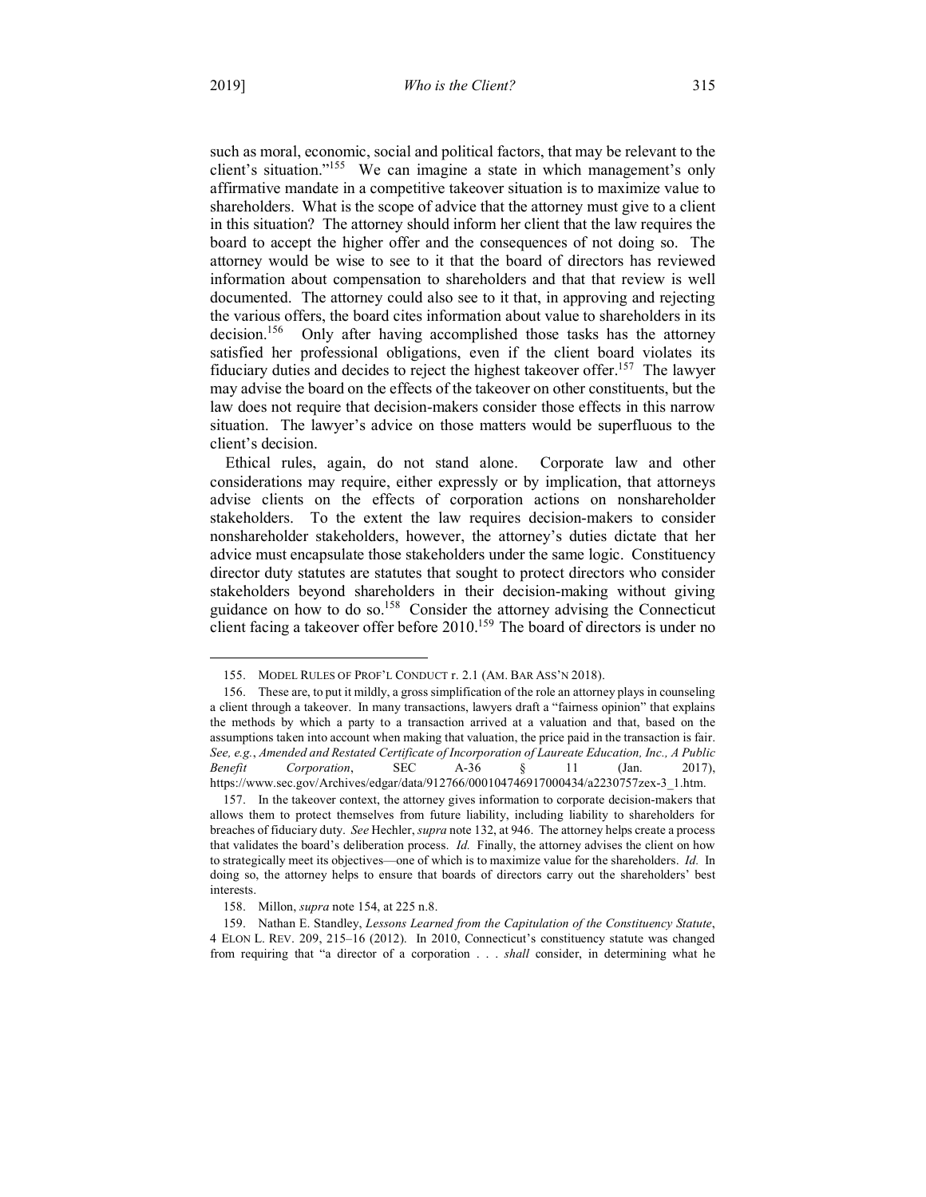such as moral, economic, social and political factors, that may be relevant to the client's situation."[155] We can imagine a state in which management's only affirmative mandate in a competitive takeover situation is to maximize value to shareholders. What is the scope of advice that the attorney must give to a client in this situation? The attorney should inform her client that the law requires the board to accept the higher offer and the consequences of not doing so. The attorney would be wise to see to it that the board of directors has reviewed information about compensation to shareholders and that that review is well documented. The attorney could also see to it that, in approving and rejecting the various offers, the board cites information about value to shareholders in its decision.[156] Only after having accomplished those tasks has the attorney satisfied her professional obligations, even if the client board violates its fiduciary duties and decides to reject the highest takeover offer.[157] The lawyer may advise the board on the effects of the takeover on other constituents, but the law does not require that decision-makers consider those effects in this narrow situation. The lawyer's advice on those matters would be superfluous to the client's decision.

Ethical rules, again, do not stand alone. Corporate law and other considerations may require, either expressly or by implication, that attorneys advise clients on the effects of corporation actions on nonshareholder stakeholders. To the extent the law requires decision-makers to consider nonshareholder stakeholders, however, the attorney's duties dictate that her advice must encapsulate those stakeholders under the same logic. Constituency director duty statutes are statutes that sought to protect directors who consider stakeholders beyond shareholders in their decision-making without giving guidance on how to do so.[158] Consider the attorney advising the Connecticut client facing a takeover offer before 2010.[159] The board of directors is under no

---

155. MODEL RULES OF PROF'L CONDUCT r. 2.1 (AM. BAR ASS'N 2018).

156. These are, to put it mildly, a gross simplification of the role an attorney plays in counseling a client through a takeover. In many transactions, lawyers draft a "fairness opinion" that explains the methods by which a party to a transaction arrived at a valuation and that, based on the assumptions taken into account when making that valuation, the price paid in the transaction is fair. *See, e.g.*, *Amended and Restated Certificate of Incorporation of Laureate Education, Inc., A Public Benefit Corporation*, SEC A-36 § 11 (Jan. 2017), https://www.sec.gov/Archives/edgar/data/912766/000104746917000434/a2230757zex-3_1.htm.

157. In the takeover context, the attorney gives information to corporate decision-makers that allows them to protect themselves from future liability, including liability to shareholders for breaches of fiduciary duty. *See* Hechler, *supra* note 132, at 946. The attorney helps create a process that validates the board's deliberation process. *Id.* Finally, the attorney advises the client on how to strategically meet its objectives—one of which is to maximize value for the shareholders. *Id.* In doing so, the attorney helps to ensure that boards of directors carry out the shareholders' best interests.

158. Millon, *supra* note 154, at 225 n.8.

159. Nathan E. Standley, *Lessons Learned from the Capitulation of the Constituency Statute*, 4 ELON L. REV. 209, 215–16 (2012). In 2010, Connecticut's constituency statute was changed from requiring that "a director of a corporation . . . *shall* consider, in determining what he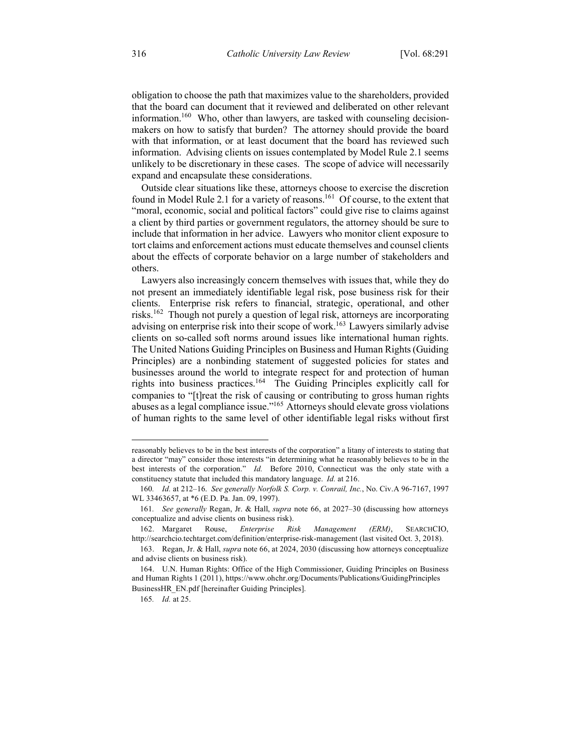obligation to choose the path that maximizes value to the shareholders, provided that the board can document that it reviewed and deliberated on other relevant information.[160] Who, other than lawyers, are tasked with counseling decision-makers on how to satisfy that burden? The attorney should provide the board with that information, or at least document that the board has reviewed such information. Advising clients on issues contemplated by Model Rule 2.1 seems unlikely to be discretionary in these cases. The scope of advice will necessarily expand and encapsulate these considerations.

Outside clear situations like these, attorneys choose to exercise the discretion found in Model Rule 2.1 for a variety of reasons.[161] Of course, to the extent that "moral, economic, social and political factors" could give rise to claims against a client by third parties or government regulators, the attorney should be sure to include that information in her advice. Lawyers who monitor client exposure to tort claims and enforcement actions must educate themselves and counsel clients about the effects of corporate behavior on a large number of stakeholders and others.

Lawyers also increasingly concern themselves with issues that, while they do not present an immediately identifiable legal risk, pose business risk for their clients. Enterprise risk refers to financial, strategic, operational, and other risks.[162] Though not purely a question of legal risk, attorneys are incorporating advising on enterprise risk into their scope of work.[163] Lawyers similarly advise clients on so-called soft norms around issues like international human rights. The United Nations Guiding Principles on Business and Human Rights (Guiding Principles) are a nonbinding statement of suggested policies for states and businesses around the world to integrate respect for and protection of human rights into business practices.[164] The Guiding Principles explicitly call for companies to "[t]reat the risk of causing or contributing to gross human rights abuses as a legal compliance issue."[165] Attorneys should elevate gross violations of human rights to the same level of other identifiable legal risks without first

---

reasonably believes to be in the best interests of the corporation" a litany of interests to stating that a director "may" consider those interests "in determining what he reasonably believes to be in the best interests of the corporation." *Id.* Before 2010, Connecticut was the only state with a constituency statute that included this mandatory language. *Id.* at 216.

160. *Id.* at 212–16. *See generally Norfolk S. Corp. v. Conrail, Inc.*, No. Civ.A 96-7167, 1997 WL 33463657, at *6 (E.D. Pa. Jan. 09, 1997).

161. *See generally* Regan, Jr. & Hall, *supra* note 66, at 2027–30 (discussing how attorneys conceptualize and advise clients on business risk).

162. Margaret Rouse, *Enterprise Risk Management (ERM)*, SEARCHCIO, http://searchcio.techtarget.com/definition/enterprise-risk-management (last visited Oct. 3, 2018).

163. Regan, Jr. & Hall, *supra* note 66, at 2024, 2030 (discussing how attorneys conceptualize and advise clients on business risk).

164. U.N. Human Rights: Office of the High Commissioner, Guiding Principles on Business and Human Rights 1 (2011), https://www.ohchr.org/Documents/Publications/GuidingPrinciplesBusinessHR_EN.pdf [hereinafter Guiding Principles].

165. *Id.* at 25.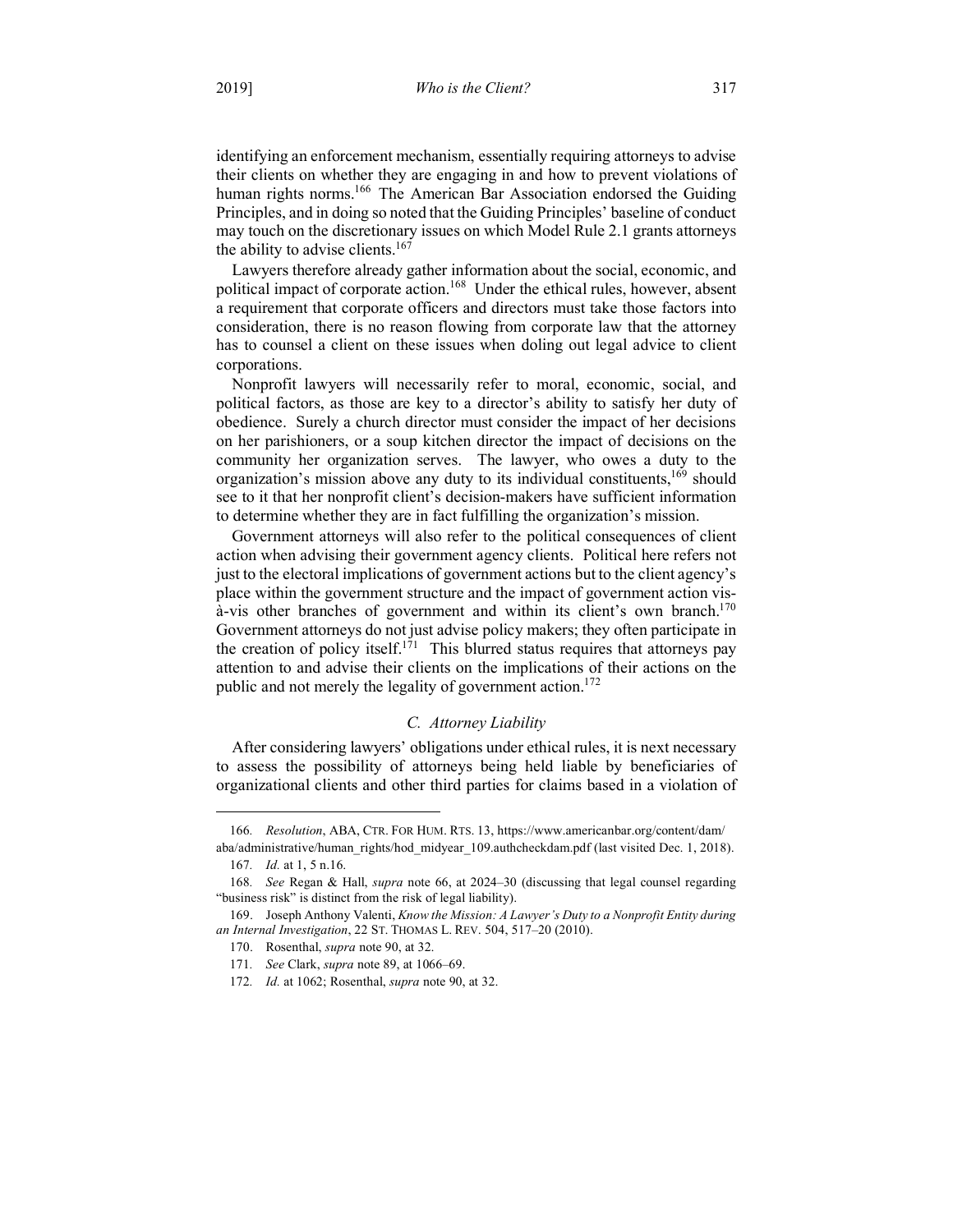identifying an enforcement mechanism, essentially requiring attorneys to advise their clients on whether they are engaging in and how to prevent violations of human rights norms.[166] The American Bar Association endorsed the Guiding Principles, and in doing so noted that the Guiding Principles' baseline of conduct may touch on the discretionary issues on which Model Rule 2.1 grants attorneys the ability to advise clients.[167]

Lawyers therefore already gather information about the social, economic, and political impact of corporate action.[168] Under the ethical rules, however, absent a requirement that corporate officers and directors must take those factors into consideration, there is no reason flowing from corporate law that the attorney has to counsel a client on these issues when doling out legal advice to client corporations.

Nonprofit lawyers will necessarily refer to moral, economic, social, and political factors, as those are key to a director's ability to satisfy her duty of obedience. Surely a church director must consider the impact of her decisions on her parishioners, or a soup kitchen director the impact of decisions on the community her organization serves. The lawyer, who owes a duty to the organization's mission above any duty to its individual constituents,[169] should see to it that her nonprofit client's decision-makers have sufficient information to determine whether they are in fact fulfilling the organization's mission.

Government attorneys will also refer to the political consequences of client action when advising their government agency clients. Political here refers not just to the electoral implications of government actions but to the client agency's place within the government structure and the impact of government action vis-à-vis other branches of government and within its client's own branch.[170] Government attorneys do not just advise policy makers; they often participate in the creation of policy itself.[171] This blurred status requires that attorneys pay attention to and advise their clients on the implications of their actions on the public and not merely the legality of government action.[172]

### *C. Attorney Liability*

After considering lawyers' obligations under ethical rules, it is next necessary to assess the possibility of attorneys being held liable by beneficiaries of organizational clients and other third parties for claims based in a violation of

---

166. *Resolution*, ABA, CTR. FOR HUM. RTS. 13, https://www.americanbar.org/content/dam/aba/administrative/human_rights/hod_midyear_109.authcheckdam.pdf (last visited Dec. 1, 2018).

167. *Id.* at 1, 5 n.16.

168. *See* Regan & Hall, *supra* note 66, at 2024–30 (discussing that legal counsel regarding "business risk" is distinct from the risk of legal liability).

169. Joseph Anthony Valenti, *Know the Mission: A Lawyer's Duty to a Nonprofit Entity during an Internal Investigation*, 22 ST. THOMAS L. REV. 504, 517–20 (2010).

170. Rosenthal, *supra* note 90, at 32.

171. *See* Clark, *supra* note 89, at 1066–69.

172. *Id.* at 1062; Rosenthal, *supra* note 90, at 32.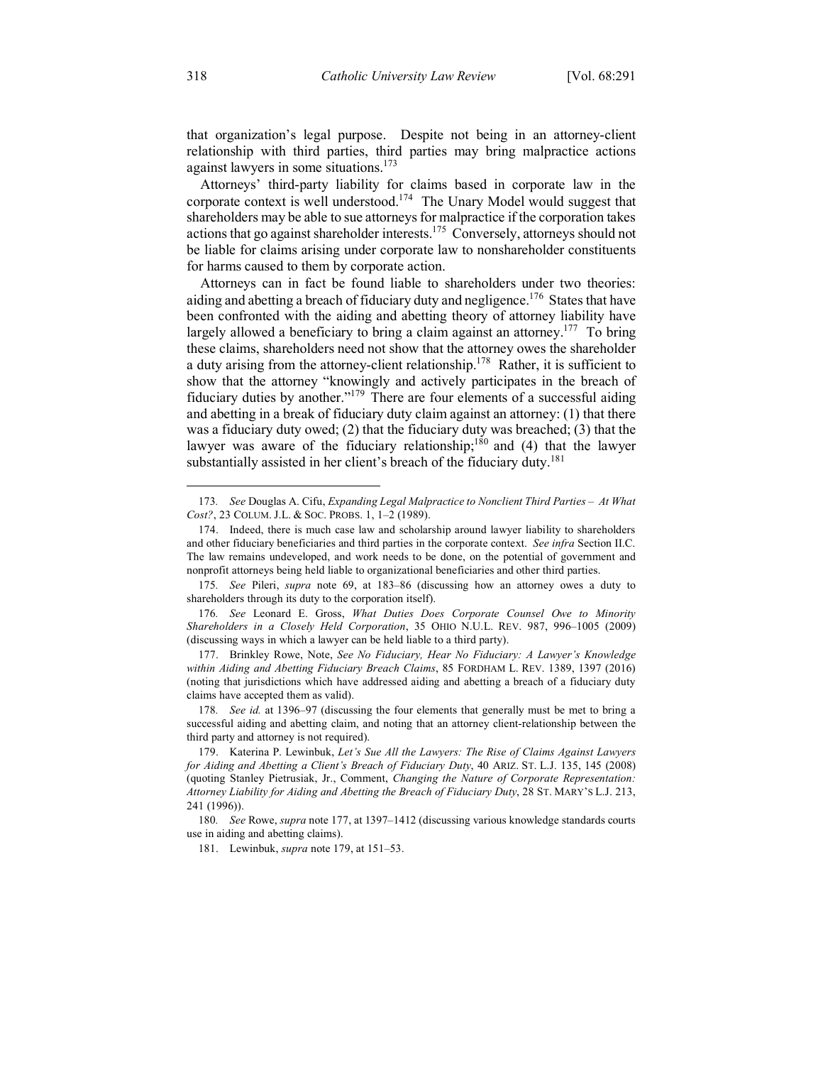that organization's legal purpose. Despite not being in an attorney-client relationship with third parties, third parties may bring malpractice actions against lawyers in some situations.[173]

Attorneys' third-party liability for claims based in corporate law in the corporate context is well understood.[174] The Unary Model would suggest that shareholders may be able to sue attorneys for malpractice if the corporation takes actions that go against shareholder interests.[175] Conversely, attorneys should not be liable for claims arising under corporate law to nonshareholder constituents for harms caused to them by corporate action.

Attorneys can in fact be found liable to shareholders under two theories: aiding and abetting a breach of fiduciary duty and negligence.[176] States that have been confronted with the aiding and abetting theory of attorney liability have largely allowed a beneficiary to bring a claim against an attorney.[177] To bring these claims, shareholders need not show that the attorney owes the shareholder a duty arising from the attorney-client relationship.[178] Rather, it is sufficient to show that the attorney "knowingly and actively participates in the breach of fiduciary duties by another."[179] There are four elements of a successful aiding and abetting in a break of fiduciary duty claim against an attorney: (1) that there was a fiduciary duty owed; (2) that the fiduciary duty was breached; (3) that the lawyer was aware of the fiduciary relationship;[180] and (4) that the lawyer substantially assisted in her client's breach of the fiduciary duty.[181]

---

173. *See* Douglas A. Cifu, *Expanding Legal Malpractice to Nonclient Third Parties – At What Cost?*, 23 COLUM. J.L. & SOC. PROBS. 1, 1–2 (1989).

174. Indeed, there is much case law and scholarship around lawyer liability to shareholders and other fiduciary beneficiaries and third parties in the corporate context. *See infra* Section II.C. The law remains undeveloped, and work needs to be done, on the potential of government and nonprofit attorneys being held liable to organizational beneficiaries and other third parties.

175. *See* Pileri, *supra* note 69, at 183–86 (discussing how an attorney owes a duty to shareholders through its duty to the corporation itself).

176. *See* Leonard E. Gross, *What Duties Does Corporate Counsel Owe to Minority Shareholders in a Closely Held Corporation*, 35 OHIO N.U.L. REV. 987, 996–1005 (2009) (discussing ways in which a lawyer can be held liable to a third party).

177. Brinkley Rowe, Note, *See No Fiduciary, Hear No Fiduciary: A Lawyer's Knowledge within Aiding and Abetting Fiduciary Breach Claims*, 85 FORDHAM L. REV. 1389, 1397 (2016) (noting that jurisdictions which have addressed aiding and abetting a breach of a fiduciary duty claims have accepted them as valid).

178. *See id.* at 1396–97 (discussing the four elements that generally must be met to bring a successful aiding and abetting claim, and noting that an attorney client-relationship between the third party and attorney is not required).

179. Katerina P. Lewinbuk, *Let's Sue All the Lawyers: The Rise of Claims Against Lawyers for Aiding and Abetting a Client's Breach of Fiduciary Duty*, 40 ARIZ. ST. L.J. 135, 145 (2008) (quoting Stanley Pietrusiak, Jr., Comment, *Changing the Nature of Corporate Representation: Attorney Liability for Aiding and Abetting the Breach of Fiduciary Duty*, 28 ST. MARY'S L.J. 213, 241 (1996)).

180. *See* Rowe, *supra* note 177, at 1397–1412 (discussing various knowledge standards courts use in aiding and abetting claims).

181. Lewinbuk, *supra* note 179, at 151–53.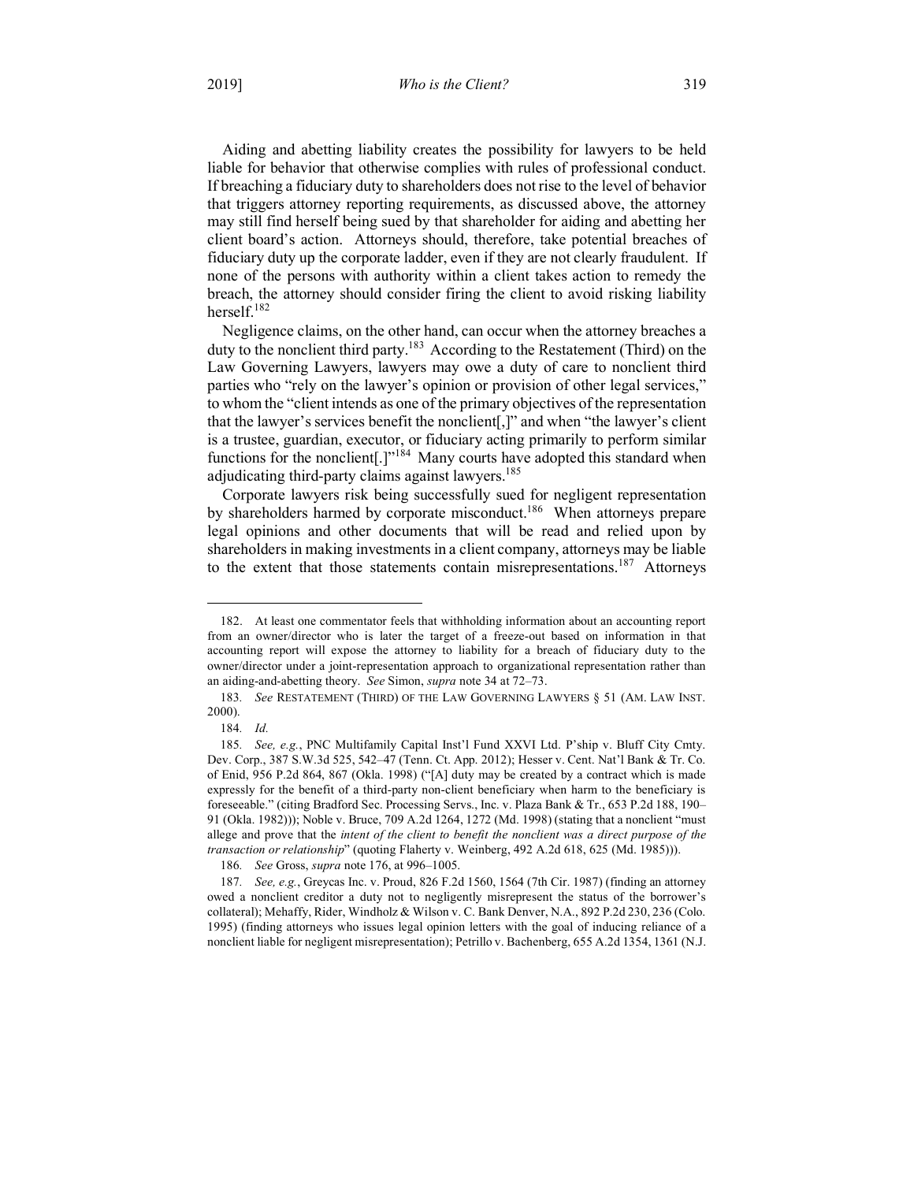Aiding and abetting liability creates the possibility for lawyers to be held liable for behavior that otherwise complies with rules of professional conduct. If breaching a fiduciary duty to shareholders does not rise to the level of behavior that triggers attorney reporting requirements, as discussed above, the attorney may still find herself being sued by that shareholder for aiding and abetting her client board's action. Attorneys should, therefore, take potential breaches of fiduciary duty up the corporate ladder, even if they are not clearly fraudulent. If none of the persons with authority within a client takes action to remedy the breach, the attorney should consider firing the client to avoid risking liability herself.[182]

Negligence claims, on the other hand, can occur when the attorney breaches a duty to the nonclient third party.[183] According to the Restatement (Third) on the Law Governing Lawyers, lawyers may owe a duty of care to nonclient third parties who "rely on the lawyer's opinion or provision of other legal services," to whom the "client intends as one of the primary objectives of the representation that the lawyer's services benefit the nonclient[,]" and when "the lawyer's client is a trustee, guardian, executor, or fiduciary acting primarily to perform similar functions for the nonclient[.]"[184] Many courts have adopted this standard when adjudicating third-party claims against lawyers.[185]

Corporate lawyers risk being successfully sued for negligent representation by shareholders harmed by corporate misconduct.[186] When attorneys prepare legal opinions and other documents that will be read and relied upon by shareholders in making investments in a client company, attorneys may be liable to the extent that those statements contain misrepresentations.[187] Attorneys

---

182. At least one commentator feels that withholding information about an accounting report from an owner/director who is later the target of a freeze-out based on information in that accounting report will expose the attorney to liability for a breach of fiduciary duty to the owner/director under a joint-representation approach to organizational representation rather than an aiding-and-abetting theory. *See* Simon, *supra* note 34 at 72–73.

183. *See* RESTATEMENT (THIRD) OF THE LAW GOVERNING LAWYERS § 51 (AM. LAW INST. 2000).

184. *Id.*

185. *See, e.g.*, PNC Multifamily Capital Inst'l Fund XXVI Ltd. P'ship v. Bluff City Cmty. Dev. Corp., 387 S.W.3d 525, 542–47 (Tenn. Ct. App. 2012); Hesser v. Cent. Nat'l Bank & Tr. Co. of Enid, 956 P.2d 864, 867 (Okla. 1998) ("[A] duty may be created by a contract which is made expressly for the benefit of a third-party non-client beneficiary when harm to the beneficiary is foreseeable." (citing Bradford Sec. Processing Servs., Inc. v. Plaza Bank & Tr., 653 P.2d 188, 190–91 (Okla. 1982))); Noble v. Bruce, 709 A.2d 1264, 1272 (Md. 1998) (stating that a nonclient "must allege and prove that the *intent of the client to benefit the nonclient was a direct purpose of the transaction or relationship*" (quoting Flaherty v. Weinberg, 492 A.2d 618, 625 (Md. 1985))).

186. *See* Gross, *supra* note 176, at 996–1005.

187. *See, e.g.*, Greycas Inc. v. Proud, 826 F.2d 1560, 1564 (7th Cir. 1987) (finding an attorney owed a nonclient creditor a duty not to negligently misrepresent the status of the borrower's collateral); Mehaffy, Rider, Windholz & Wilson v. C. Bank Denver, N.A., 892 P.2d 230, 236 (Colo. 1995) (finding attorneys who issues legal opinion letters with the goal of inducing reliance of a nonclient liable for negligent misrepresentation); Petrillo v. Bachenberg, 655 A.2d 1354, 1361 (N.J.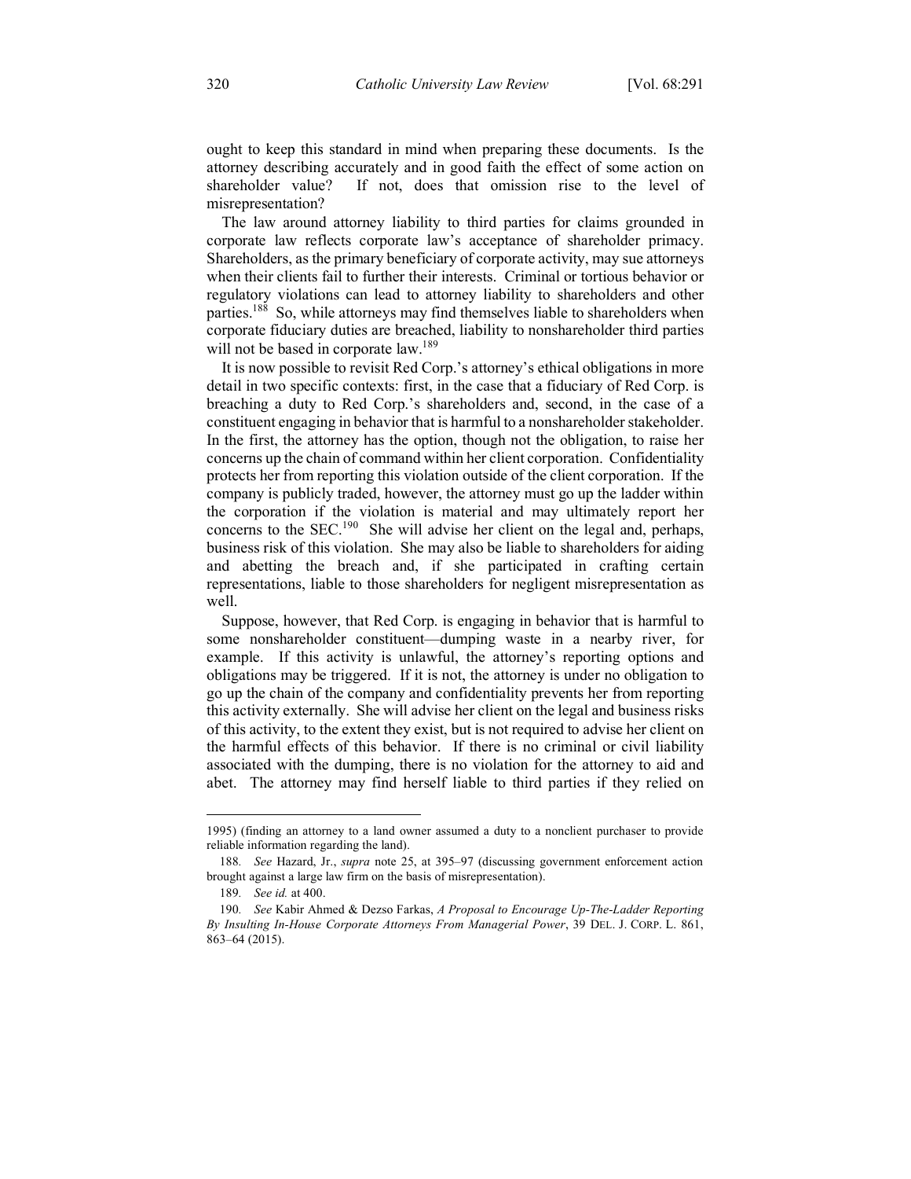ought to keep this standard in mind when preparing these documents. Is the attorney describing accurately and in good faith the effect of some action on shareholder value? If not, does that omission rise to the level of misrepresentation?

The law around attorney liability to third parties for claims grounded in corporate law reflects corporate law's acceptance of shareholder primacy. Shareholders, as the primary beneficiary of corporate activity, may sue attorneys when their clients fail to further their interests. Criminal or tortious behavior or regulatory violations can lead to attorney liability to shareholders and other parties.[188] So, while attorneys may find themselves liable to shareholders when corporate fiduciary duties are breached, liability to nonshareholder third parties will not be based in corporate law.[189]

It is now possible to revisit Red Corp.'s attorney's ethical obligations in more detail in two specific contexts: first, in the case that a fiduciary of Red Corp. is breaching a duty to Red Corp.'s shareholders and, second, in the case of a constituent engaging in behavior that is harmful to a nonshareholder stakeholder. In the first, the attorney has the option, though not the obligation, to raise her concerns up the chain of command within her client corporation. Confidentiality protects her from reporting this violation outside of the client corporation. If the company is publicly traded, however, the attorney must go up the ladder within the corporation if the violation is material and may ultimately report her concerns to the SEC.[190] She will advise her client on the legal and, perhaps, business risk of this violation. She may also be liable to shareholders for aiding and abetting the breach and, if she participated in crafting certain representations, liable to those shareholders for negligent misrepresentation as well.

Suppose, however, that Red Corp. is engaging in behavior that is harmful to some nonshareholder constituent—dumping waste in a nearby river, for example. If this activity is unlawful, the attorney's reporting options and obligations may be triggered. If it is not, the attorney is under no obligation to go up the chain of the company and confidentiality prevents her from reporting this activity externally. She will advise her client on the legal and business risks of this activity, to the extent they exist, but is not required to advise her client on the harmful effects of this behavior. If there is no criminal or civil liability associated with the dumping, there is no violation for the attorney to aid and abet. The attorney may find herself liable to third parties if they relied on

---

1995) (finding an attorney to a land owner assumed a duty to a nonclient purchaser to provide reliable information regarding the land).

188. *See* Hazard, Jr., *supra* note 25, at 395–97 (discussing government enforcement action brought against a large law firm on the basis of misrepresentation).

189. *See id.* at 400.

190. *See* Kabir Ahmed & Dezso Farkas, *A Proposal to Encourage Up-The-Ladder Reporting By Insulting In-House Corporate Attorneys From Managerial Power*, 39 DEL. J. CORP. L. 861, 863–64 (2015).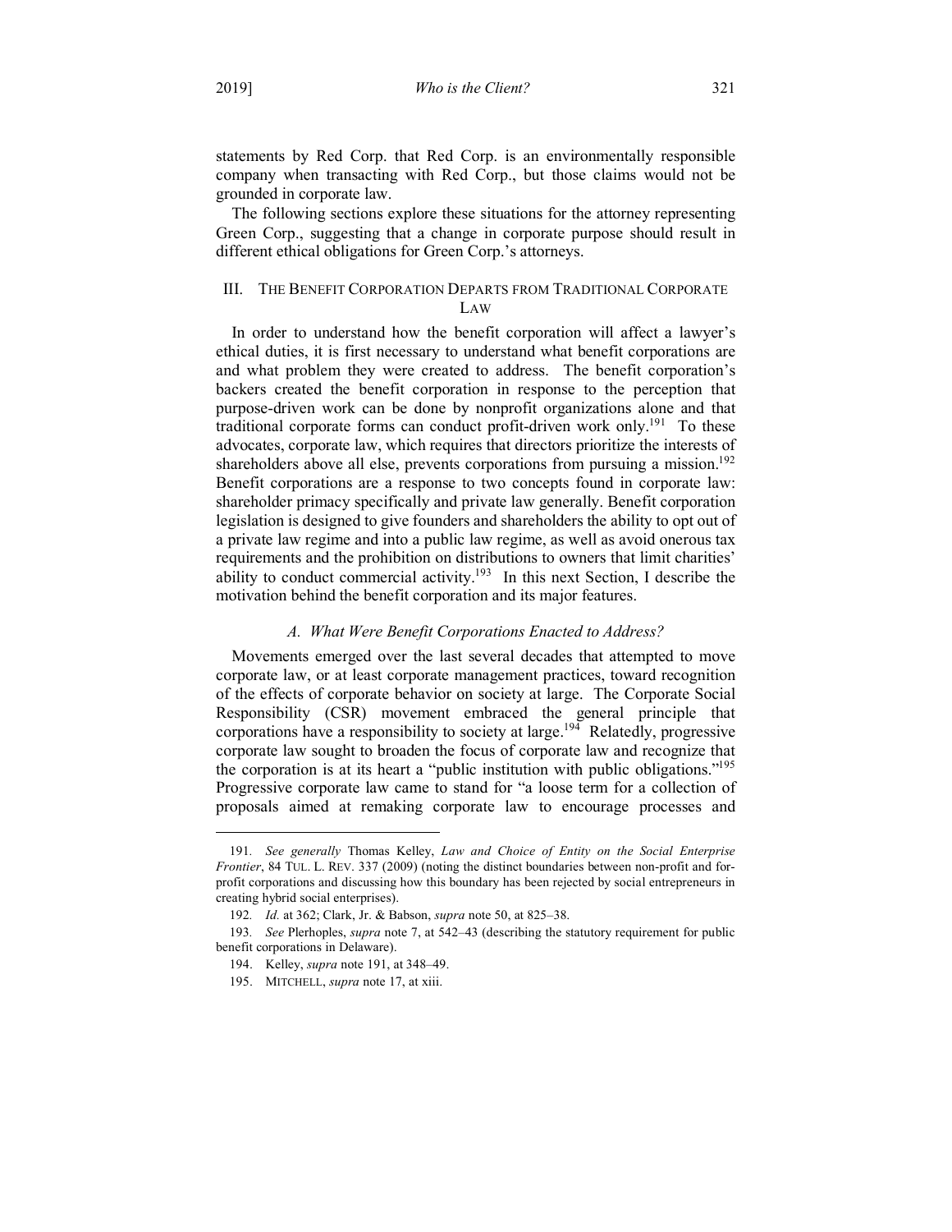statements by Red Corp. that Red Corp. is an environmentally responsible company when transacting with Red Corp., but those claims would not be grounded in corporate law.

The following sections explore these situations for the attorney representing Green Corp., suggesting that a change in corporate purpose should result in different ethical obligations for Green Corp.'s attorneys.

## III. THE BENEFIT CORPORATION DEPARTS FROM TRADITIONAL CORPORATE LAW

In order to understand how the benefit corporation will affect a lawyer's ethical duties, it is first necessary to understand what benefit corporations are and what problem they were created to address. The benefit corporation's backers created the benefit corporation in response to the perception that purpose-driven work can be done by nonprofit organizations alone and that traditional corporate forms can conduct profit-driven work only.[191] To these advocates, corporate law, which requires that directors prioritize the interests of shareholders above all else, prevents corporations from pursuing a mission.[192] Benefit corporations are a response to two concepts found in corporate law: shareholder primacy specifically and private law generally. Benefit corporation legislation is designed to give founders and shareholders the ability to opt out of a private law regime and into a public law regime, as well as avoid onerous tax requirements and the prohibition on distributions to owners that limit charities' ability to conduct commercial activity.[193] In this next Section, I describe the motivation behind the benefit corporation and its major features.

### *A. What Were Benefit Corporations Enacted to Address?*

Movements emerged over the last several decades that attempted to move corporate law, or at least corporate management practices, toward recognition of the effects of corporate behavior on society at large. The Corporate Social Responsibility (CSR) movement embraced the general principle that corporations have a responsibility to society at large.[194] Relatedly, progressive corporate law sought to broaden the focus of corporate law and recognize that the corporation is at its heart a "public institution with public obligations."[195] Progressive corporate law came to stand for "a loose term for a collection of proposals aimed at remaking corporate law to encourage processes and

---

191. *See generally* Thomas Kelley, *Law and Choice of Entity on the Social Enterprise Frontier*, 84 TUL. L. REV. 337 (2009) (noting the distinct boundaries between non-profit and for-profit corporations and discussing how this boundary has been rejected by social entrepreneurs in creating hybrid social enterprises).

192. *Id.* at 362; Clark, Jr. & Babson, *supra* note 50, at 825–38.

193. *See* Plerhoples, *supra* note 7, at 542–43 (describing the statutory requirement for public benefit corporations in Delaware).

194. Kelley, *supra* note 191, at 348–49.

195. MITCHELL, *supra* note 17, at xiii.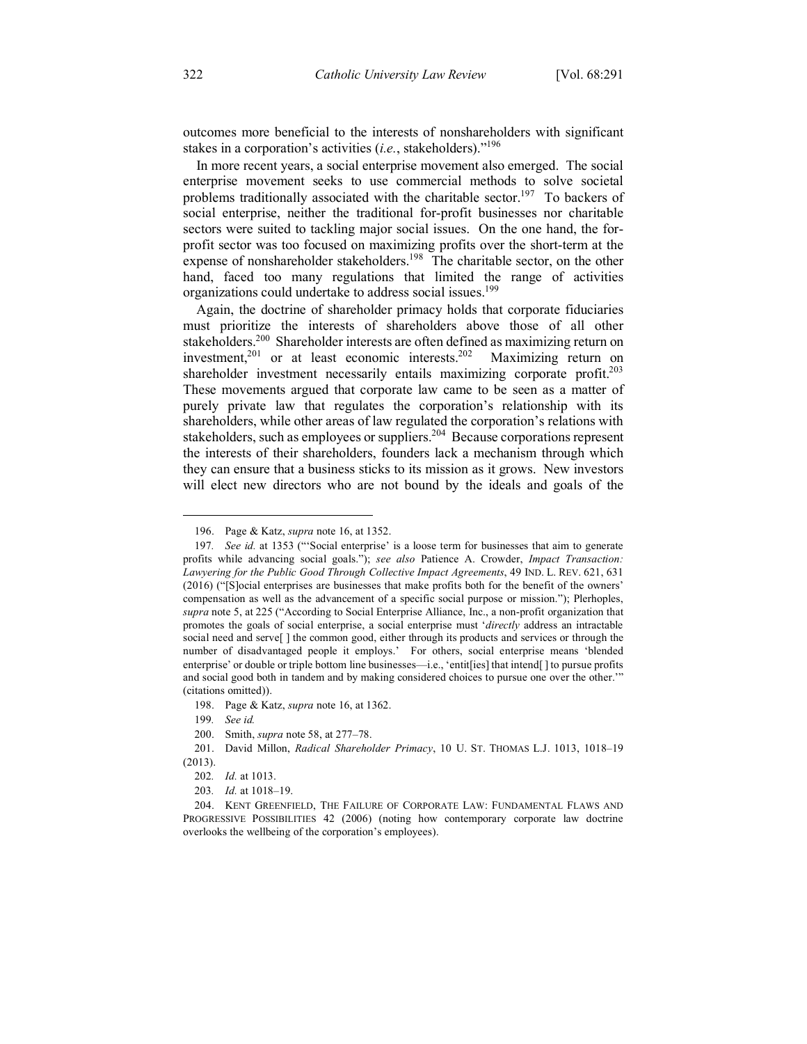outcomes more beneficial to the interests of nonshareholders with significant stakes in a corporation's activities (*i.e.*, stakeholders)."[196]

In more recent years, a social enterprise movement also emerged. The social enterprise movement seeks to use commercial methods to solve societal problems traditionally associated with the charitable sector.[197] To backers of social enterprise, neither the traditional for-profit businesses nor charitable sectors were suited to tackling major social issues. On the one hand, the for-profit sector was too focused on maximizing profits over the short-term at the expense of nonshareholder stakeholders.[198] The charitable sector, on the other hand, faced too many regulations that limited the range of activities organizations could undertake to address social issues.[199]

Again, the doctrine of shareholder primacy holds that corporate fiduciaries must prioritize the interests of shareholders above those of all other stakeholders.[200] Shareholder interests are often defined as maximizing return on investment,[201] or at least economic interests.[202] Maximizing return on shareholder investment necessarily entails maximizing corporate profit.[203] These movements argued that corporate law came to be seen as a matter of purely private law that regulates the corporation's relationship with its shareholders, while other areas of law regulated the corporation's relations with stakeholders, such as employees or suppliers.[204] Because corporations represent the interests of their shareholders, founders lack a mechanism through which they can ensure that a business sticks to its mission as it grows. New investors will elect new directors who are not bound by the ideals and goals of the

---

196. Page & Katz, *supra* note 16, at 1352.

197. *See id.* at 1353 ("'Social enterprise' is a loose term for businesses that aim to generate profits while advancing social goals."); *see also* Patience A. Crowder, *Impact Transaction: Lawyering for the Public Good Through Collective Impact Agreements*, 49 IND. L. REV. 621, 631 (2016) ("[S]ocial enterprises are businesses that make profits both for the benefit of the owners' compensation as well as the advancement of a specific social purpose or mission."); Plerhoples, *supra* note 5, at 225 ("According to Social Enterprise Alliance, Inc., a non-profit organization that promotes the goals of social enterprise, a social enterprise must '*directly* address an intractable social need and serve[ ] the common good, either through its products and services or through the number of disadvantaged people it employs.' For others, social enterprise means 'blended enterprise' or double or triple bottom line businesses—i.e., 'entit[ies] that intend[ ] to pursue profits and social good both in tandem and by making considered choices to pursue one over the other.'" (citations omitted)).

198. Page & Katz, *supra* note 16, at 1362.

199. *See id.*

200. Smith, *supra* note 58, at 277–78.

201. David Millon, *Radical Shareholder Primacy*, 10 U. ST. THOMAS L.J. 1013, 1018–19 (2013).

202. *Id.* at 1013.

203. *Id.* at 1018–19.

204. KENT GREENFIELD, THE FAILURE OF CORPORATE LAW: FUNDAMENTAL FLAWS AND PROGRESSIVE POSSIBILITIES 42 (2006) (noting how contemporary corporate law doctrine overlooks the wellbeing of the corporation's employees).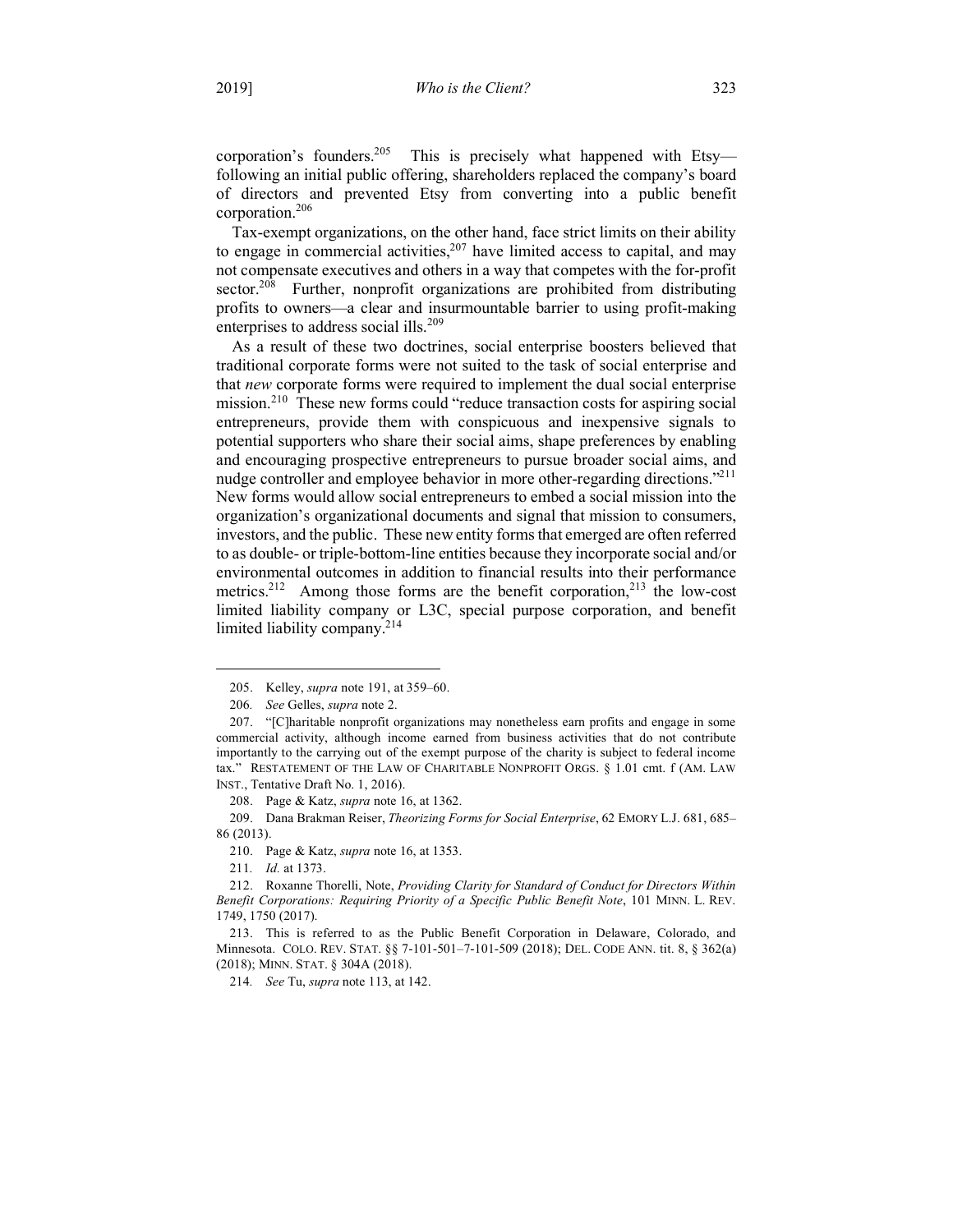corporation's founders.[205] This is precisely what happened with Etsy—following an initial public offering, shareholders replaced the company's board of directors and prevented Etsy from converting into a public benefit corporation.[206]

Tax-exempt organizations, on the other hand, face strict limits on their ability to engage in commercial activities,[207] have limited access to capital, and may not compensate executives and others in a way that competes with the for-profit sector.[208] Further, nonprofit organizations are prohibited from distributing profits to owners—a clear and insurmountable barrier to using profit-making enterprises to address social ills.[209]

As a result of these two doctrines, social enterprise boosters believed that traditional corporate forms were not suited to the task of social enterprise and that *new* corporate forms were required to implement the dual social enterprise mission.[210] These new forms could "reduce transaction costs for aspiring social entrepreneurs, provide them with conspicuous and inexpensive signals to potential supporters who share their social aims, shape preferences by enabling and encouraging prospective entrepreneurs to pursue broader social aims, and nudge controller and employee behavior in more other-regarding directions."[211] New forms would allow social entrepreneurs to embed a social mission into the organization's organizational documents and signal that mission to consumers, investors, and the public. These new entity forms that emerged are often referred to as double- or triple-bottom-line entities because they incorporate social and/or environmental outcomes in addition to financial results into their performance metrics.[212] Among those forms are the benefit corporation,[213] the low-cost limited liability company or L3C, special purpose corporation, and benefit limited liability company.[214]

---

205. Kelley, *supra* note 191, at 359–60.

206. *See* Gelles, *supra* note 2.

207. "[C]haritable nonprofit organizations may nonetheless earn profits and engage in some commercial activity, although income earned from business activities that do not contribute importantly to the carrying out of the exempt purpose of the charity is subject to federal income tax." RESTATEMENT OF THE LAW OF CHARITABLE NONPROFIT ORGS. § 1.01 cmt. f (AM. LAW INST., Tentative Draft No. 1, 2016).

208. Page & Katz, *supra* note 16, at 1362.

209. Dana Brakman Reiser, *Theorizing Forms for Social Enterprise*, 62 EMORY L.J. 681, 685–86 (2013).

210. Page & Katz, *supra* note 16, at 1353.

211. *Id.* at 1373.

212. Roxanne Thorelli, Note, *Providing Clarity for Standard of Conduct for Directors Within Benefit Corporations: Requiring Priority of a Specific Public Benefit Note*, 101 MINN. L. REV. 1749, 1750 (2017).

213. This is referred to as the Public Benefit Corporation in Delaware, Colorado, and Minnesota. COLO. REV. STAT. §§ 7-101-501–7-101-509 (2018); DEL. CODE ANN. tit. 8, § 362(a) (2018); MINN. STAT. § 304A (2018).

214. *See* Tu, *supra* note 113, at 142.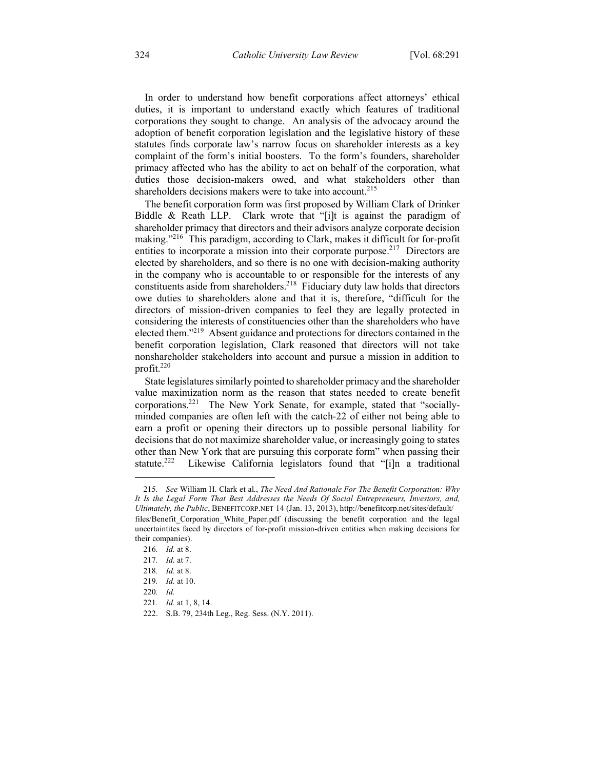In order to understand how benefit corporations affect attorneys' ethical duties, it is important to understand exactly which features of traditional corporations they sought to change. An analysis of the advocacy around the adoption of benefit corporation legislation and the legislative history of these statutes finds corporate law's narrow focus on shareholder interests as a key complaint of the form's initial boosters. To the form's founders, shareholder primacy affected who has the ability to act on behalf of the corporation, what duties those decision-makers owed, and what stakeholders other than shareholders decisions makers were to take into account.[215]

The benefit corporation form was first proposed by William Clark of Drinker Biddle & Reath LLP. Clark wrote that "[i]t is against the paradigm of shareholder primacy that directors and their advisors analyze corporate decision making."[216] This paradigm, according to Clark, makes it difficult for for-profit entities to incorporate a mission into their corporate purpose.[217] Directors are elected by shareholders, and so there is no one with decision-making authority in the company who is accountable to or responsible for the interests of any constituents aside from shareholders.[218] Fiduciary duty law holds that directors owe duties to shareholders alone and that it is, therefore, "difficult for the directors of mission-driven companies to feel they are legally protected in considering the interests of constituencies other than the shareholders who have elected them."[219] Absent guidance and protections for directors contained in the benefit corporation legislation, Clark reasoned that directors will not take nonshareholder stakeholders into account and pursue a mission in addition to profit.[220]

State legislatures similarly pointed to shareholder primacy and the shareholder value maximization norm as the reason that states needed to create benefit corporations.[221] The New York Senate, for example, stated that "socially-minded companies are often left with the catch-22 of either not being able to earn a profit or opening their directors up to possible personal liability for decisions that do not maximize shareholder value, or increasingly going to states other than New York that are pursuing this corporate form" when passing their statute.[222] Likewise California legislators found that "[i]n a traditional

---

215. *See* William H. Clark et al., *The Need And Rationale For The Benefit Corporation: Why It Is the Legal Form That Best Addresses the Needs Of Social Entrepreneurs, Investors, and, Ultimately, the Public*, BENEFITCORP.NET 14 (Jan. 13, 2013), http://benefitcorp.net/sites/default/files/Benefit_Corporation_White_Paper.pdf (discussing the benefit corporation and the legal uncertaintites faced by directors of for-profit mission-driven entities when making decisions for their companies).

216. *Id.* at 8.

217. *Id.* at 7.

218. *Id.* at 8.

219. *Id.* at 10.

220. *Id.*

221. *Id.* at 1, 8, 14.

222. S.B. 79, 234th Leg., Reg. Sess. (N.Y. 2011).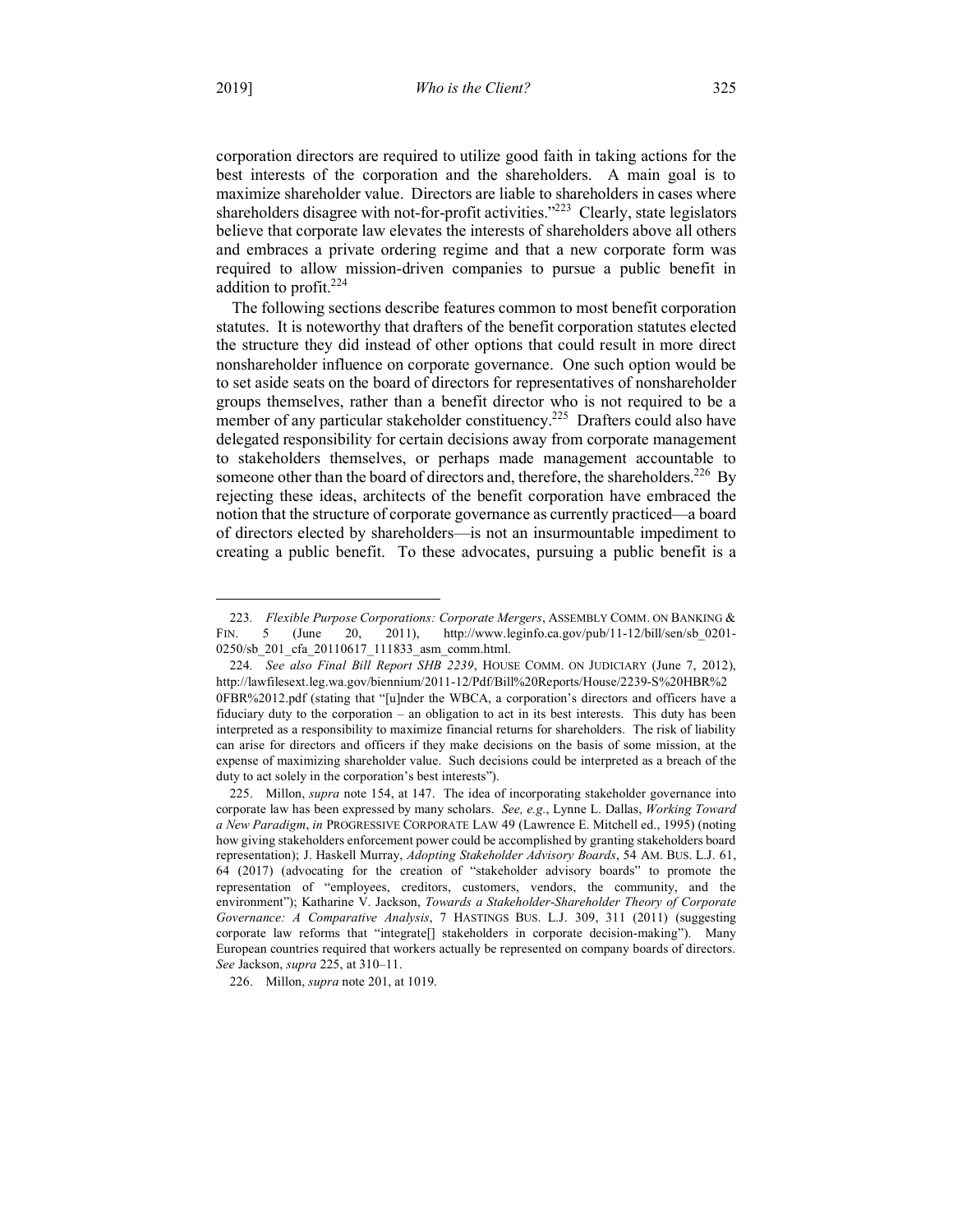corporation directors are required to utilize good faith in taking actions for the best interests of the corporation and the shareholders. A main goal is to maximize shareholder value. Directors are liable to shareholders in cases where shareholders disagree with not-for-profit activities."[223] Clearly, state legislators believe that corporate law elevates the interests of shareholders above all others and embraces a private ordering regime and that a new corporate form was required to allow mission-driven companies to pursue a public benefit in addition to profit.[224]

The following sections describe features common to most benefit corporation statutes. It is noteworthy that drafters of the benefit corporation statutes elected the structure they did instead of other options that could result in more direct nonshareholder influence on corporate governance. One such option would be to set aside seats on the board of directors for representatives of nonshareholder groups themselves, rather than a benefit director who is not required to be a member of any particular stakeholder constituency.[225] Drafters could also have delegated responsibility for certain decisions away from corporate management to stakeholders themselves, or perhaps made management accountable to someone other than the board of directors and, therefore, the shareholders.[226] By rejecting these ideas, architects of the benefit corporation have embraced the notion that the structure of corporate governance as currently practiced—a board of directors elected by shareholders—is not an insurmountable impediment to creating a public benefit. To these advocates, pursuing a public benefit is a

---

223. *Flexible Purpose Corporations: Corporate Mergers*, ASSEMBLY COMM. ON BANKING & FIN. 5 (June 20, 2011), http://www.leginfo.ca.gov/pub/11-12/bill/sen/sb_0201-0250/sb_201_cfa_20110617_111833_asm_comm.html.

224. *See also Final Bill Report SHB 2239*, HOUSE COMM. ON JUDICIARY (June 7, 2012), http://lawfilesext.leg.wa.gov/biennium/2011-12/Pdf/Bill%20Reports/House/2239-S%20HBR%20FBR%2012.pdf (stating that "[u]nder the WBCA, a corporation's directors and officers have a fiduciary duty to the corporation – an obligation to act in its best interests. This duty has been interpreted as a responsibility to maximize financial returns for shareholders. The risk of liability can arise for directors and officers if they make decisions on the basis of some mission, at the expense of maximizing shareholder value. Such decisions could be interpreted as a breach of the duty to act solely in the corporation's best interests").

225. Millon, *supra* note 154, at 147. The idea of incorporating stakeholder governance into corporate law has been expressed by many scholars. *See, e.g.*, Lynne L. Dallas, *Working Toward a New Paradigm*, *in* PROGRESSIVE CORPORATE LAW 49 (Lawrence E. Mitchell ed., 1995) (noting how giving stakeholders enforcement power could be accomplished by granting stakeholders board representation); J. Haskell Murray, *Adopting Stakeholder Advisory Boards*, 54 AM. BUS. L.J. 61, 64 (2017) (advocating for the creation of "stakeholder advisory boards" to promote the representation of "employees, creditors, customers, vendors, the community, and the environment"); Katharine V. Jackson, *Towards a Stakeholder-Shareholder Theory of Corporate Governance: A Comparative Analysis*, 7 HASTINGS BUS. L.J. 309, 311 (2011) (suggesting corporate law reforms that "integrate[] stakeholders in corporate decision-making"). Many European countries required that workers actually be represented on company boards of directors. *See* Jackson, *supra* 225, at 310–11.

226. Millon, *supra* note 201, at 1019.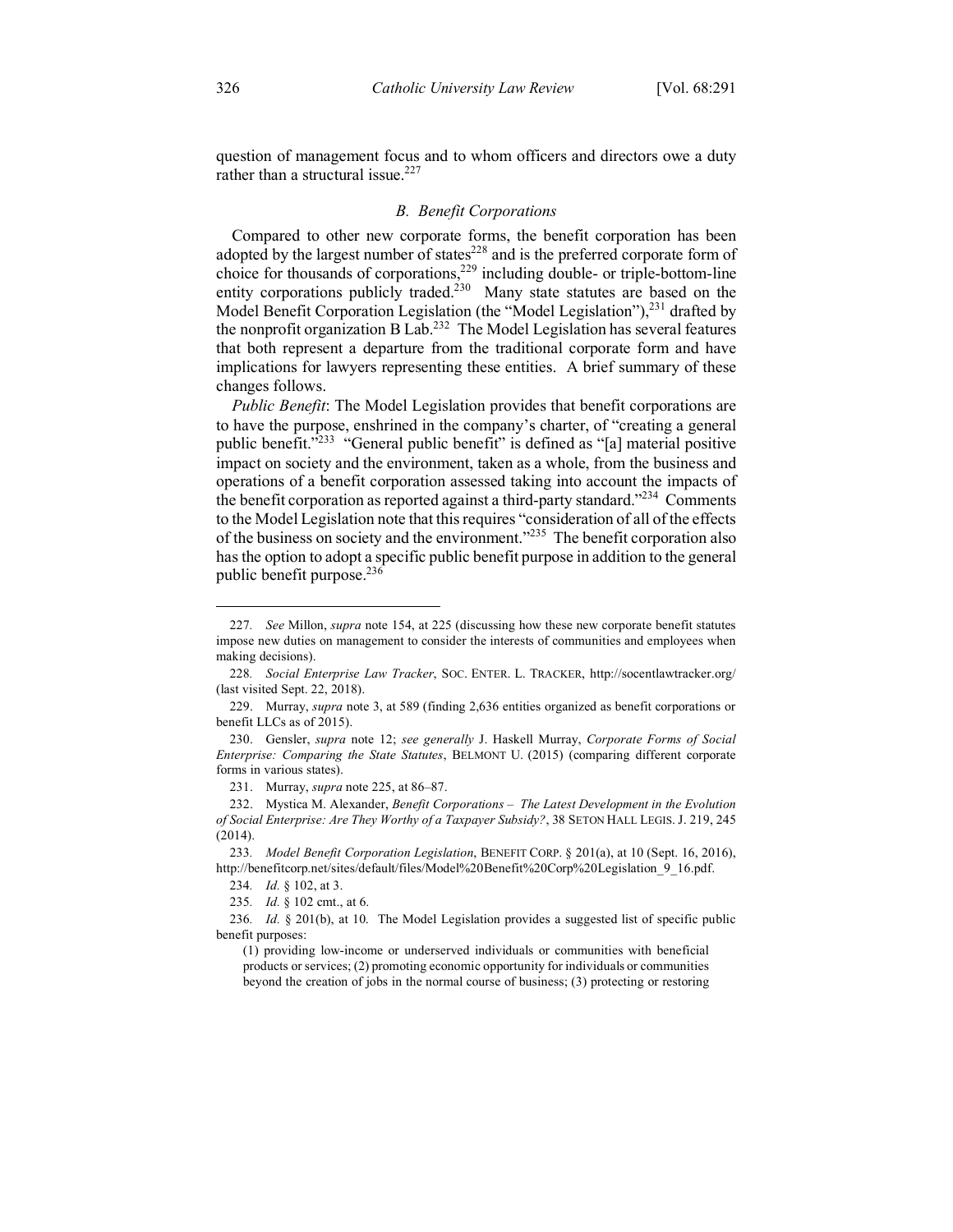question of management focus and to whom officers and directors owe a duty rather than a structural issue.[227]

### *B. Benefit Corporations*

Compared to other new corporate forms, the benefit corporation has been adopted by the largest number of states[228] and is the preferred corporate form of choice for thousands of corporations,[229] including double- or triple-bottom-line entity corporations publicly traded.[230] Many state statutes are based on the Model Benefit Corporation Legislation (the "Model Legislation"),[231] drafted by the nonprofit organization B Lab.[232] The Model Legislation has several features that both represent a departure from the traditional corporate form and have implications for lawyers representing these entities. A brief summary of these changes follows.

*Public Benefit*: The Model Legislation provides that benefit corporations are to have the purpose, enshrined in the company's charter, of "creating a general public benefit."[233] "General public benefit" is defined as "[a] material positive impact on society and the environment, taken as a whole, from the business and operations of a benefit corporation assessed taking into account the impacts of the benefit corporation as reported against a third-party standard."[234] Comments to the Model Legislation note that this requires "consideration of all of the effects of the business on society and the environment."[235] The benefit corporation also has the option to adopt a specific public benefit purpose in addition to the general public benefit purpose.[236]

---

227. *See* Millon, *supra* note 154, at 225 (discussing how these new corporate benefit statutes impose new duties on management to consider the interests of communities and employees when making decisions).

228. *Social Enterprise Law Tracker*, SOC. ENTER. L. TRACKER, http://socentlawtracker.org/ (last visited Sept. 22, 2018).

229. Murray, *supra* note 3, at 589 (finding 2,636 entities organized as benefit corporations or benefit LLCs as of 2015).

230. Gensler, *supra* note 12; *see generally* J. Haskell Murray, *Corporate Forms of Social Enterprise: Comparing the State Statutes*, BELMONT U. (2015) (comparing different corporate forms in various states).

231. Murray, *supra* note 225, at 86–87.

232. Mystica M. Alexander, *Benefit Corporations – The Latest Development in the Evolution of Social Enterprise: Are They Worthy of a Taxpayer Subsidy?*, 38 SETON HALL LEGIS. J. 219, 245 (2014).

233. *Model Benefit Corporation Legislation*, BENEFIT CORP. § 201(a), at 10 (Sept. 16, 2016), http://benefitcorp.net/sites/default/files/Model%20Benefit%20Corp%20Legislation_9_16.pdf.

234. *Id.* § 102, at 3.

235. *Id.* § 102 cmt., at 6.

236. *Id.* § 201(b), at 10. The Model Legislation provides a suggested list of specific public benefit purposes:

> (1) providing low-income or underserved individuals or communities with beneficial products or services; (2) promoting economic opportunity for individuals or communities beyond the creation of jobs in the normal course of business; (3) protecting or restoring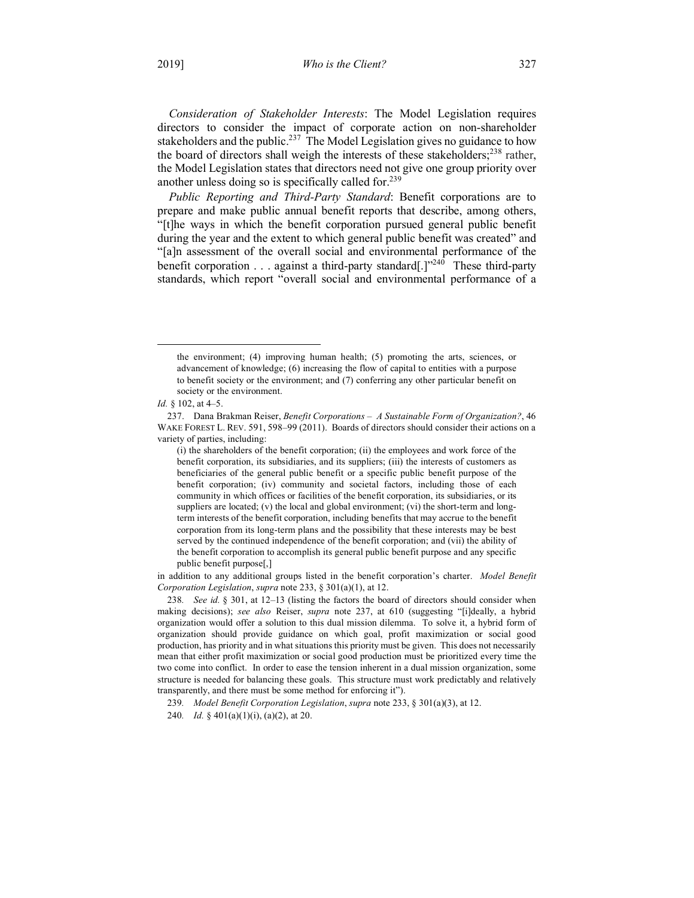*Consideration of Stakeholder Interests*: The Model Legislation requires directors to consider the impact of corporate action on non-shareholder stakeholders and the public.[237] The Model Legislation gives no guidance to how the board of directors shall weigh the interests of these stakeholders;[238] rather, the Model Legislation states that directors need not give one group priority over another unless doing so is specifically called for.[239]

*Public Reporting and Third-Party Standard*: Benefit corporations are to prepare and make public annual benefit reports that describe, among others, "[t]he ways in which the benefit corporation pursued general public benefit during the year and the extent to which general public benefit was created" and "[a]n assessment of the overall social and environmental performance of the benefit corporation . . . against a third-party standard[.]"[240] These third-party standards, which report "overall social and environmental performance of a

---

> the environment; (4) improving human health; (5) promoting the arts, sciences, or advancement of knowledge; (6) increasing the flow of capital to entities with a purpose to benefit society or the environment; and (7) conferring any other particular benefit on society or the environment.

*Id.* § 102, at 4–5.

237. Dana Brakman Reiser, *Benefit Corporations – A Sustainable Form of Organization?*, 46 WAKE FOREST L. REV. 591, 598–99 (2011). Boards of directors should consider their actions on a variety of parties, including:

> (i) the shareholders of the benefit corporation; (ii) the employees and work force of the benefit corporation, its subsidiaries, and its suppliers; (iii) the interests of customers as beneficiaries of the general public benefit or a specific public benefit purpose of the benefit corporation; (iv) community and societal factors, including those of each community in which offices or facilities of the benefit corporation, its subsidiaries, or its suppliers are located; (v) the local and global environment; (vi) the short-term and long-term interests of the benefit corporation, including benefits that may accrue to the benefit corporation from its long-term plans and the possibility that these interests may be best served by the continued independence of the benefit corporation; and (vii) the ability of the benefit corporation to accomplish its general public benefit purpose and any specific public benefit purpose[,]

in addition to any additional groups listed in the benefit corporation's charter. *Model Benefit Corporation Legislation*, *supra* note 233, § 301(a)(1), at 12.

238. *See id.* § 301, at 12–13 (listing the factors the board of directors should consider when making decisions); *see also* Reiser, *supra* note 237, at 610 (suggesting "[i]deally, a hybrid organization would offer a solution to this dual mission dilemma. To solve it, a hybrid form of organization should provide guidance on which goal, profit maximization or social good production, has priority and in what situations this priority must be given. This does not necessarily mean that either profit maximization or social good production must be prioritized every time the two come into conflict. In order to ease the tension inherent in a dual mission organization, some structure is needed for balancing these goals. This structure must work predictably and relatively transparently, and there must be some method for enforcing it").

239. *Model Benefit Corporation Legislation*, *supra* note 233, § 301(a)(3), at 12.

240. *Id.* § 401(a)(1)(i), (a)(2), at 20.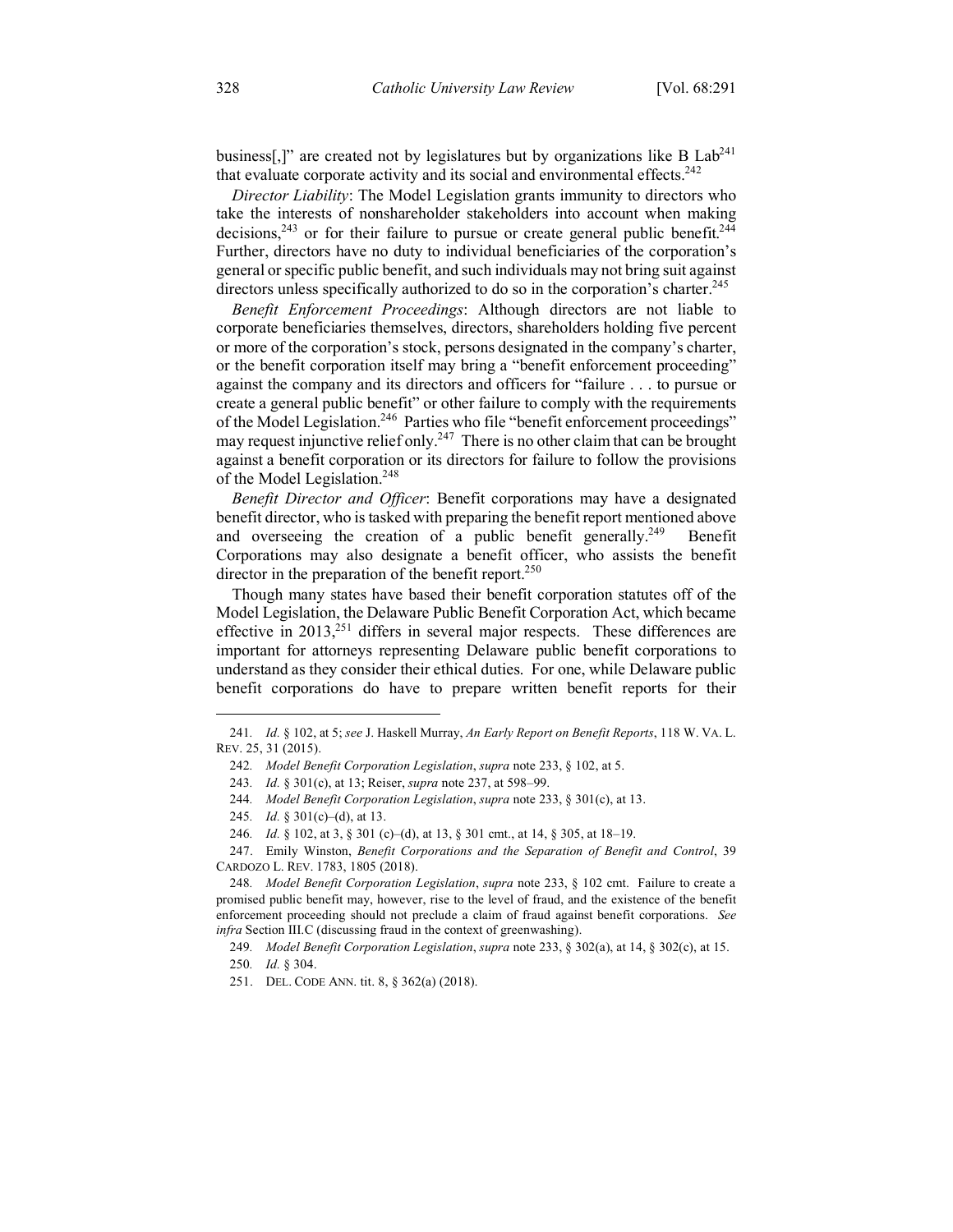business[,]" are created not by legislatures but by organizations like B Lab[241] that evaluate corporate activity and its social and environmental effects.[242]

*Director Liability*: The Model Legislation grants immunity to directors who take the interests of nonshareholder stakeholders into account when making decisions,[243] or for their failure to pursue or create general public benefit.[244] Further, directors have no duty to individual beneficiaries of the corporation's general or specific public benefit, and such individuals may not bring suit against directors unless specifically authorized to do so in the corporation's charter.[245]

*Benefit Enforcement Proceedings*: Although directors are not liable to corporate beneficiaries themselves, directors, shareholders holding five percent or more of the corporation's stock, persons designated in the company's charter, or the benefit corporation itself may bring a "benefit enforcement proceeding" against the company and its directors and officers for "failure . . . to pursue or create a general public benefit" or other failure to comply with the requirements of the Model Legislation.[246] Parties who file "benefit enforcement proceedings" may request injunctive relief only.[247] There is no other claim that can be brought against a benefit corporation or its directors for failure to follow the provisions of the Model Legislation.[248]

*Benefit Director and Officer*: Benefit corporations may have a designated benefit director, who is tasked with preparing the benefit report mentioned above and overseeing the creation of a public benefit generally.[249] Benefit Corporations may also designate a benefit officer, who assists the benefit director in the preparation of the benefit report.[250]

Though many states have based their benefit corporation statutes off of the Model Legislation, the Delaware Public Benefit Corporation Act, which became effective in 2013,[251] differs in several major respects. These differences are important for attorneys representing Delaware public benefit corporations to understand as they consider their ethical duties. For one, while Delaware public benefit corporations do have to prepare written benefit reports for their

---

241. *Id.* § 102, at 5; *see* J. Haskell Murray, *An Early Report on Benefit Reports*, 118 W. VA. L. REV. 25, 31 (2015).

242. *Model Benefit Corporation Legislation*, *supra* note 233, § 102, at 5.

243. *Id.* § 301(c), at 13; Reiser, *supra* note 237, at 598–99.

244. *Model Benefit Corporation Legislation*, *supra* note 233, § 301(c), at 13.

245. *Id.* § 301(c)–(d), at 13.

246. *Id.* § 102, at 3, § 301 (c)–(d), at 13, § 301 cmt., at 14, § 305, at 18–19.

247. Emily Winston, *Benefit Corporations and the Separation of Benefit and Control*, 39 CARDOZO L. REV. 1783, 1805 (2018).

248. *Model Benefit Corporation Legislation*, *supra* note 233, § 102 cmt. Failure to create a promised public benefit may, however, rise to the level of fraud, and the existence of the benefit enforcement proceeding should not preclude a claim of fraud against benefit corporations. *See infra* Section III.C (discussing fraud in the context of greenwashing).

249. *Model Benefit Corporation Legislation*, *supra* note 233, § 302(a), at 14, § 302(c), at 15.

250. *Id.* § 304.

251. DEL. CODE ANN. tit. 8, § 362(a) (2018).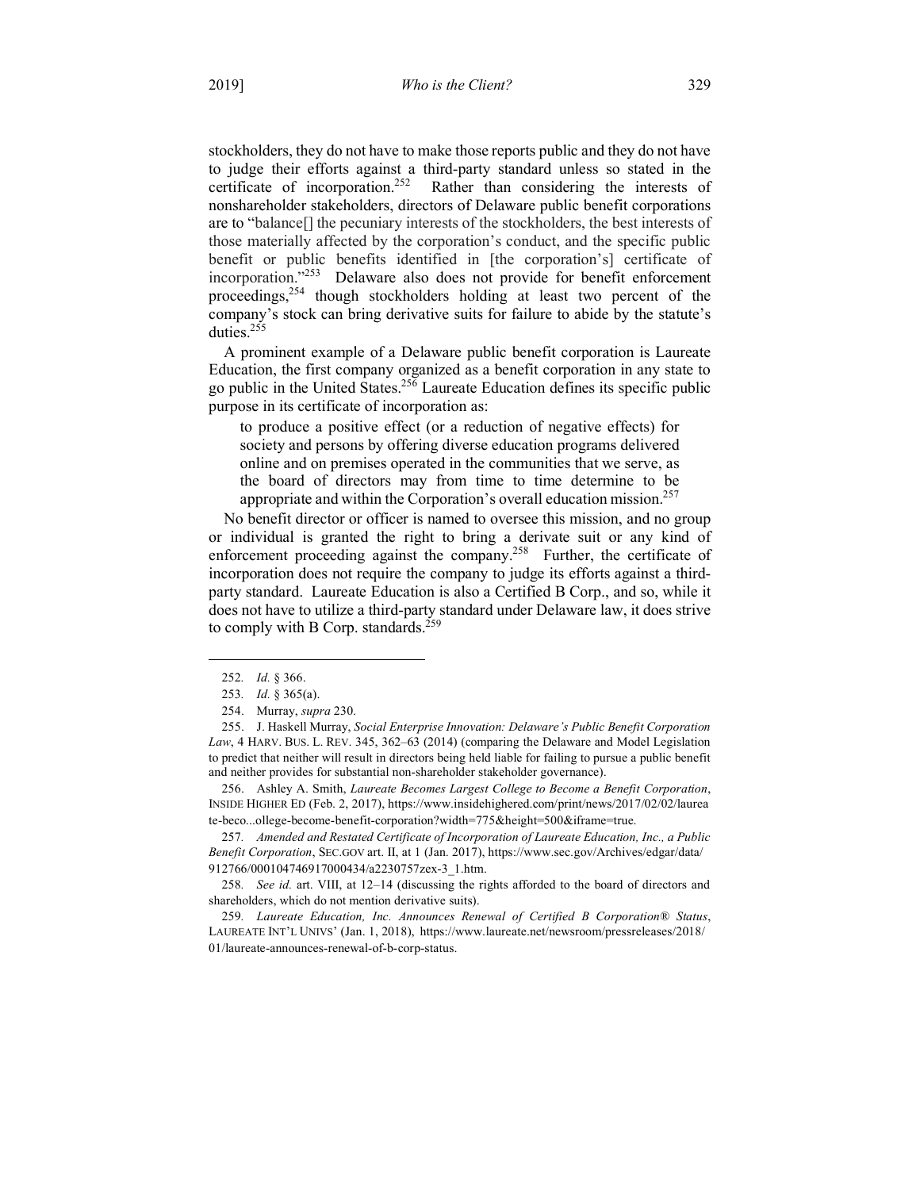stockholders, they do not have to make those reports public and they do not have to judge their efforts against a third-party standard unless so stated in the certificate of incorporation.[252] Rather than considering the interests of nonshareholder stakeholders, directors of Delaware public benefit corporations are to "balance[] the pecuniary interests of the stockholders, the best interests of those materially affected by the corporation's conduct, and the specific public benefit or public benefits identified in [the corporation's] certificate of incorporation."[253] Delaware also does not provide for benefit enforcement proceedings,[254] though stockholders holding at least two percent of the company's stock can bring derivative suits for failure to abide by the statute's duties.[255]

A prominent example of a Delaware public benefit corporation is Laureate Education, the first company organized as a benefit corporation in any state to go public in the United States.[256] Laureate Education defines its specific public purpose in its certificate of incorporation as:

> to produce a positive effect (or a reduction of negative effects) for society and persons by offering diverse education programs delivered online and on premises operated in the communities that we serve, as the board of directors may from time to time determine to be appropriate and within the Corporation's overall education mission.[257]

No benefit director or officer is named to oversee this mission, and no group or individual is granted the right to bring a derivate suit or any kind of enforcement proceeding against the company.[258] Further, the certificate of incorporation does not require the company to judge its efforts against a third-party standard. Laureate Education is also a Certified B Corp., and so, while it does not have to utilize a third-party standard under Delaware law, it does strive to comply with B Corp. standards.[259]

---

252. *Id.* § 366.

253. *Id.* § 365(a).

254. Murray, *supra* 230.

255. J. Haskell Murray, *Social Enterprise Innovation: Delaware's Public Benefit Corporation Law*, 4 HARV. BUS. L. REV. 345, 362–63 (2014) (comparing the Delaware and Model Legislation to predict that neither will result in directors being held liable for failing to pursue a public benefit and neither provides for substantial non-shareholder stakeholder governance).

256. Ashley A. Smith, *Laureate Becomes Largest College to Become a Benefit Corporation*, INSIDE HIGHER ED (Feb. 2, 2017), https://www.insidehighered.com/print/news/2017/02/02/laureate-beco...ollege-become-benefit-corporation?width=775&height=500&iframe=true.

257. *Amended and Restated Certificate of Incorporation of Laureate Education, Inc., a Public Benefit Corporation*, SEC.GOV art. II, at 1 (Jan. 2017), https://www.sec.gov/Archives/edgar/data/912766/000104746917000434/a2230757zex-3_1.htm.

258. *See id.* art. VIII, at 12–14 (discussing the rights afforded to the board of directors and shareholders, which do not mention derivative suits).

259. *Laureate Education, Inc. Announces Renewal of Certified B Corporation® Status*, LAUREATE INT'L UNIVS' (Jan. 1, 2018), https://www.laureate.net/newsroom/pressreleases/2018/01/laureate-announces-renewal-of-b-corp-status.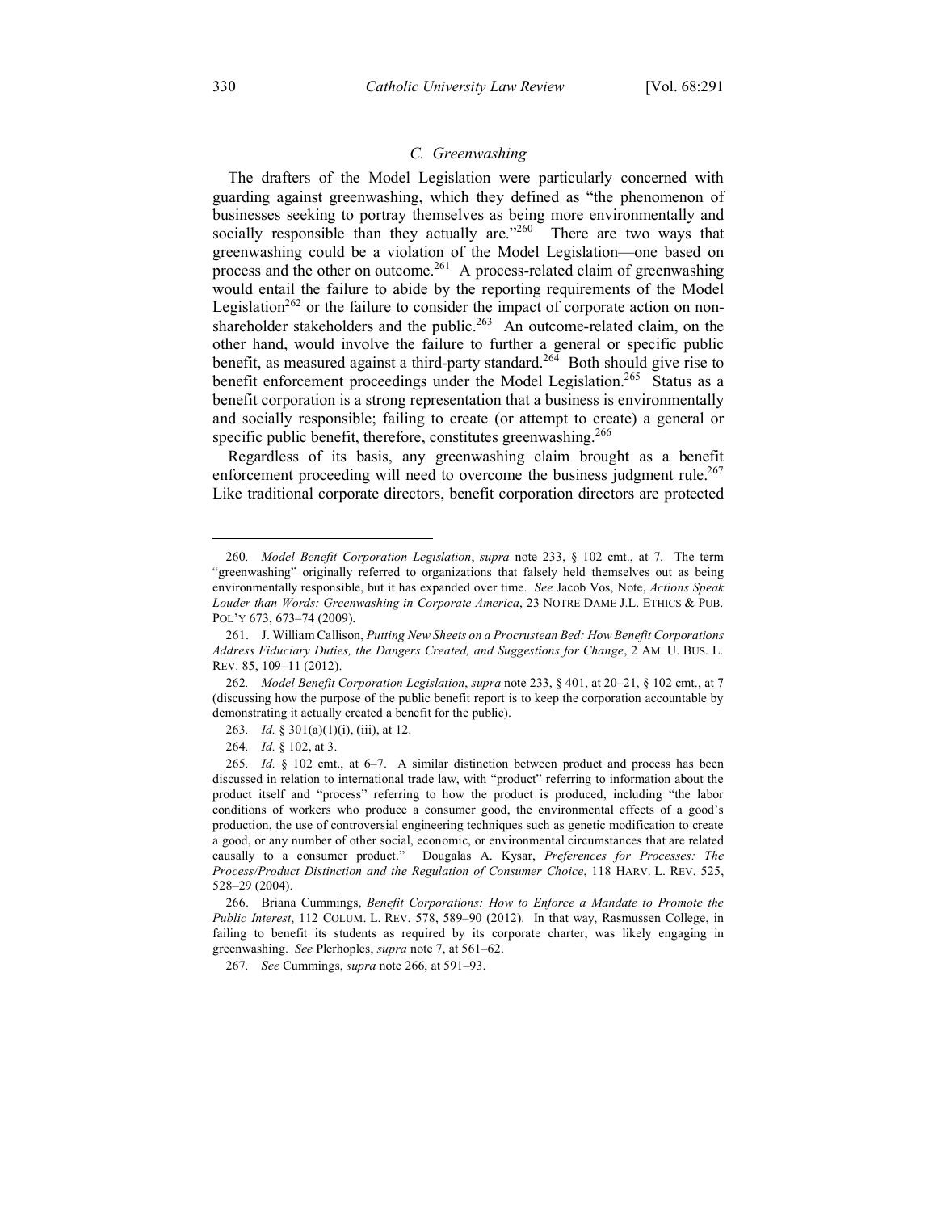### C. Greenwashing

The drafters of the Model Legislation were particularly concerned with guarding against greenwashing, which they defined as "the phenomenon of businesses seeking to portray themselves as being more environmentally and socially responsible than they actually are."[260] There are two ways that greenwashing could be a violation of the Model Legislation—one based on process and the other on outcome.[261] A process-related claim of greenwashing would entail the failure to abide by the reporting requirements of the Model Legislation[262] or the failure to consider the impact of corporate action on non-shareholder stakeholders and the public.[263] An outcome-related claim, on the other hand, would involve the failure to further a general or specific public benefit, as measured against a third-party standard.[264] Both should give rise to benefit enforcement proceedings under the Model Legislation.[265] Status as a benefit corporation is a strong representation that a business is environmentally and socially responsible; failing to create (or attempt to create) a general or specific public benefit, therefore, constitutes greenwashing.[266]

Regardless of its basis, any greenwashing claim brought as a benefit enforcement proceeding will need to overcome the business judgment rule.[267] Like traditional corporate directors, benefit corporation directors are protected

---

260. *Model Benefit Corporation Legislation*, *supra* note 233, § 102 cmt., at 7. The term "greenwashing" originally referred to organizations that falsely held themselves out as being environmentally responsible, but it has expanded over time. *See* Jacob Vos, Note, *Actions Speak Louder than Words: Greenwashing in Corporate America*, 23 NOTRE DAME J.L. ETHICS & PUB. POL'Y 673, 673–74 (2009).

261. J. William Callison, *Putting New Sheets on a Procrustean Bed: How Benefit Corporations Address Fiduciary Duties, the Dangers Created, and Suggestions for Change*, 2 AM. U. BUS. L. REV. 85, 109–11 (2012).

262. *Model Benefit Corporation Legislation*, *supra* note 233, § 401, at 20–21, § 102 cmt., at 7 (discussing how the purpose of the public benefit report is to keep the corporation accountable by demonstrating it actually created a benefit for the public).

263. *Id.* § 301(a)(1)(i), (iii), at 12.

264. *Id.* § 102, at 3.

265. *Id.* § 102 cmt., at 6–7. A similar distinction between product and process has been discussed in relation to international trade law, with "product" referring to information about the product itself and "process" referring to how the product is produced, including "the labor conditions of workers who produce a consumer good, the environmental effects of a good's production, the use of controversial engineering techniques such as genetic modification to create a good, or any number of other social, economic, or environmental circumstances that are related causally to a consumer product." Dougalas A. Kysar, *Preferences for Processes: The Process/Product Distinction and the Regulation of Consumer Choice*, 118 HARV. L. REV. 525, 528–29 (2004).

266. Briana Cummings, *Benefit Corporations: How to Enforce a Mandate to Promote the Public Interest*, 112 COLUM. L. REV. 578, 589–90 (2012). In that way, Rasmussen College, in failing to benefit its students as required by its corporate charter, was likely engaging in greenwashing. *See* Plerhoples, *supra* note 7, at 561–62.

267. *See* Cummings, *supra* note 266, at 591–93.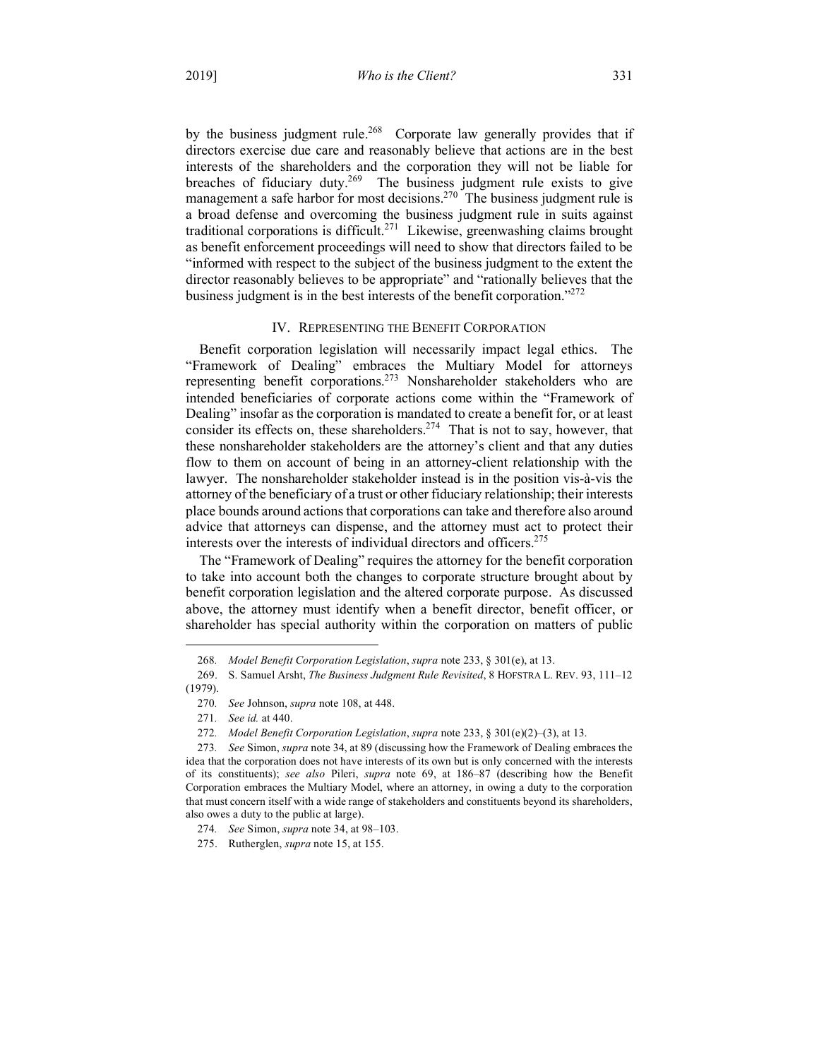by the business judgment rule.[268] Corporate law generally provides that if directors exercise due care and reasonably believe that actions are in the best interests of the shareholders and the corporation they will not be liable for breaches of fiduciary duty.[269] The business judgment rule exists to give management a safe harbor for most decisions.[270] The business judgment rule is a broad defense and overcoming the business judgment rule in suits against traditional corporations is difficult.[271] Likewise, greenwashing claims brought as benefit enforcement proceedings will need to show that directors failed to be "informed with respect to the subject of the business judgment to the extent the director reasonably believes to be appropriate" and "rationally believes that the business judgment is in the best interests of the benefit corporation."[272]

## IV. Representing the Benefit Corporation

Benefit corporation legislation will necessarily impact legal ethics. The "Framework of Dealing" embraces the Multiary Model for attorneys representing benefit corporations.[273] Nonshareholder stakeholders who are intended beneficiaries of corporate actions come within the "Framework of Dealing" insofar as the corporation is mandated to create a benefit for, or at least consider its effects on, these shareholders.[274] That is not to say, however, that these nonshareholder stakeholders are the attorney's client and that any duties flow to them on account of being in an attorney-client relationship with the lawyer. The nonshareholder stakeholder instead is in the position vis-à-vis the attorney of the beneficiary of a trust or other fiduciary relationship; their interests place bounds around actions that corporations can take and therefore also around advice that attorneys can dispense, and the attorney must act to protect their interests over the interests of individual directors and officers.[275]

The "Framework of Dealing" requires the attorney for the benefit corporation to take into account both the changes to corporate structure brought about by benefit corporation legislation and the altered corporate purpose. As discussed above, the attorney must identify when a benefit director, benefit officer, or shareholder has special authority within the corporation on matters of public

---

268. *Model Benefit Corporation Legislation*, *supra* note 233, § 301(e), at 13.

269. S. Samuel Arsht, *The Business Judgment Rule Revisited*, 8 HOFSTRA L. REV. 93, 111–12 (1979).

270. *See* Johnson, *supra* note 108, at 448.

271. *See id.* at 440.

272. *Model Benefit Corporation Legislation*, *supra* note 233, § 301(e)(2)–(3), at 13.

273. *See* Simon, *supra* note 34, at 89 (discussing how the Framework of Dealing embraces the idea that the corporation does not have interests of its own but is only concerned with the interests of its constituents); *see also* Pileri, *supra* note 69, at 186–87 (describing how the Benefit Corporation embraces the Multiary Model, where an attorney, in owing a duty to the corporation that must concern itself with a wide range of stakeholders and constituents beyond its shareholders, also owes a duty to the public at large).

274. *See* Simon, *supra* note 34, at 98–103.

275. Rutherglen, *supra* note 15, at 155.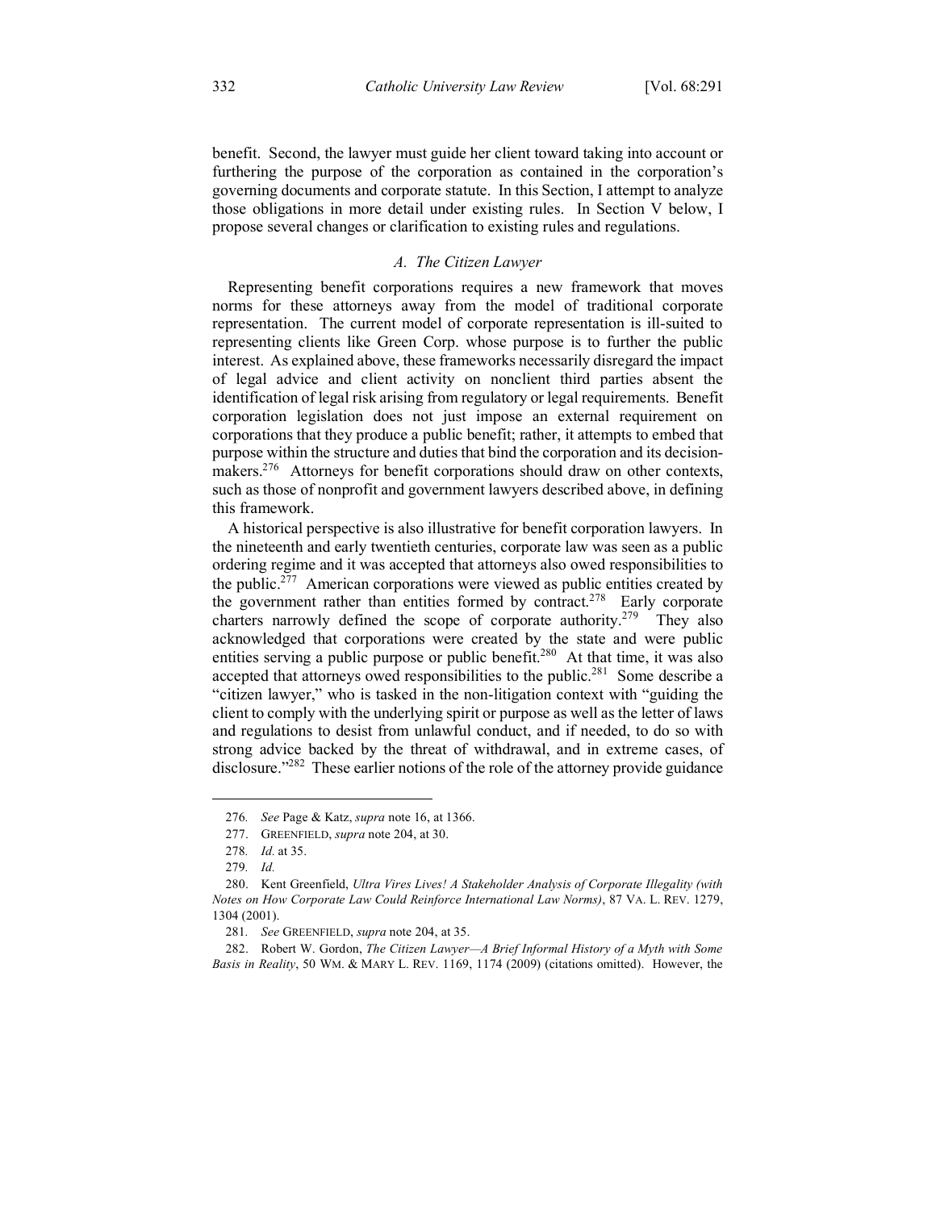benefit. Second, the lawyer must guide her client toward taking into account or furthering the purpose of the corporation as contained in the corporation's governing documents and corporate statute. In this Section, I attempt to analyze those obligations in more detail under existing rules. In Section V below, I propose several changes or clarification to existing rules and regulations.

### *A. The Citizen Lawyer*

Representing benefit corporations requires a new framework that moves norms for these attorneys away from the model of traditional corporate representation. The current model of corporate representation is ill-suited to representing clients like Green Corp. whose purpose is to further the public interest. As explained above, these frameworks necessarily disregard the impact of legal advice and client activity on nonclient third parties absent the identification of legal risk arising from regulatory or legal requirements. Benefit corporation legislation does not just impose an external requirement on corporations that they produce a public benefit; rather, it attempts to embed that purpose within the structure and duties that bind the corporation and its decision-makers.[276] Attorneys for benefit corporations should draw on other contexts, such as those of nonprofit and government lawyers described above, in defining this framework.

A historical perspective is also illustrative for benefit corporation lawyers. In the nineteenth and early twentieth centuries, corporate law was seen as a public ordering regime and it was accepted that attorneys also owed responsibilities to the public.[277] American corporations were viewed as public entities created by the government rather than entities formed by contract.[278] Early corporate charters narrowly defined the scope of corporate authority.[279] They also acknowledged that corporations were created by the state and were public entities serving a public purpose or public benefit.[280] At that time, it was also accepted that attorneys owed responsibilities to the public.[281] Some describe a "citizen lawyer," who is tasked in the non-litigation context with "guiding the client to comply with the underlying spirit or purpose as well as the letter of laws and regulations to desist from unlawful conduct, and if needed, to do so with strong advice backed by the threat of withdrawal, and in extreme cases, of disclosure."[282] These earlier notions of the role of the attorney provide guidance

---

276. *See* Page & Katz, *supra* note 16, at 1366.

277. GREENFIELD, *supra* note 204, at 30.

278. *Id.* at 35.

279. *Id.*

280. Kent Greenfield, *Ultra Vires Lives! A Stakeholder Analysis of Corporate Illegality (with Notes on How Corporate Law Could Reinforce International Law Norms)*, 87 VA. L. REV. 1279, 1304 (2001).

281. *See* GREENFIELD, *supra* note 204, at 35.

282. Robert W. Gordon, *The Citizen Lawyer—A Brief Informal History of a Myth with Some Basis in Reality*, 50 WM. & MARY L. REV. 1169, 1174 (2009) (citations omitted). However, the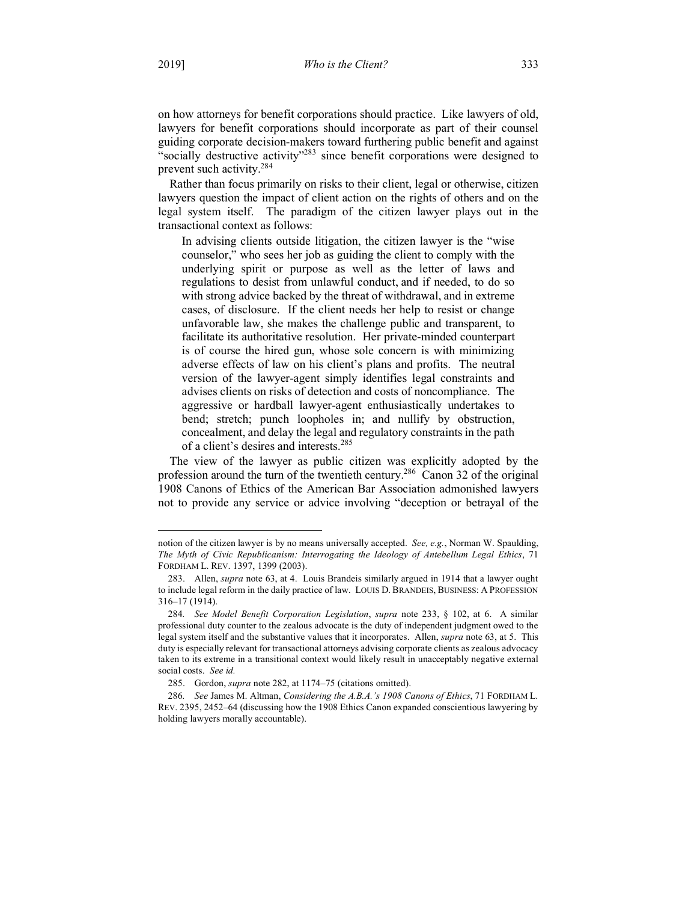on how attorneys for benefit corporations should practice. Like lawyers of old, lawyers for benefit corporations should incorporate as part of their counsel guiding corporate decision-makers toward furthering public benefit and against "socially destructive activity"[283] since benefit corporations were designed to prevent such activity.[284]

Rather than focus primarily on risks to their client, legal or otherwise, citizen lawyers question the impact of client action on the rights of others and on the legal system itself. The paradigm of the citizen lawyer plays out in the transactional context as follows:

> In advising clients outside litigation, the citizen lawyer is the "wise counselor," who sees her job as guiding the client to comply with the underlying spirit or purpose as well as the letter of laws and regulations to desist from unlawful conduct, and if needed, to do so with strong advice backed by the threat of withdrawal, and in extreme cases, of disclosure. If the client needs her help to resist or change unfavorable law, she makes the challenge public and transparent, to facilitate its authoritative resolution. Her private-minded counterpart is of course the hired gun, whose sole concern is with minimizing adverse effects of law on his client's plans and profits. The neutral version of the lawyer-agent simply identifies legal constraints and advises clients on risks of detection and costs of noncompliance. The aggressive or hardball lawyer-agent enthusiastically undertakes to bend; stretch; punch loopholes in; and nullify by obstruction, concealment, and delay the legal and regulatory constraints in the path of a client's desires and interests.[285]

The view of the lawyer as public citizen was explicitly adopted by the profession around the turn of the twentieth century.[286] Canon 32 of the original 1908 Canons of Ethics of the American Bar Association admonished lawyers not to provide any service or advice involving "deception or betrayal of the

---

notion of the citizen lawyer is by no means universally accepted. *See, e.g.*, Norman W. Spaulding, *The Myth of Civic Republicanism: Interrogating the Ideology of Antebellum Legal Ethics*, 71 FORDHAM L. REV. 1397, 1399 (2003).

283. Allen, *supra* note 63, at 4. Louis Brandeis similarly argued in 1914 that a lawyer ought to include legal reform in the daily practice of law. LOUIS D. BRANDEIS, BUSINESS: A PROFESSION 316–17 (1914).

284. *See Model Benefit Corporation Legislation*, *supra* note 233, § 102, at 6. A similar professional duty counter to the zealous advocate is the duty of independent judgment owed to the legal system itself and the substantive values that it incorporates. Allen, *supra* note 63, at 5. This duty is especially relevant for transactional attorneys advising corporate clients as zealous advocacy taken to its extreme in a transitional context would likely result in unacceptably negative external social costs. *See id.*

285. Gordon, *supra* note 282, at 1174–75 (citations omitted).

286. *See* James M. Altman, *Considering the A.B.A.'s 1908 Canons of Ethics*, 71 FORDHAM L. REV. 2395, 2452–64 (discussing how the 1908 Ethics Canon expanded conscientious lawyering by holding lawyers morally accountable).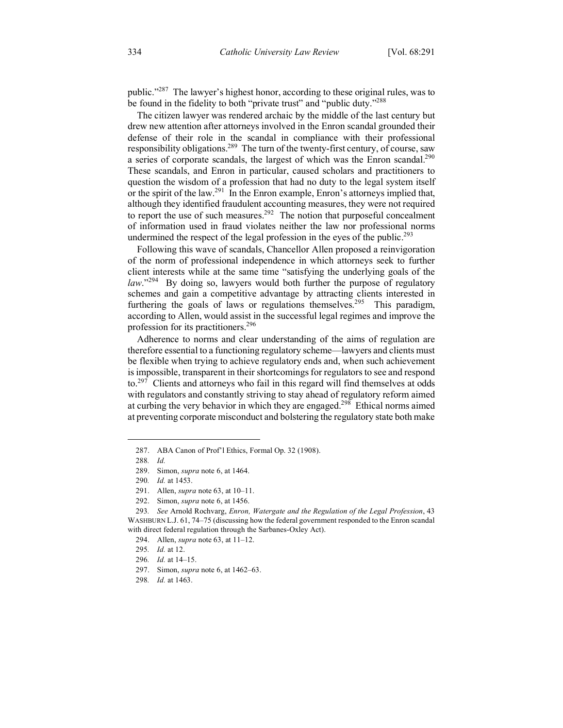public."[287] The lawyer's highest honor, according to these original rules, was to be found in the fidelity to both "private trust" and "public duty."[288]

The citizen lawyer was rendered archaic by the middle of the last century but drew new attention after attorneys involved in the Enron scandal grounded their defense of their role in the scandal in compliance with their professional responsibility obligations.[289] The turn of the twenty-first century, of course, saw a series of corporate scandals, the largest of which was the Enron scandal.[290] These scandals, and Enron in particular, caused scholars and practitioners to question the wisdom of a profession that had no duty to the legal system itself or the spirit of the law.[291] In the Enron example, Enron's attorneys implied that, although they identified fraudulent accounting measures, they were not required to report the use of such measures.[292] The notion that purposeful concealment of information used in fraud violates neither the law nor professional norms undermined the respect of the legal profession in the eyes of the public.[293]

Following this wave of scandals, Chancellor Allen proposed a reinvigoration of the norm of professional independence in which attorneys seek to further client interests while at the same time "satisfying the underlying goals of the *law*."[294] By doing so, lawyers would both further the purpose of regulatory schemes and gain a competitive advantage by attracting clients interested in furthering the goals of laws or regulations themselves.[295] This paradigm, according to Allen, would assist in the successful legal regimes and improve the profession for its practitioners.[296]

Adherence to norms and clear understanding of the aims of regulation are therefore essential to a functioning regulatory scheme—lawyers and clients must be flexible when trying to achieve regulatory ends and, when such achievement is impossible, transparent in their shortcomings for regulators to see and respond to.[297] Clients and attorneys who fail in this regard will find themselves at odds with regulators and constantly striving to stay ahead of regulatory reform aimed at curbing the very behavior in which they are engaged.[298] Ethical norms aimed at preventing corporate misconduct and bolstering the regulatory state both make

---

287. ABA Canon of Prof'l Ethics, Formal Op. 32 (1908).

288. *Id.*

289. Simon, *supra* note 6, at 1464.

290. *Id.* at 1453.

291. Allen, *supra* note 63, at 10–11.

292. Simon, *supra* note 6, at 1456.

293. *See* Arnold Rochvarg, *Enron, Watergate and the Regulation of the Legal Profession*, 43 WASHBURN L.J. 61, 74–75 (discussing how the federal government responded to the Enron scandal with direct federal regulation through the Sarbanes-Oxley Act).

294. Allen, *supra* note 63, at 11–12.

295. *Id.* at 12.

296. *Id.* at 14–15.

297. Simon, *supra* note 6, at 1462–63.

298. *Id.* at 1463.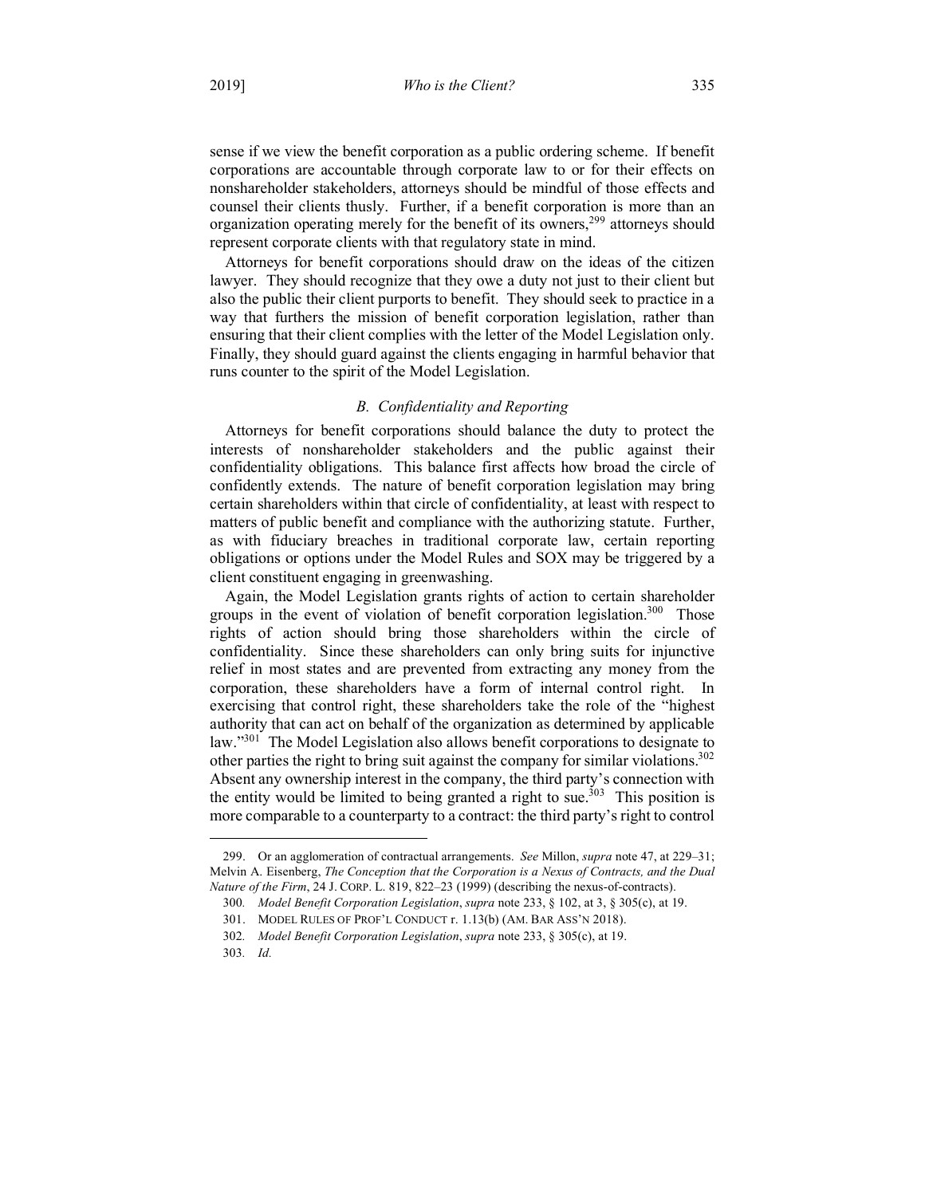sense if we view the benefit corporation as a public ordering scheme. If benefit corporations are accountable through corporate law to or for their effects on nonshareholder stakeholders, attorneys should be mindful of those effects and counsel their clients thusly. Further, if a benefit corporation is more than an organization operating merely for the benefit of its owners,[299] attorneys should represent corporate clients with that regulatory state in mind.

Attorneys for benefit corporations should draw on the ideas of the citizen lawyer. They should recognize that they owe a duty not just to their client but also the public their client purports to benefit. They should seek to practice in a way that furthers the mission of benefit corporation legislation, rather than ensuring that their client complies with the letter of the Model Legislation only. Finally, they should guard against the clients engaging in harmful behavior that runs counter to the spirit of the Model Legislation.

### *B. Confidentiality and Reporting*

Attorneys for benefit corporations should balance the duty to protect the interests of nonshareholder stakeholders and the public against their confidentiality obligations. This balance first affects how broad the circle of confidently extends. The nature of benefit corporation legislation may bring certain shareholders within that circle of confidentiality, at least with respect to matters of public benefit and compliance with the authorizing statute. Further, as with fiduciary breaches in traditional corporate law, certain reporting obligations or options under the Model Rules and SOX may be triggered by a client constituent engaging in greenwashing.

Again, the Model Legislation grants rights of action to certain shareholder groups in the event of violation of benefit corporation legislation.[300] Those rights of action should bring those shareholders within the circle of confidentiality. Since these shareholders can only bring suits for injunctive relief in most states and are prevented from extracting any money from the corporation, these shareholders have a form of internal control right. In exercising that control right, these shareholders take the role of the "highest authority that can act on behalf of the organization as determined by applicable law."[301] The Model Legislation also allows benefit corporations to designate to other parties the right to bring suit against the company for similar violations.[302] Absent any ownership interest in the company, the third party's connection with the entity would be limited to being granted a right to sue.[303] This position is more comparable to a counterparty to a contract: the third party's right to control

---

299. Or an agglomeration of contractual arrangements. *See* Millon, *supra* note 47, at 229–31; Melvin A. Eisenberg, *The Conception that the Corporation is a Nexus of Contracts, and the Dual Nature of the Firm*, 24 J. CORP. L. 819, 822–23 (1999) (describing the nexus-of-contracts).

300. *Model Benefit Corporation Legislation*, *supra* note 233, § 102, at 3, § 305(c), at 19.

301. MODEL RULES OF PROF'L CONDUCT r. 1.13(b) (AM. BAR ASS'N 2018).

302. *Model Benefit Corporation Legislation*, *supra* note 233, § 305(c), at 19.

303. *Id.*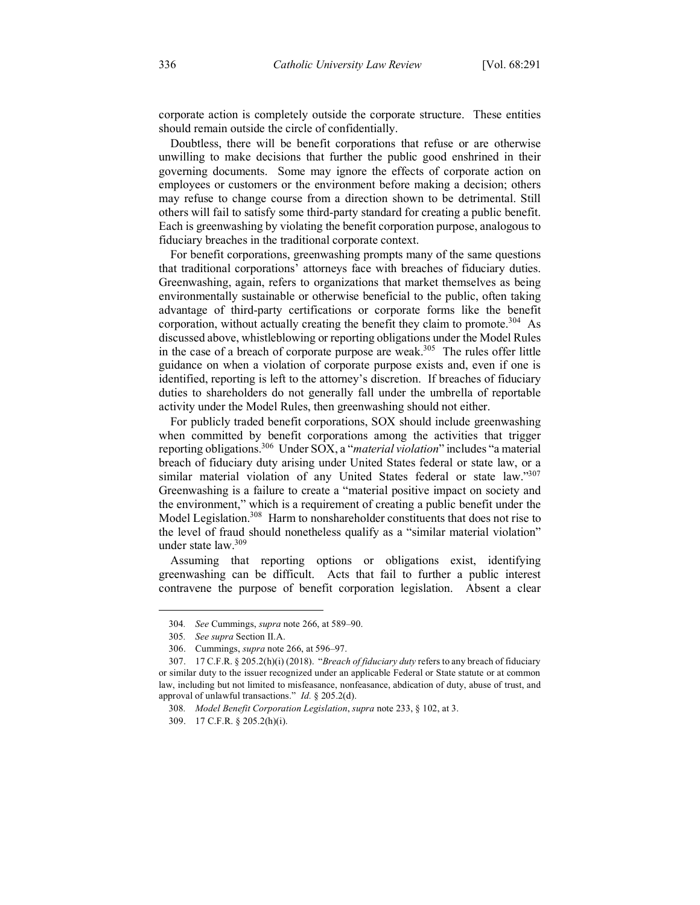corporate action is completely outside the corporate structure. These entities should remain outside the circle of confidentially.

Doubtless, there will be benefit corporations that refuse or are otherwise unwilling to make decisions that further the public good enshrined in their governing documents. Some may ignore the effects of corporate action on employees or customers or the environment before making a decision; others may refuse to change course from a direction shown to be detrimental. Still others will fail to satisfy some third-party standard for creating a public benefit. Each is greenwashing by violating the benefit corporation purpose, analogous to fiduciary breaches in the traditional corporate context.

For benefit corporations, greenwashing prompts many of the same questions that traditional corporations' attorneys face with breaches of fiduciary duties. Greenwashing, again, refers to organizations that market themselves as being environmentally sustainable or otherwise beneficial to the public, often taking advantage of third-party certifications or corporate forms like the benefit corporation, without actually creating the benefit they claim to promote.[304] As discussed above, whistleblowing or reporting obligations under the Model Rules in the case of a breach of corporate purpose are weak.[305] The rules offer little guidance on when a violation of corporate purpose exists and, even if one is identified, reporting is left to the attorney's discretion. If breaches of fiduciary duties to shareholders do not generally fall under the umbrella of reportable activity under the Model Rules, then greenwashing should not either.

For publicly traded benefit corporations, SOX should include greenwashing when committed by benefit corporations among the activities that trigger reporting obligations.[306] Under SOX, a "*material violation*" includes "a material breach of fiduciary duty arising under United States federal or state law, or a similar material violation of any United States federal or state law."[307] Greenwashing is a failure to create a "material positive impact on society and the environment," which is a requirement of creating a public benefit under the Model Legislation.[308] Harm to nonshareholder constituents that does not rise to the level of fraud should nonetheless qualify as a "similar material violation" under state law.[309]

Assuming that reporting options or obligations exist, identifying greenwashing can be difficult. Acts that fail to further a public interest contravene the purpose of benefit corporation legislation. Absent a clear

---

304. *See* Cummings, *supra* note 266, at 589–90.

305. *See supra* Section II.A.

306. Cummings, *supra* note 266, at 596–97.

307. 17 C.F.R. § 205.2(h)(i) (2018). "*Breach of fiduciary duty* refers to any breach of fiduciary or similar duty to the issuer recognized under an applicable Federal or State statute or at common law, including but not limited to misfeasance, nonfeasance, abdication of duty, abuse of trust, and approval of unlawful transactions." *Id.* § 205.2(d).

308. *Model Benefit Corporation Legislation*, *supra* note 233, § 102, at 3.

309. 17 C.F.R. § 205.2(h)(i).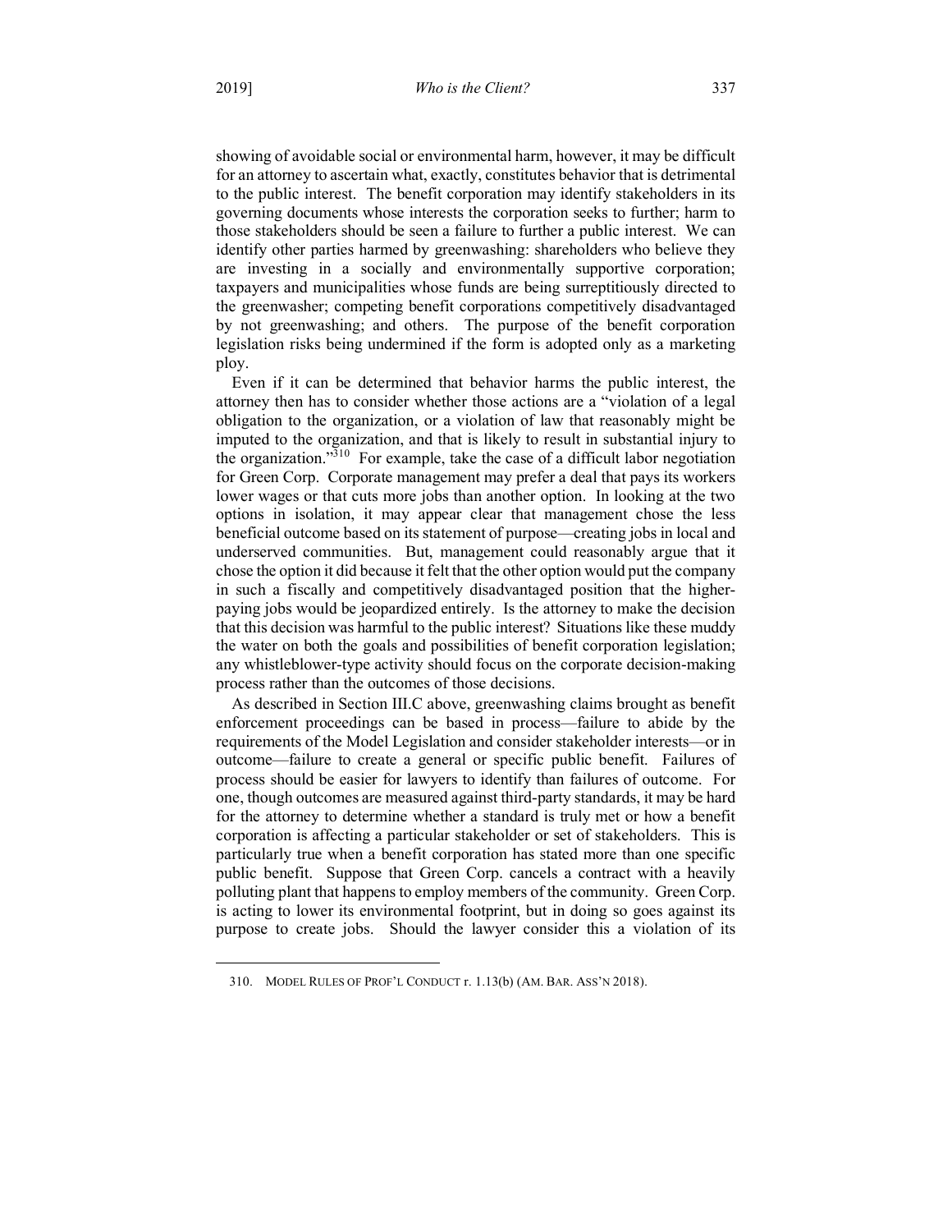showing of avoidable social or environmental harm, however, it may be difficult for an attorney to ascertain what, exactly, constitutes behavior that is detrimental to the public interest. The benefit corporation may identify stakeholders in its governing documents whose interests the corporation seeks to further; harm to those stakeholders should be seen a failure to further a public interest. We can identify other parties harmed by greenwashing: shareholders who believe they are investing in a socially and environmentally supportive corporation; taxpayers and municipalities whose funds are being surreptitiously directed to the greenwasher; competing benefit corporations competitively disadvantaged by not greenwashing; and others. The purpose of the benefit corporation legislation risks being undermined if the form is adopted only as a marketing ploy.

Even if it can be determined that behavior harms the public interest, the attorney then has to consider whether those actions are a "violation of a legal obligation to the organization, or a violation of law that reasonably might be imputed to the organization, and that is likely to result in substantial injury to the organization."[310] For example, take the case of a difficult labor negotiation for Green Corp. Corporate management may prefer a deal that pays its workers lower wages or that cuts more jobs than another option. In looking at the two options in isolation, it may appear clear that management chose the less beneficial outcome based on its statement of purpose—creating jobs in local and underserved communities. But, management could reasonably argue that it chose the option it did because it felt that the other option would put the company in such a fiscally and competitively disadvantaged position that the higher-paying jobs would be jeopardized entirely. Is the attorney to make the decision that this decision was harmful to the public interest? Situations like these muddy the water on both the goals and possibilities of benefit corporation legislation; any whistleblower-type activity should focus on the corporate decision-making process rather than the outcomes of those decisions.

As described in Section III.C above, greenwashing claims brought as benefit enforcement proceedings can be based in process—failure to abide by the requirements of the Model Legislation and consider stakeholder interests—or in outcome—failure to create a general or specific public benefit. Failures of process should be easier for lawyers to identify than failures of outcome. For one, though outcomes are measured against third-party standards, it may be hard for the attorney to determine whether a standard is truly met or how a benefit corporation is affecting a particular stakeholder or set of stakeholders. This is particularly true when a benefit corporation has stated more than one specific public benefit. Suppose that Green Corp. cancels a contract with a heavily polluting plant that happens to employ members of the community. Green Corp. is acting to lower its environmental footprint, but in doing so goes against its purpose to create jobs. Should the lawyer consider this a violation of its

---

310. MODEL RULES OF PROF'L CONDUCT r. 1.13(b) (AM. BAR. ASS'N 2018).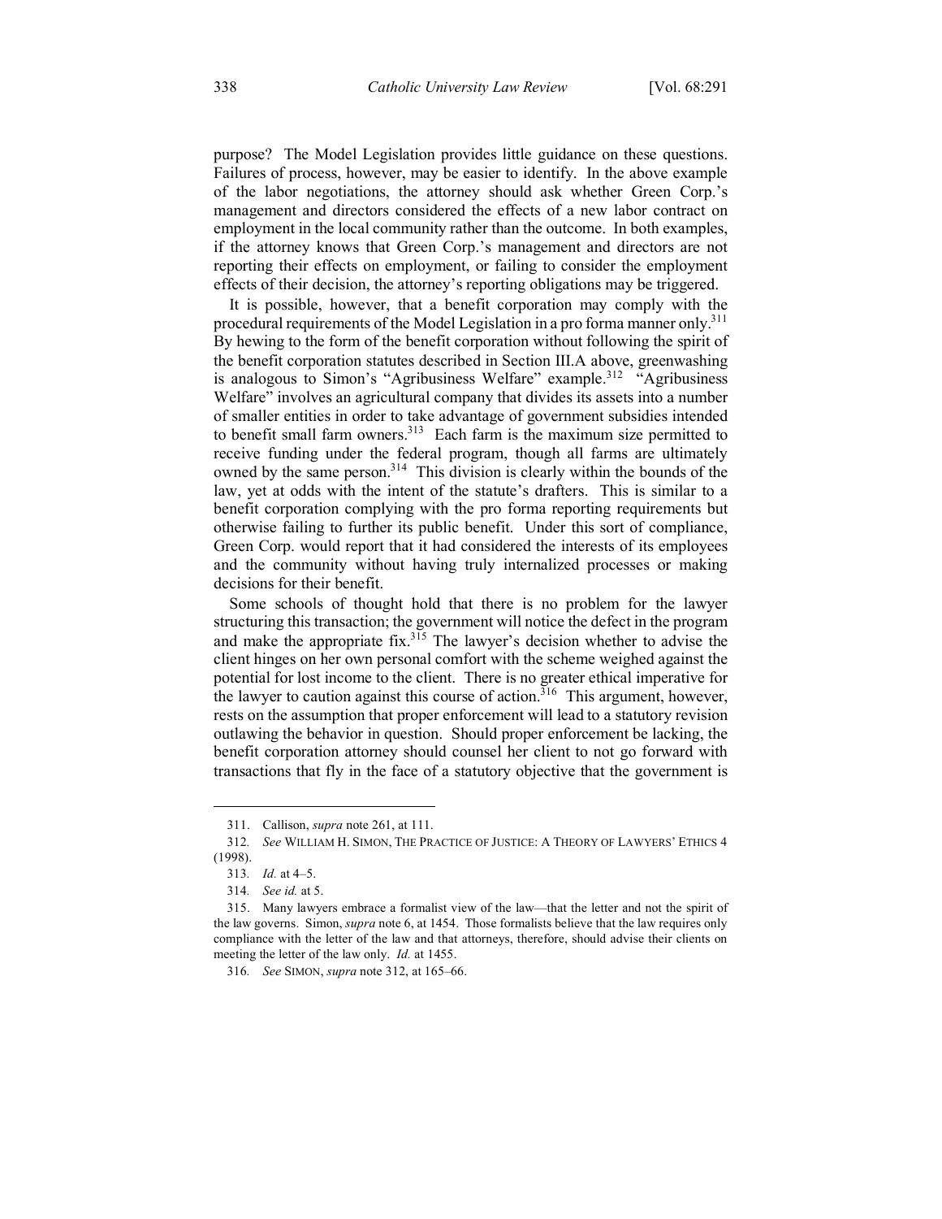purpose? The Model Legislation provides little guidance on these questions. Failures of process, however, may be easier to identify. In the above example of the labor negotiations, the attorney should ask whether Green Corp.'s management and directors considered the effects of a new labor contract on employment in the local community rather than the outcome. In both examples, if the attorney knows that Green Corp.'s management and directors are not reporting their effects on employment, or failing to consider the employment effects of their decision, the attorney's reporting obligations may be triggered.

It is possible, however, that a benefit corporation may comply with the procedural requirements of the Model Legislation in a pro forma manner only.[311] By hewing to the form of the benefit corporation without following the spirit of the benefit corporation statutes described in Section III.A above, greenwashing is analogous to Simon's "Agribusiness Welfare" example.[312] "Agribusiness Welfare" involves an agricultural company that divides its assets into a number of smaller entities in order to take advantage of government subsidies intended to benefit small farm owners.[313] Each farm is the maximum size permitted to receive funding under the federal program, though all farms are ultimately owned by the same person.[314] This division is clearly within the bounds of the law, yet at odds with the intent of the statute's drafters. This is similar to a benefit corporation complying with the pro forma reporting requirements but otherwise failing to further its public benefit. Under this sort of compliance, Green Corp. would report that it had considered the interests of its employees and the community without having truly internalized processes or making decisions for their benefit.

Some schools of thought hold that there is no problem for the lawyer structuring this transaction; the government will notice the defect in the program and make the appropriate fix.[315] The lawyer's decision whether to advise the client hinges on her own personal comfort with the scheme weighed against the potential for lost income to the client. There is no greater ethical imperative for the lawyer to caution against this course of action.[316] This argument, however, rests on the assumption that proper enforcement will lead to a statutory revision outlawing the behavior in question. Should proper enforcement be lacking, the benefit corporation attorney should counsel her client to not go forward with transactions that fly in the face of a statutory objective that the government is

---

311. Callison, *supra* note 261, at 111.

312. *See* WILLIAM H. SIMON, THE PRACTICE OF JUSTICE: A THEORY OF LAWYERS' ETHICS 4 (1998).

313. *Id.* at 4–5.

314. *See id.* at 5.

315. Many lawyers embrace a formalist view of the law—that the letter and not the spirit of the law governs. Simon, *supra* note 6, at 1454. Those formalists believe that the law requires only compliance with the letter of the law and that attorneys, therefore, should advise their clients on meeting the letter of the law only. *Id.* at 1455.

316. *See* SIMON, *supra* note 312, at 165–66.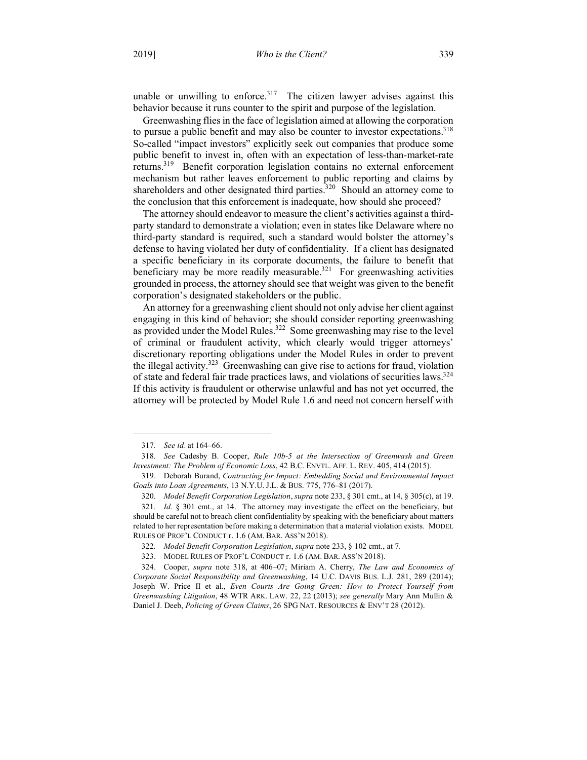unable or unwilling to enforce.[317] The citizen lawyer advises against this behavior because it runs counter to the spirit and purpose of the legislation.

Greenwashing flies in the face of legislation aimed at allowing the corporation to pursue a public benefit and may also be counter to investor expectations.[318] So-called "impact investors" explicitly seek out companies that produce some public benefit to invest in, often with an expectation of less-than-market-rate returns.[319] Benefit corporation legislation contains no external enforcement mechanism but rather leaves enforcement to public reporting and claims by shareholders and other designated third parties.[320] Should an attorney come to the conclusion that this enforcement is inadequate, how should she proceed?

The attorney should endeavor to measure the client's activities against a third-party standard to demonstrate a violation; even in states like Delaware where no third-party standard is required, such a standard would bolster the attorney's defense to having violated her duty of confidentiality. If a client has designated a specific beneficiary in its corporate documents, the failure to benefit that beneficiary may be more readily measurable.[321] For greenwashing activities grounded in process, the attorney should see that weight was given to the benefit corporation's designated stakeholders or the public.

An attorney for a greenwashing client should not only advise her client against engaging in this kind of behavior; she should consider reporting greenwashing as provided under the Model Rules.[322] Some greenwashing may rise to the level of criminal or fraudulent activity, which clearly would trigger attorneys' discretionary reporting obligations under the Model Rules in order to prevent the illegal activity.[323] Greenwashing can give rise to actions for fraud, violation of state and federal fair trade practices laws, and violations of securities laws.[324] If this activity is fraudulent or otherwise unlawful and has not yet occurred, the attorney will be protected by Model Rule 1.6 and need not concern herself with

---

317. *See id.* at 164–66.

318. *See* Cadesby B. Cooper, *Rule 10b-5 at the Intersection of Greenwash and Green Investment: The Problem of Economic Loss*, 42 B.C. ENVTL. AFF. L. REV. 405, 414 (2015).

319. Deborah Burand, *Contracting for Impact: Embedding Social and Environmental Impact Goals into Loan Agreements*, 13 N.Y.U. J.L. & BUS. 775, 776–81 (2017).

320. *Model Benefit Corporation Legislation*, *supra* note 233, § 301 cmt., at 14, § 305(c), at 19.

321. *Id.* § 301 cmt., at 14. The attorney may investigate the effect on the beneficiary, but should be careful not to breach client confidentiality by speaking with the beneficiary about matters related to her representation before making a determination that a material violation exists. MODEL RULES OF PROF'L CONDUCT r. 1.6 (AM. BAR. ASS'N 2018).

322. *Model Benefit Corporation Legislation*, *supra* note 233, § 102 cmt., at 7.

323. MODEL RULES OF PROF'L CONDUCT r. 1.6 (AM. BAR. ASS'N 2018).

324. Cooper, *supra* note 318, at 406–07; Miriam A. Cherry, *The Law and Economics of Corporate Social Responsibility and Greenwashing*, 14 U.C. DAVIS BUS. L.J. 281, 289 (2014); Joseph W. Price II et al., *Even Courts Are Going Green: How to Protect Yourself from Greenwashing Litigation*, 48 WTR ARK. LAW. 22, 22 (2013); *see generally* Mary Ann Mullin & Daniel J. Deeb, *Policing of Green Claims*, 26 SPG NAT. RESOURCES & ENV'T 28 (2012).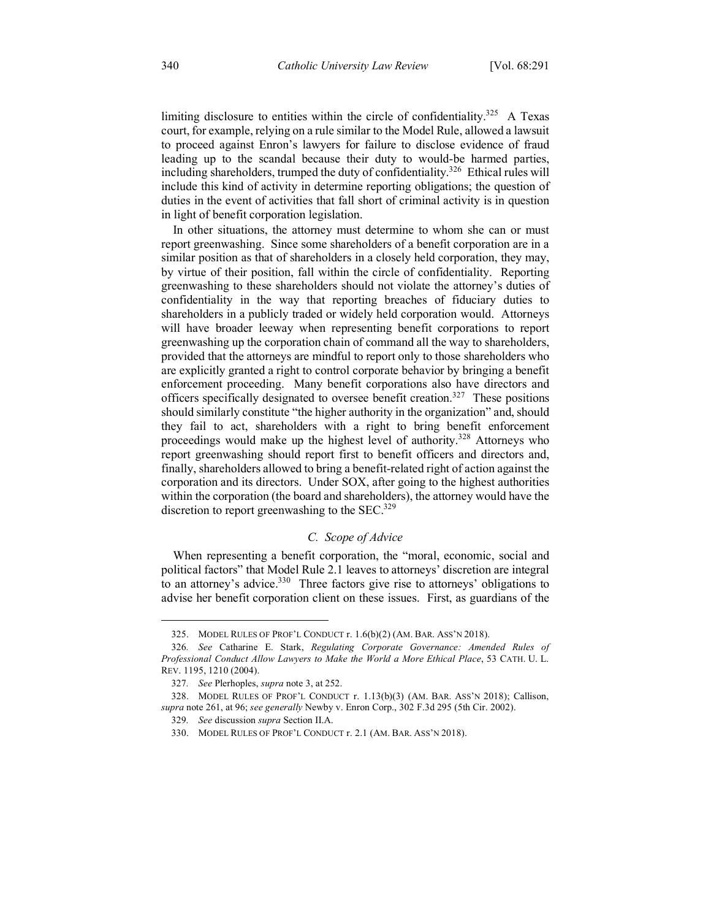limiting disclosure to entities within the circle of confidentiality.[325] A Texas court, for example, relying on a rule similar to the Model Rule, allowed a lawsuit to proceed against Enron's lawyers for failure to disclose evidence of fraud leading up to the scandal because their duty to would-be harmed parties, including shareholders, trumped the duty of confidentiality.[326] Ethical rules will include this kind of activity in determine reporting obligations; the question of duties in the event of activities that fall short of criminal activity is in question in light of benefit corporation legislation.

In other situations, the attorney must determine to whom she can or must report greenwashing. Since some shareholders of a benefit corporation are in a similar position as that of shareholders in a closely held corporation, they may, by virtue of their position, fall within the circle of confidentiality. Reporting greenwashing to these shareholders should not violate the attorney's duties of confidentiality in the way that reporting breaches of fiduciary duties to shareholders in a publicly traded or widely held corporation would. Attorneys will have broader leeway when representing benefit corporations to report greenwashing up the corporation chain of command all the way to shareholders, provided that the attorneys are mindful to report only to those shareholders who are explicitly granted a right to control corporate behavior by bringing a benefit enforcement proceeding. Many benefit corporations also have directors and officers specifically designated to oversee benefit creation.[327] These positions should similarly constitute "the higher authority in the organization" and, should they fail to act, shareholders with a right to bring benefit enforcement proceedings would make up the highest level of authority.[328] Attorneys who report greenwashing should report first to benefit officers and directors and, finally, shareholders allowed to bring a benefit-related right of action against the corporation and its directors. Under SOX, after going to the highest authorities within the corporation (the board and shareholders), the attorney would have the discretion to report greenwashing to the SEC.[329]

### *C. Scope of Advice*

When representing a benefit corporation, the "moral, economic, social and political factors" that Model Rule 2.1 leaves to attorneys' discretion are integral to an attorney's advice.[330] Three factors give rise to attorneys' obligations to advise her benefit corporation client on these issues. First, as guardians of the

---

325. MODEL RULES OF PROF'L CONDUCT r. 1.6(b)(2) (AM. BAR. ASS'N 2018).

326. *See* Catharine E. Stark, *Regulating Corporate Governance: Amended Rules of Professional Conduct Allow Lawyers to Make the World a More Ethical Place*, 53 CATH. U. L. REV. 1195, 1210 (2004).

327. *See* Plerhoples, *supra* note 3, at 252.

328. MODEL RULES OF PROF'L CONDUCT r. 1.13(b)(3) (AM. BAR. ASS'N 2018); Callison, *supra* note 261, at 96; *see generally* Newby v. Enron Corp., 302 F.3d 295 (5th Cir. 2002).

329. *See* discussion *supra* Section II.A.

330. MODEL RULES OF PROF'L CONDUCT r. 2.1 (AM. BAR. ASS'N 2018).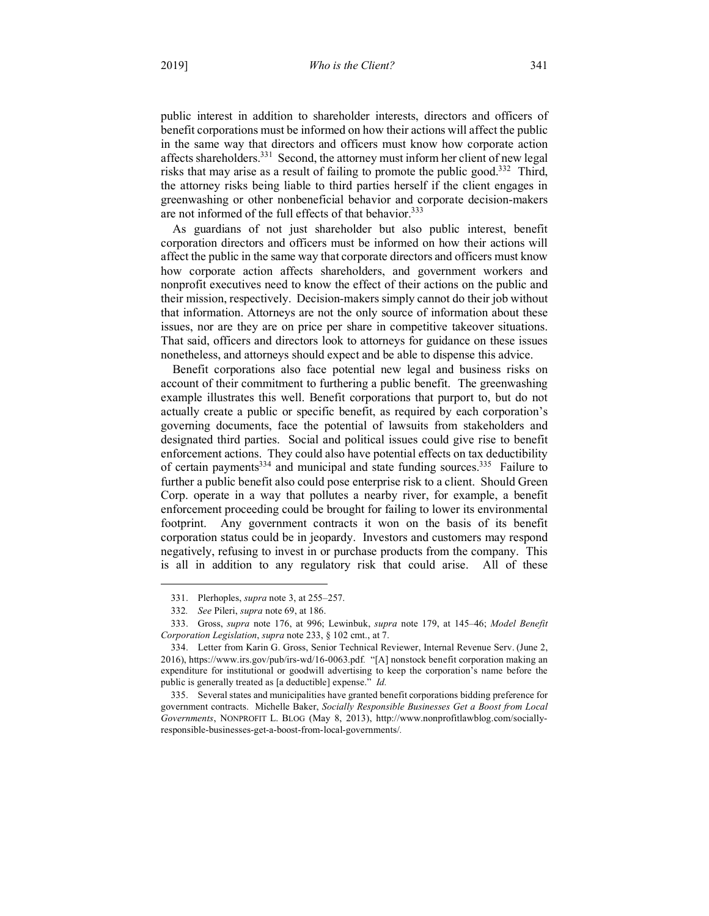public interest in addition to shareholder interests, directors and officers of benefit corporations must be informed on how their actions will affect the public in the same way that directors and officers must know how corporate action affects shareholders.[331] Second, the attorney must inform her client of new legal risks that may arise as a result of failing to promote the public good.[332] Third, the attorney risks being liable to third parties herself if the client engages in greenwashing or other nonbeneficial behavior and corporate decision-makers are not informed of the full effects of that behavior.[333]

As guardians of not just shareholder but also public interest, benefit corporation directors and officers must be informed on how their actions will affect the public in the same way that corporate directors and officers must know how corporate action affects shareholders, and government workers and nonprofit executives need to know the effect of their actions on the public and their mission, respectively. Decision-makers simply cannot do their job without that information. Attorneys are not the only source of information about these issues, nor are they are on price per share in competitive takeover situations. That said, officers and directors look to attorneys for guidance on these issues nonetheless, and attorneys should expect and be able to dispense this advice.

Benefit corporations also face potential new legal and business risks on account of their commitment to furthering a public benefit. The greenwashing example illustrates this well. Benefit corporations that purport to, but do not actually create a public or specific benefit, as required by each corporation's governing documents, face the potential of lawsuits from stakeholders and designated third parties. Social and political issues could give rise to benefit enforcement actions. They could also have potential effects on tax deductibility of certain payments[334] and municipal and state funding sources.[335] Failure to further a public benefit also could pose enterprise risk to a client. Should Green Corp. operate in a way that pollutes a nearby river, for example, a benefit enforcement proceeding could be brought for failing to lower its environmental footprint. Any government contracts it won on the basis of its benefit corporation status could be in jeopardy. Investors and customers may respond negatively, refusing to invest in or purchase products from the company. This is all in addition to any regulatory risk that could arise. All of these

---

331. Plerhoples, *supra* note 3, at 255–257.

332. *See* Pileri, *supra* note 69, at 186.

333. Gross, *supra* note 176, at 996; Lewinbuk, *supra* note 179, at 145–46; *Model Benefit Corporation Legislation*, *supra* note 233, § 102 cmt., at 7.

334. Letter from Karin G. Gross, Senior Technical Reviewer, Internal Revenue Serv. (June 2, 2016), https://www.irs.gov/pub/irs-wd/16-0063.pdf. "[A] nonstock benefit corporation making an expenditure for institutional or goodwill advertising to keep the corporation's name before the public is generally treated as [a deductible] expense." *Id.*

335. Several states and municipalities have granted benefit corporations bidding preference for government contracts. Michelle Baker, *Socially Responsible Businesses Get a Boost from Local Governments*, NONPROFIT L. BLOG (May 8, 2013), http://www.nonprofitlawblog.com/socially-responsible-businesses-get-a-boost-from-local-governments/.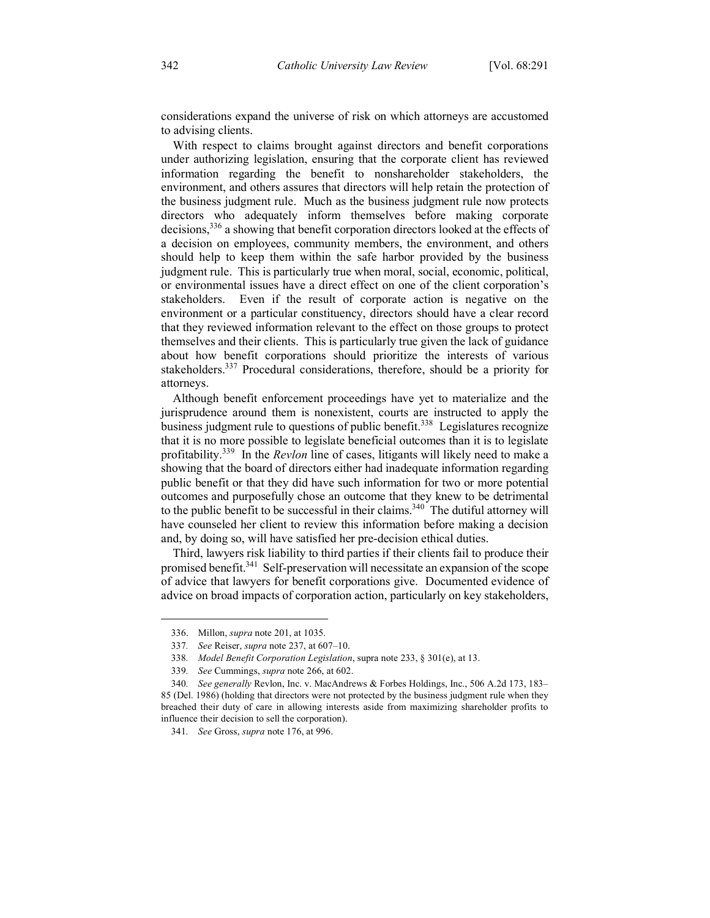considerations expand the universe of risk on which attorneys are accustomed to advising clients.

With respect to claims brought against directors and benefit corporations under authorizing legislation, ensuring that the corporate client has reviewed information regarding the benefit to nonshareholder stakeholders, the environment, and others assures that directors will help retain the protection of the business judgment rule. Much as the business judgment rule now protects directors who adequately inform themselves before making corporate decisions,[336] a showing that benefit corporation directors looked at the effects of a decision on employees, community members, the environment, and others should help to keep them within the safe harbor provided by the business judgment rule. This is particularly true when moral, social, economic, political, or environmental issues have a direct effect on one of the client corporation's stakeholders. Even if the result of corporate action is negative on the environment or a particular constituency, directors should have a clear record that they reviewed information relevant to the effect on those groups to protect themselves and their clients. This is particularly true given the lack of guidance about how benefit corporations should prioritize the interests of various stakeholders.[337] Procedural considerations, therefore, should be a priority for attorneys.

Although benefit enforcement proceedings have yet to materialize and the jurisprudence around them is nonexistent, courts are instructed to apply the business judgment rule to questions of public benefit.[338] Legislatures recognize that it is no more possible to legislate beneficial outcomes than it is to legislate profitability.[339] In the *Revlon* line of cases, litigants will likely need to make a showing that the board of directors either had inadequate information regarding public benefit or that they did have such information for two or more potential outcomes and purposefully chose an outcome that they knew to be detrimental to the public benefit to be successful in their claims.[340] The dutiful attorney will have counseled her client to review this information before making a decision and, by doing so, will have satisfied her pre-decision ethical duties.

Third, lawyers risk liability to third parties if their clients fail to produce their promised benefit.[341] Self-preservation will necessitate an expansion of the scope of advice that lawyers for benefit corporations give. Documented evidence of advice on broad impacts of corporation action, particularly on key stakeholders,

---

336. Millon, *supra* note 201, at 1035.

337. *See* Reiser, *supra* note 237, at 607–10.

338. *Model Benefit Corporation Legislation*, supra note 233, § 301(e), at 13.

339. *See* Cummings, *supra* note 266, at 602.

340. *See generally* Revlon, Inc. v. MacAndrews & Forbes Holdings, Inc., 506 A.2d 173, 183–85 (Del. 1986) (holding that directors were not protected by the business judgment rule when they breached their duty of care in allowing interests aside from maximizing shareholder profits to influence their decision to sell the corporation).

341. *See* Gross, *supra* note 176, at 996.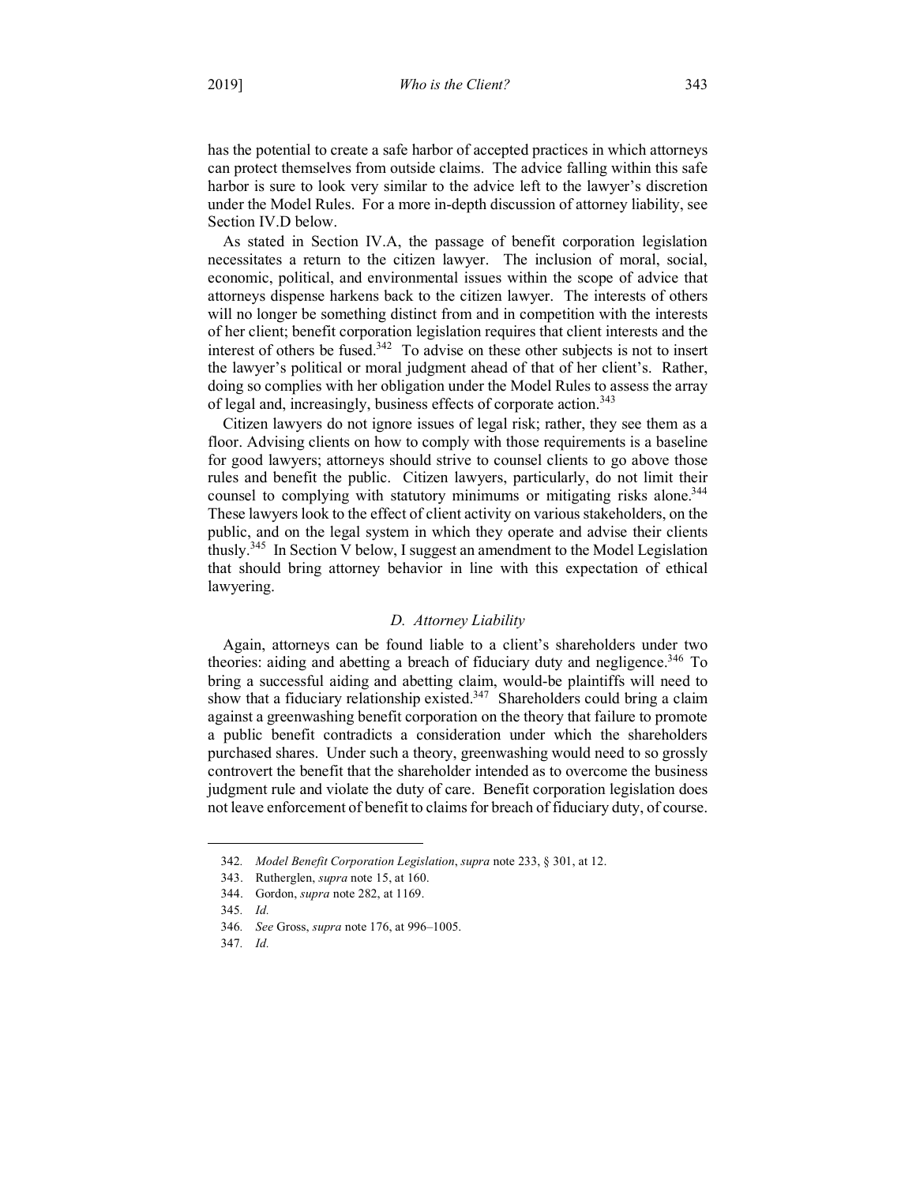has the potential to create a safe harbor of accepted practices in which attorneys can protect themselves from outside claims. The advice falling within this safe harbor is sure to look very similar to the advice left to the lawyer's discretion under the Model Rules. For a more in-depth discussion of attorney liability, see Section IV.D below.

As stated in Section IV.A, the passage of benefit corporation legislation necessitates a return to the citizen lawyer. The inclusion of moral, social, economic, political, and environmental issues within the scope of advice that attorneys dispense harkens back to the citizen lawyer. The interests of others will no longer be something distinct from and in competition with the interests of her client; benefit corporation legislation requires that client interests and the interest of others be fused.[342] To advise on these other subjects is not to insert the lawyer's political or moral judgment ahead of that of her client's. Rather, doing so complies with her obligation under the Model Rules to assess the array of legal and, increasingly, business effects of corporate action.[343]

Citizen lawyers do not ignore issues of legal risk; rather, they see them as a floor. Advising clients on how to comply with those requirements is a baseline for good lawyers; attorneys should strive to counsel clients to go above those rules and benefit the public. Citizen lawyers, particularly, do not limit their counsel to complying with statutory minimums or mitigating risks alone.[344] These lawyers look to the effect of client activity on various stakeholders, on the public, and on the legal system in which they operate and advise their clients thusly.[345] In Section V below, I suggest an amendment to the Model Legislation that should bring attorney behavior in line with this expectation of ethical lawyering.

### *D. Attorney Liability*

Again, attorneys can be found liable to a client's shareholders under two theories: aiding and abetting a breach of fiduciary duty and negligence.[346] To bring a successful aiding and abetting claim, would-be plaintiffs will need to show that a fiduciary relationship existed.[347] Shareholders could bring a claim against a greenwashing benefit corporation on the theory that failure to promote a public benefit contradicts a consideration under which the shareholders purchased shares. Under such a theory, greenwashing would need to so grossly controvert the benefit that the shareholder intended as to overcome the business judgment rule and violate the duty of care. Benefit corporation legislation does not leave enforcement of benefit to claims for breach of fiduciary duty, of course.

---

342. *Model Benefit Corporation Legislation*, *supra* note 233, § 301, at 12.

343. Rutherglen, *supra* note 15, at 160.

344. Gordon, *supra* note 282, at 1169.

345. *Id.*

346. *See* Gross, *supra* note 176, at 996–1005.

347. *Id.*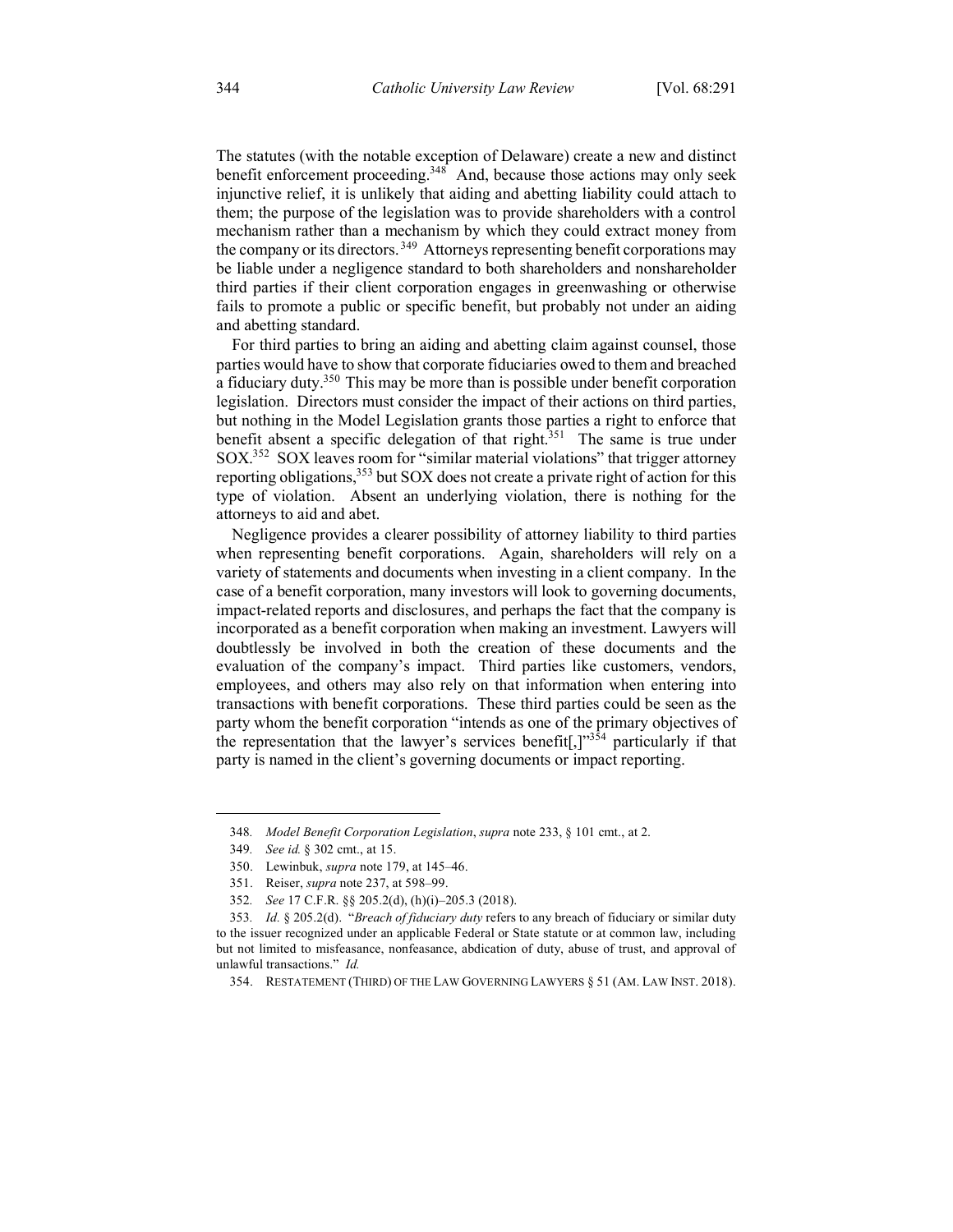The statutes (with the notable exception of Delaware) create a new and distinct benefit enforcement proceeding.[348] And, because those actions may only seek injunctive relief, it is unlikely that aiding and abetting liability could attach to them; the purpose of the legislation was to provide shareholders with a control mechanism rather than a mechanism by which they could extract money from the company or its directors.[349] Attorneys representing benefit corporations may be liable under a negligence standard to both shareholders and nonshareholder third parties if their client corporation engages in greenwashing or otherwise fails to promote a public or specific benefit, but probably not under an aiding and abetting standard.

For third parties to bring an aiding and abetting claim against counsel, those parties would have to show that corporate fiduciaries owed to them and breached a fiduciary duty.[350] This may be more than is possible under benefit corporation legislation. Directors must consider the impact of their actions on third parties, but nothing in the Model Legislation grants those parties a right to enforce that benefit absent a specific delegation of that right.[351] The same is true under SOX.[352] SOX leaves room for "similar material violations" that trigger attorney reporting obligations,[353] but SOX does not create a private right of action for this type of violation. Absent an underlying violation, there is nothing for the attorneys to aid and abet.

Negligence provides a clearer possibility of attorney liability to third parties when representing benefit corporations. Again, shareholders will rely on a variety of statements and documents when investing in a client company. In the case of a benefit corporation, many investors will look to governing documents, impact-related reports and disclosures, and perhaps the fact that the company is incorporated as a benefit corporation when making an investment. Lawyers will doubtlessly be involved in both the creation of these documents and the evaluation of the company's impact. Third parties like customers, vendors, employees, and others may also rely on that information when entering into transactions with benefit corporations. These third parties could be seen as the party whom the benefit corporation "intends as one of the primary objectives of the representation that the lawyer's services benefit[,]"[354] particularly if that party is named in the client's governing documents or impact reporting.

---

348. *Model Benefit Corporation Legislation*, *supra* note 233, § 101 cmt., at 2.

349. *See id.* § 302 cmt., at 15.

350. Lewinbuk, *supra* note 179, at 145–46.

351. Reiser, *supra* note 237, at 598–99.

352. *See* 17 C.F.R. §§ 205.2(d), (h)(i)–205.3 (2018).

353. *Id.* § 205.2(d). "*Breach of fiduciary duty* refers to any breach of fiduciary or similar duty to the issuer recognized under an applicable Federal or State statute or at common law, including but not limited to misfeasance, nonfeasance, abdication of duty, abuse of trust, and approval of unlawful transactions." *Id.*

354. RESTATEMENT (THIRD) OF THE LAW GOVERNING LAWYERS § 51 (AM. LAW INST. 2018).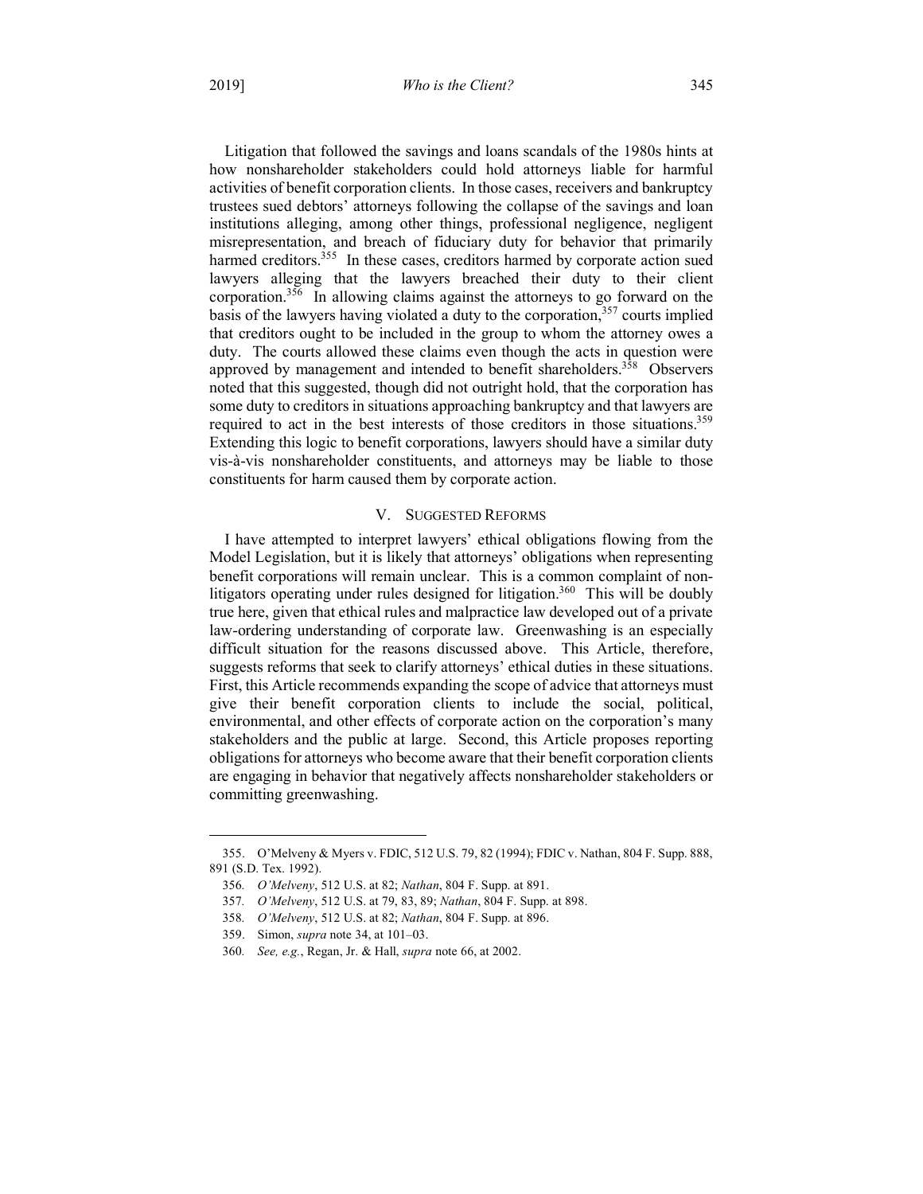Litigation that followed the savings and loans scandals of the 1980s hints at how nonshareholder stakeholders could hold attorneys liable for harmful activities of benefit corporation clients. In those cases, receivers and bankruptcy trustees sued debtors' attorneys following the collapse of the savings and loan institutions alleging, among other things, professional negligence, negligent misrepresentation, and breach of fiduciary duty for behavior that primarily harmed creditors.[355] In these cases, creditors harmed by corporate action sued lawyers alleging that the lawyers breached their duty to their client corporation.[356] In allowing claims against the attorneys to go forward on the basis of the lawyers having violated a duty to the corporation,[357] courts implied that creditors ought to be included in the group to whom the attorney owes a duty. The courts allowed these claims even though the acts in question were approved by management and intended to benefit shareholders.[358] Observers noted that this suggested, though did not outright hold, that the corporation has some duty to creditors in situations approaching bankruptcy and that lawyers are required to act in the best interests of those creditors in those situations.[359] Extending this logic to benefit corporations, lawyers should have a similar duty vis-à-vis nonshareholder constituents, and attorneys may be liable to those constituents for harm caused them by corporate action.

## V. Suggested Reforms

I have attempted to interpret lawyers' ethical obligations flowing from the Model Legislation, but it is likely that attorneys' obligations when representing benefit corporations will remain unclear. This is a common complaint of non-litigators operating under rules designed for litigation.[360] This will be doubly true here, given that ethical rules and malpractice law developed out of a private law-ordering understanding of corporate law. Greenwashing is an especially difficult situation for the reasons discussed above. This Article, therefore, suggests reforms that seek to clarify attorneys' ethical duties in these situations. First, this Article recommends expanding the scope of advice that attorneys must give their benefit corporation clients to include the social, political, environmental, and other effects of corporate action on the corporation's many stakeholders and the public at large. Second, this Article proposes reporting obligations for attorneys who become aware that their benefit corporation clients are engaging in behavior that negatively affects nonshareholder stakeholders or committing greenwashing.

---

355. O'Melveny & Myers v. FDIC, 512 U.S. 79, 82 (1994); FDIC v. Nathan, 804 F. Supp. 888, 891 (S.D. Tex. 1992).

356. *O'Melveny*, 512 U.S. at 82; *Nathan*, 804 F. Supp. at 891.

357. *O'Melveny*, 512 U.S. at 79, 83, 89; *Nathan*, 804 F. Supp. at 898.

358. *O'Melveny*, 512 U.S. at 82; *Nathan*, 804 F. Supp. at 896.

359. Simon, *supra* note 34, at 101–03.

360. *See, e.g.*, Regan, Jr. & Hall, *supra* note 66, at 2002.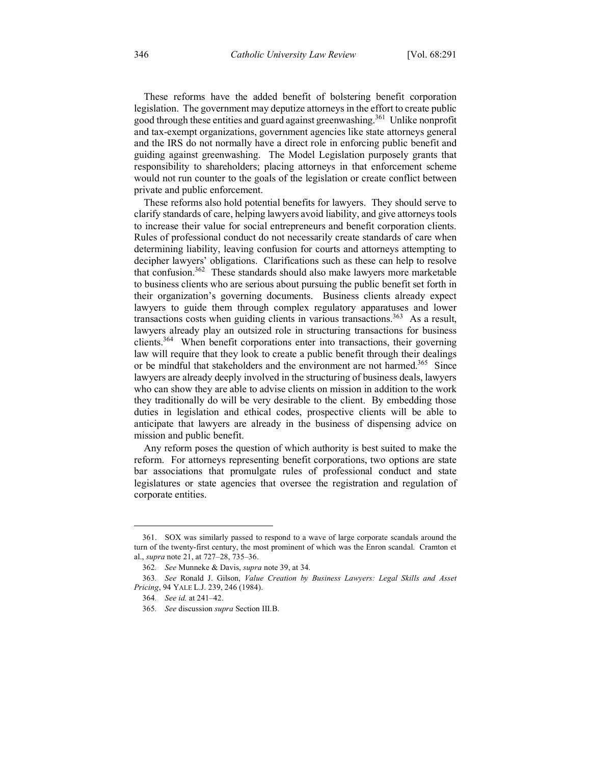These reforms have the added benefit of bolstering benefit corporation legislation. The government may deputize attorneys in the effort to create public good through these entities and guard against greenwashing.[361] Unlike nonprofit and tax-exempt organizations, government agencies like state attorneys general and the IRS do not normally have a direct role in enforcing public benefit and guiding against greenwashing. The Model Legislation purposely grants that responsibility to shareholders; placing attorneys in that enforcement scheme would not run counter to the goals of the legislation or create conflict between private and public enforcement.

These reforms also hold potential benefits for lawyers. They should serve to clarify standards of care, helping lawyers avoid liability, and give attorneys tools to increase their value for social entrepreneurs and benefit corporation clients. Rules of professional conduct do not necessarily create standards of care when determining liability, leaving confusion for courts and attorneys attempting to decipher lawyers' obligations. Clarifications such as these can help to resolve that confusion.[362] These standards should also make lawyers more marketable to business clients who are serious about pursuing the public benefit set forth in their organization's governing documents. Business clients already expect lawyers to guide them through complex regulatory apparatuses and lower transactions costs when guiding clients in various transactions.[363] As a result, lawyers already play an outsized role in structuring transactions for business clients.[364] When benefit corporations enter into transactions, their governing law will require that they look to create a public benefit through their dealings or be mindful that stakeholders and the environment are not harmed.[365] Since lawyers are already deeply involved in the structuring of business deals, lawyers who can show they are able to advise clients on mission in addition to the work they traditionally do will be very desirable to the client. By embedding those duties in legislation and ethical codes, prospective clients will be able to anticipate that lawyers are already in the business of dispensing advice on mission and public benefit.

Any reform poses the question of which authority is best suited to make the reform. For attorneys representing benefit corporations, two options are state bar associations that promulgate rules of professional conduct and state legislatures or state agencies that oversee the registration and regulation of corporate entities.

---

361. SOX was similarly passed to respond to a wave of large corporate scandals around the turn of the twenty-first century, the most prominent of which was the Enron scandal. Cramton et al., *supra* note 21, at 727–28, 735–36.

362. *See* Munneke & Davis, *supra* note 39, at 34.

363. *See* Ronald J. Gilson, *Value Creation by Business Lawyers: Legal Skills and Asset Pricing*, 94 YALE L.J. 239, 246 (1984).

364. *See id.* at 241–42.

365. *See* discussion *supra* Section III.B.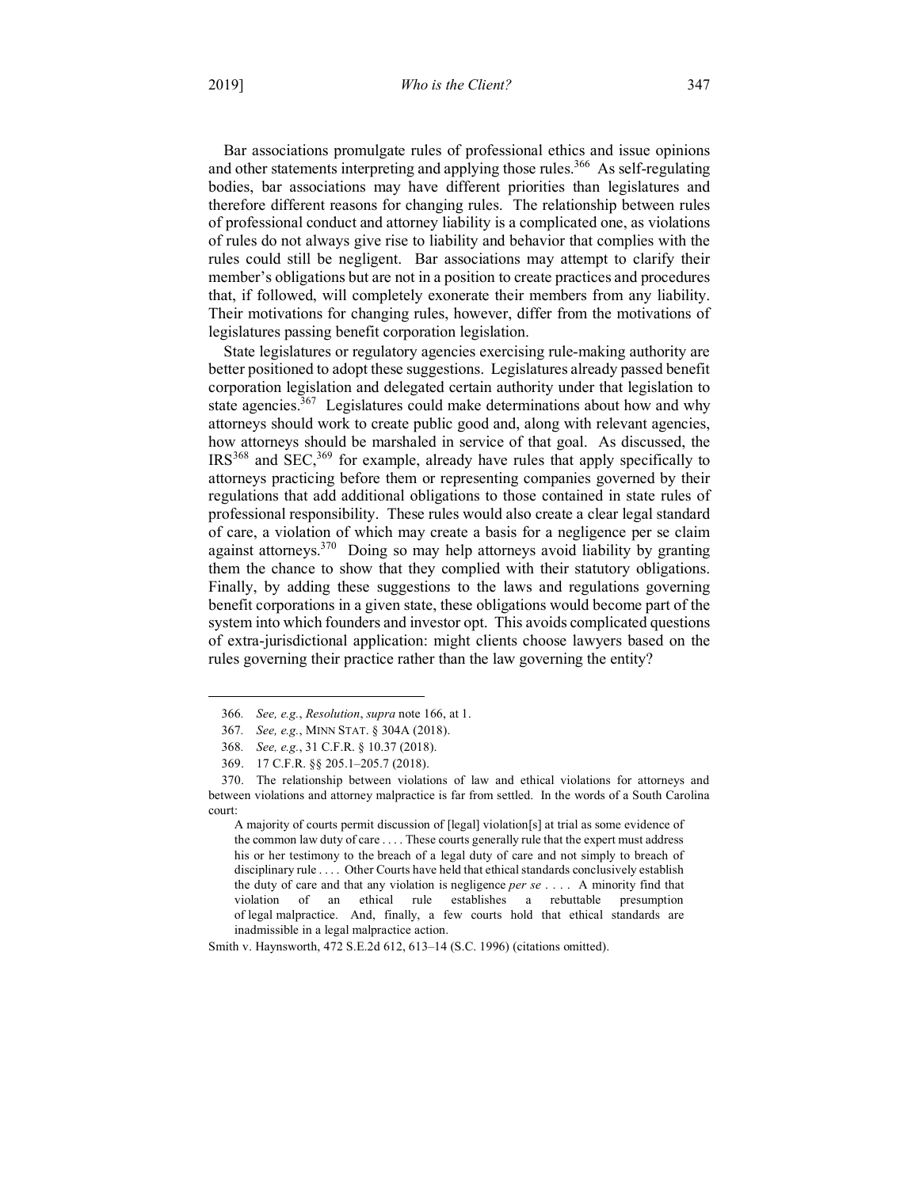Bar associations promulgate rules of professional ethics and issue opinions and other statements interpreting and applying those rules.[366] As self-regulating bodies, bar associations may have different priorities than legislatures and therefore different reasons for changing rules. The relationship between rules of professional conduct and attorney liability is a complicated one, as violations of rules do not always give rise to liability and behavior that complies with the rules could still be negligent. Bar associations may attempt to clarify their member's obligations but are not in a position to create practices and procedures that, if followed, will completely exonerate their members from any liability. Their motivations for changing rules, however, differ from the motivations of legislatures passing benefit corporation legislation.

State legislatures or regulatory agencies exercising rule-making authority are better positioned to adopt these suggestions. Legislatures already passed benefit corporation legislation and delegated certain authority under that legislation to state agencies.[367] Legislatures could make determinations about how and why attorneys should work to create public good and, along with relevant agencies, how attorneys should be marshaled in service of that goal. As discussed, the IRS[368] and SEC,[369] for example, already have rules that apply specifically to attorneys practicing before them or representing companies governed by their regulations that add additional obligations to those contained in state rules of professional responsibility. These rules would also create a clear legal standard of care, a violation of which may create a basis for a negligence per se claim against attorneys.[370] Doing so may help attorneys avoid liability by granting them the chance to show that they complied with their statutory obligations. Finally, by adding these suggestions to the laws and regulations governing benefit corporations in a given state, these obligations would become part of the system into which founders and investor opt. This avoids complicated questions of extra-jurisdictional application: might clients choose lawyers based on the rules governing their practice rather than the law governing the entity?

---

366. *See, e.g.*, *Resolution*, *supra* note 166, at 1.

367. *See, e.g.*, MINN STAT. § 304A (2018).

368. *See, e.g.*, 31 C.F.R. § 10.37 (2018).

369. 17 C.F.R. §§ 205.1–205.7 (2018).

370. The relationship between violations of law and ethical violations for attorneys and between violations and attorney malpractice is far from settled. In the words of a South Carolina court:

> A majority of courts permit discussion of [legal] violation[s] at trial as some evidence of the common law duty of care . . . . These courts generally rule that the expert must address his or her testimony to the breach of a legal duty of care and not simply to breach of disciplinary rule . . . . Other Courts have held that ethical standards conclusively establish the duty of care and that any violation is negligence *per se* . . . . A minority find that violation of an ethical rule establishes a rebuttable presumption of legal malpractice. And, finally, a few courts hold that ethical standards are inadmissible in a legal malpractice action.

Smith v. Haynsworth, 472 S.E.2d 612, 613–14 (S.C. 1996) (citations omitted).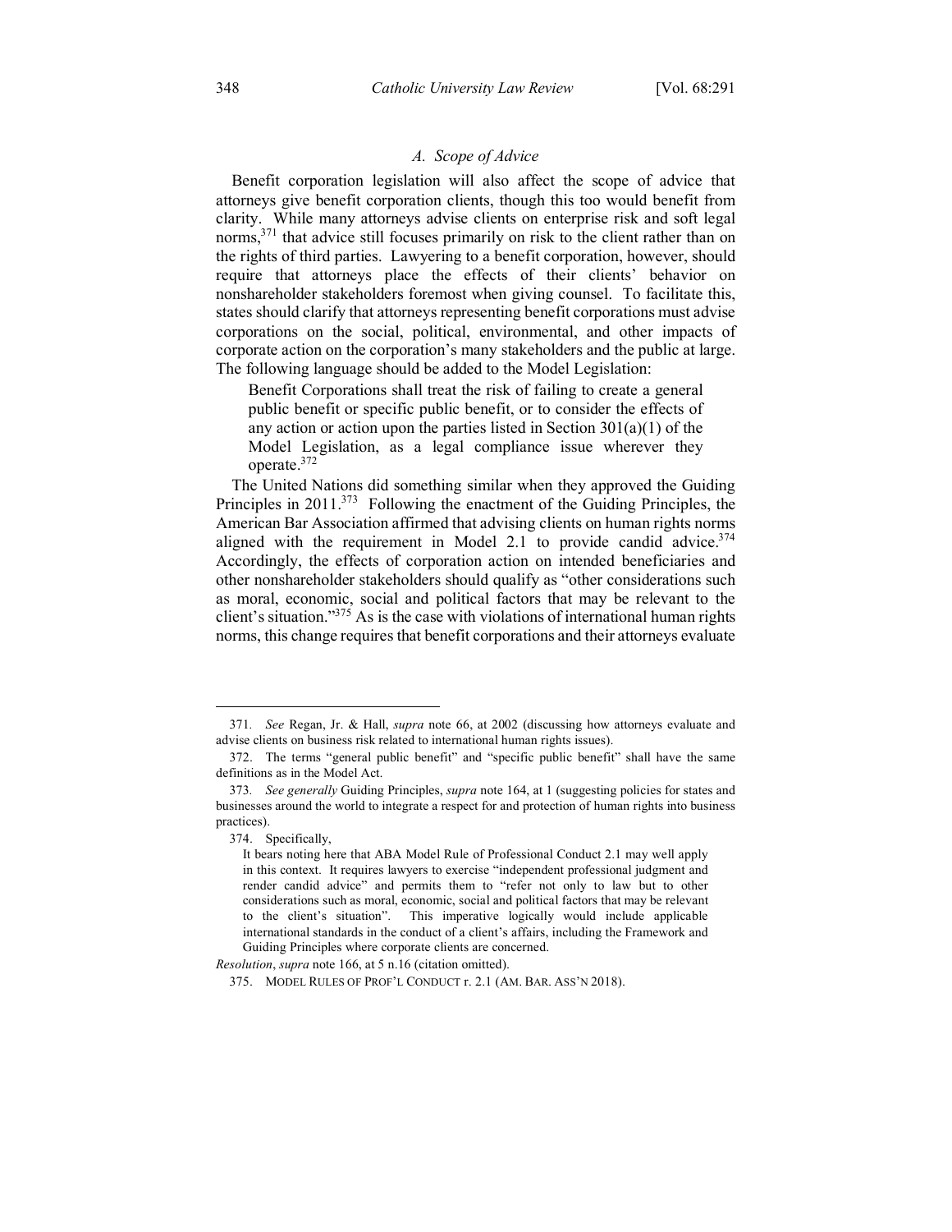### *A. Scope of Advice*

Benefit corporation legislation will also affect the scope of advice that attorneys give benefit corporation clients, though this too would benefit from clarity. While many attorneys advise clients on enterprise risk and soft legal norms,[371] that advice still focuses primarily on risk to the client rather than on the rights of third parties. Lawyering to a benefit corporation, however, should require that attorneys place the effects of their clients' behavior on nonshareholder stakeholders foremost when giving counsel. To facilitate this, states should clarify that attorneys representing benefit corporations must advise corporations on the social, political, environmental, and other impacts of corporate action on the corporation's many stakeholders and the public at large. The following language should be added to the Model Legislation:

> Benefit Corporations shall treat the risk of failing to create a general public benefit or specific public benefit, or to consider the effects of any action or action upon the parties listed in Section 301(a)(1) of the Model Legislation, as a legal compliance issue wherever they operate.[372]

The United Nations did something similar when they approved the Guiding Principles in 2011.[373] Following the enactment of the Guiding Principles, the American Bar Association affirmed that advising clients on human rights norms aligned with the requirement in Model 2.1 to provide candid advice.[374] Accordingly, the effects of corporation action on intended beneficiaries and other nonshareholder stakeholders should qualify as "other considerations such as moral, economic, social and political factors that may be relevant to the client's situation."[375] As is the case with violations of international human rights norms, this change requires that benefit corporations and their attorneys evaluate

---

371. *See* Regan, Jr. & Hall, *supra* note 66, at 2002 (discussing how attorneys evaluate and advise clients on business risk related to international human rights issues).

372. The terms "general public benefit" and "specific public benefit" shall have the same definitions as in the Model Act.

373. *See generally* Guiding Principles, *supra* note 164, at 1 (suggesting policies for states and businesses around the world to integrate a respect for and protection of human rights into business practices).

374. Specifically,

> It bears noting here that ABA Model Rule of Professional Conduct 2.1 may well apply in this context. It requires lawyers to exercise "independent professional judgment and render candid advice" and permits them to "refer not only to law but to other considerations such as moral, economic, social and political factors that may be relevant to the client's situation". This imperative logically would include applicable international standards in the conduct of a client's affairs, including the Framework and Guiding Principles where corporate clients are concerned.

*Resolution*, *supra* note 166, at 5 n.16 (citation omitted).

375. MODEL RULES OF PROF'L CONDUCT r. 2.1 (AM. BAR. ASS'N 2018).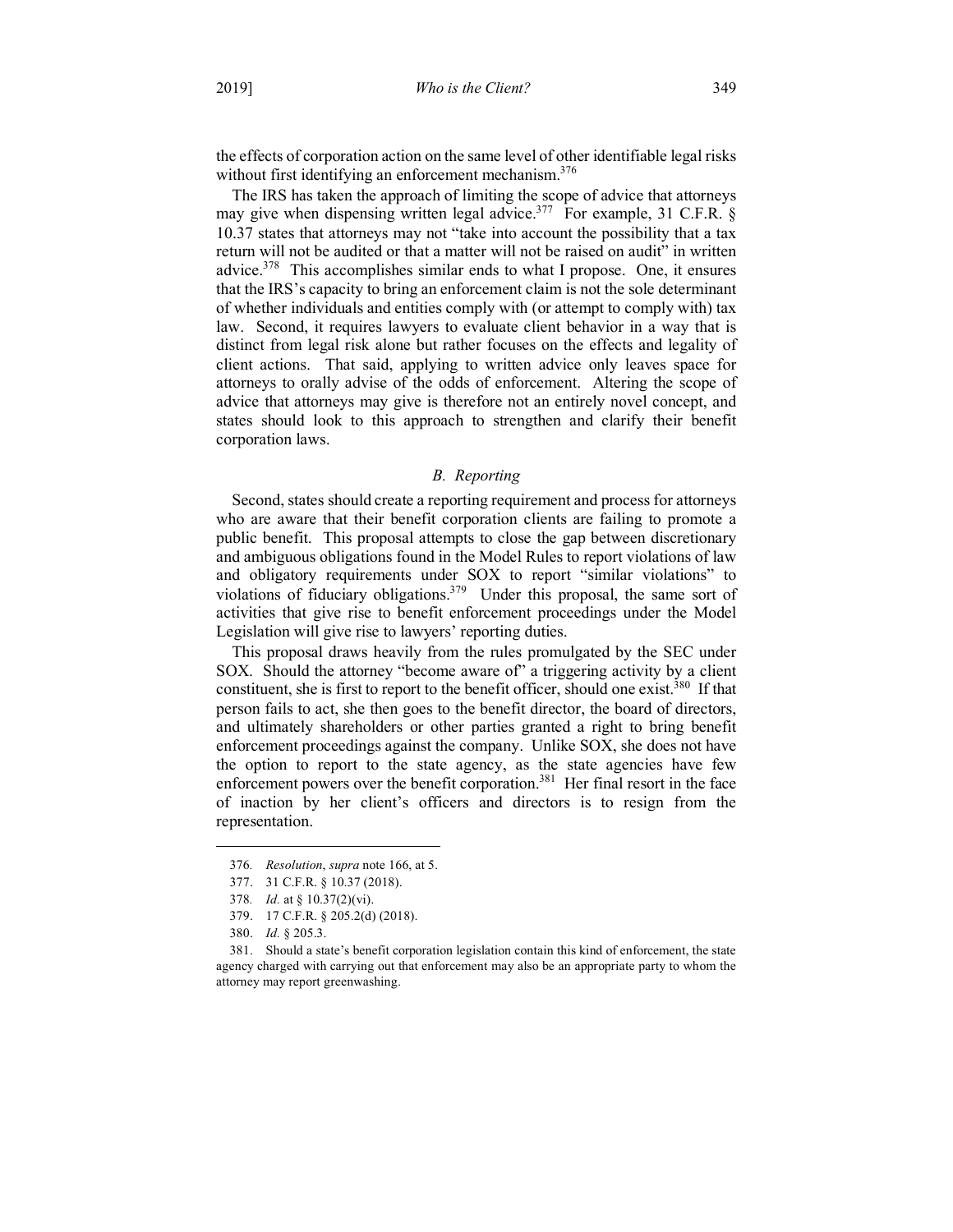the effects of corporation action on the same level of other identifiable legal risks without first identifying an enforcement mechanism.[376]

The IRS has taken the approach of limiting the scope of advice that attorneys may give when dispensing written legal advice.[377] For example, 31 C.F.R. § 10.37 states that attorneys may not "take into account the possibility that a tax return will not be audited or that a matter will not be raised on audit" in written advice.[378] This accomplishes similar ends to what I propose. One, it ensures that the IRS's capacity to bring an enforcement claim is not the sole determinant of whether individuals and entities comply with (or attempt to comply with) tax law. Second, it requires lawyers to evaluate client behavior in a way that is distinct from legal risk alone but rather focuses on the effects and legality of client actions. That said, applying to written advice only leaves space for attorneys to orally advise of the odds of enforcement. Altering the scope of advice that attorneys may give is therefore not an entirely novel concept, and states should look to this approach to strengthen and clarify their benefit corporation laws.

### *B. Reporting*

Second, states should create a reporting requirement and process for attorneys who are aware that their benefit corporation clients are failing to promote a public benefit. This proposal attempts to close the gap between discretionary and ambiguous obligations found in the Model Rules to report violations of law and obligatory requirements under SOX to report "similar violations" to violations of fiduciary obligations.[379] Under this proposal, the same sort of activities that give rise to benefit enforcement proceedings under the Model Legislation will give rise to lawyers' reporting duties.

This proposal draws heavily from the rules promulgated by the SEC under SOX. Should the attorney "become aware of" a triggering activity by a client constituent, she is first to report to the benefit officer, should one exist.[380] If that person fails to act, she then goes to the benefit director, the board of directors, and ultimately shareholders or other parties granted a right to bring benefit enforcement proceedings against the company. Unlike SOX, she does not have the option to report to the state agency, as the state agencies have few enforcement powers over the benefit corporation.[381] Her final resort in the face of inaction by her client's officers and directors is to resign from the representation.

---

376. *Resolution*, *supra* note 166, at 5.

377. 31 C.F.R. § 10.37 (2018).

378. *Id.* at § 10.37(2)(vi).

379. 17 C.F.R. § 205.2(d) (2018).

380. *Id.* § 205.3.

381. Should a state's benefit corporation legislation contain this kind of enforcement, the state agency charged with carrying out that enforcement may also be an appropriate party to whom the attorney may report greenwashing.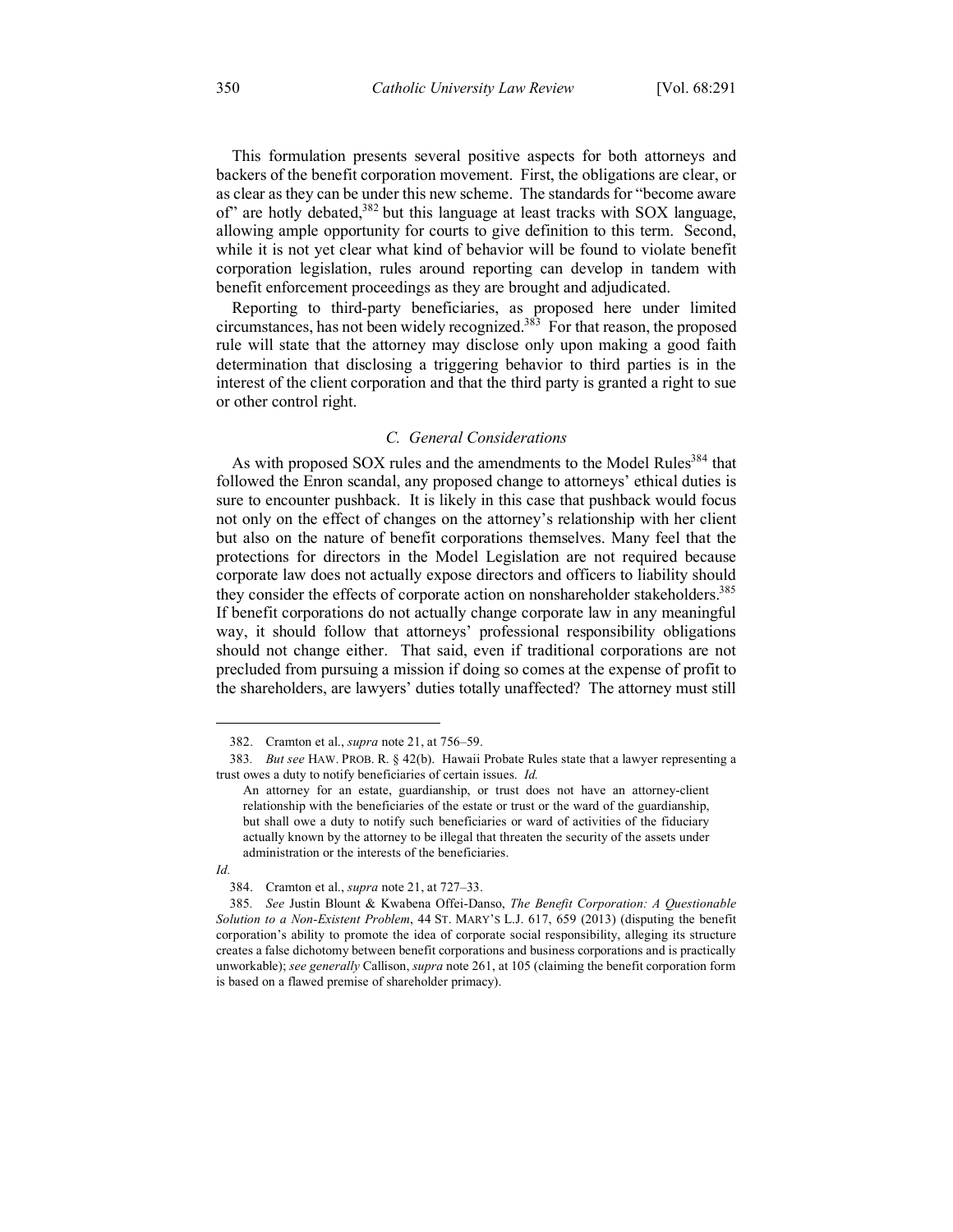This formulation presents several positive aspects for both attorneys and backers of the benefit corporation movement. First, the obligations are clear, or as clear as they can be under this new scheme. The standards for "become aware of" are hotly debated,[382] but this language at least tracks with SOX language, allowing ample opportunity for courts to give definition to this term. Second, while it is not yet clear what kind of behavior will be found to violate benefit corporation legislation, rules around reporting can develop in tandem with benefit enforcement proceedings as they are brought and adjudicated.

Reporting to third-party beneficiaries, as proposed here under limited circumstances, has not been widely recognized.[383] For that reason, the proposed rule will state that the attorney may disclose only upon making a good faith determination that disclosing a triggering behavior to third parties is in the interest of the client corporation and that the third party is granted a right to sue or other control right.

### *C. General Considerations*

As with proposed SOX rules and the amendments to the Model Rules[384] that followed the Enron scandal, any proposed change to attorneys' ethical duties is sure to encounter pushback. It is likely in this case that pushback would focus not only on the effect of changes on the attorney's relationship with her client but also on the nature of benefit corporations themselves. Many feel that the protections for directors in the Model Legislation are not required because corporate law does not actually expose directors and officers to liability should they consider the effects of corporate action on nonshareholder stakeholders.[385] If benefit corporations do not actually change corporate law in any meaningful way, it should follow that attorneys' professional responsibility obligations should not change either. That said, even if traditional corporations are not precluded from pursuing a mission if doing so comes at the expense of profit to the shareholders, are lawyers' duties totally unaffected? The attorney must still

---

382. Cramton et al., *supra* note 21, at 756–59.

383. *But see* HAW. PROB. R. § 42(b). Hawaii Probate Rules state that a lawyer representing a trust owes a duty to notify beneficiaries of certain issues. *Id.*

> An attorney for an estate, guardianship, or trust does not have an attorney-client relationship with the beneficiaries of the estate or trust or the ward of the guardianship, but shall owe a duty to notify such beneficiaries or ward of activities of the fiduciary actually known by the attorney to be illegal that threaten the security of the assets under administration or the interests of the beneficiaries.

*Id.*

384. Cramton et al., *supra* note 21, at 727–33.

385. *See* Justin Blount & Kwabena Offei-Danso, *The Benefit Corporation: A Questionable Solution to a Non-Existent Problem*, 44 ST. MARY'S L.J. 617, 659 (2013) (disputing the benefit corporation's ability to promote the idea of corporate social responsibility, alleging its structure creates a false dichotomy between benefit corporations and business corporations and is practically unworkable); *see generally* Callison, *supra* note 261, at 105 (claiming the benefit corporation form is based on a flawed premise of shareholder primacy).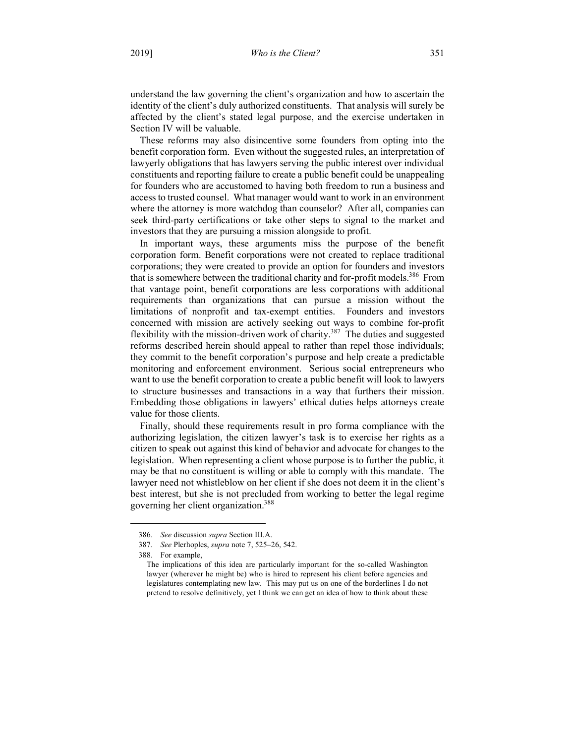understand the law governing the client's organization and how to ascertain the identity of the client's duly authorized constituents. That analysis will surely be affected by the client's stated legal purpose, and the exercise undertaken in Section IV will be valuable.

These reforms may also disincentive some founders from opting into the benefit corporation form. Even without the suggested rules, an interpretation of lawyerly obligations that has lawyers serving the public interest over individual constituents and reporting failure to create a public benefit could be unappealing for founders who are accustomed to having both freedom to run a business and access to trusted counsel. What manager would want to work in an environment where the attorney is more watchdog than counselor? After all, companies can seek third-party certifications or take other steps to signal to the market and investors that they are pursuing a mission alongside to profit.

In important ways, these arguments miss the purpose of the benefit corporation form. Benefit corporations were not created to replace traditional corporations; they were created to provide an option for founders and investors that is somewhere between the traditional charity and for-profit models.[386] From that vantage point, benefit corporations are less corporations with additional requirements than organizations that can pursue a mission without the limitations of nonprofit and tax-exempt entities. Founders and investors concerned with mission are actively seeking out ways to combine for-profit flexibility with the mission-driven work of charity.[387] The duties and suggested reforms described herein should appeal to rather than repel those individuals; they commit to the benefit corporation's purpose and help create a predictable monitoring and enforcement environment. Serious social entrepreneurs who want to use the benefit corporation to create a public benefit will look to lawyers to structure businesses and transactions in a way that furthers their mission. Embedding those obligations in lawyers' ethical duties helps attorneys create value for those clients.

Finally, should these requirements result in pro forma compliance with the authorizing legislation, the citizen lawyer's task is to exercise her rights as a citizen to speak out against this kind of behavior and advocate for changes to the legislation. When representing a client whose purpose is to further the public, it may be that no constituent is willing or able to comply with this mandate. The lawyer need not whistleblow on her client if she does not deem it in the client's best interest, but she is not precluded from working to better the legal regime governing her client organization.[388]

---

386. *See* discussion *supra* Section III.A.

387. *See* Plerhoples, *supra* note 7, 525–26, 542.

388. For example,

> The implications of this idea are particularly important for the so-called Washington lawyer (wherever he might be) who is hired to represent his client before agencies and legislatures contemplating new law. This may put us on one of the borderlines I do not pretend to resolve definitively, yet I think we can get an idea of how to think about these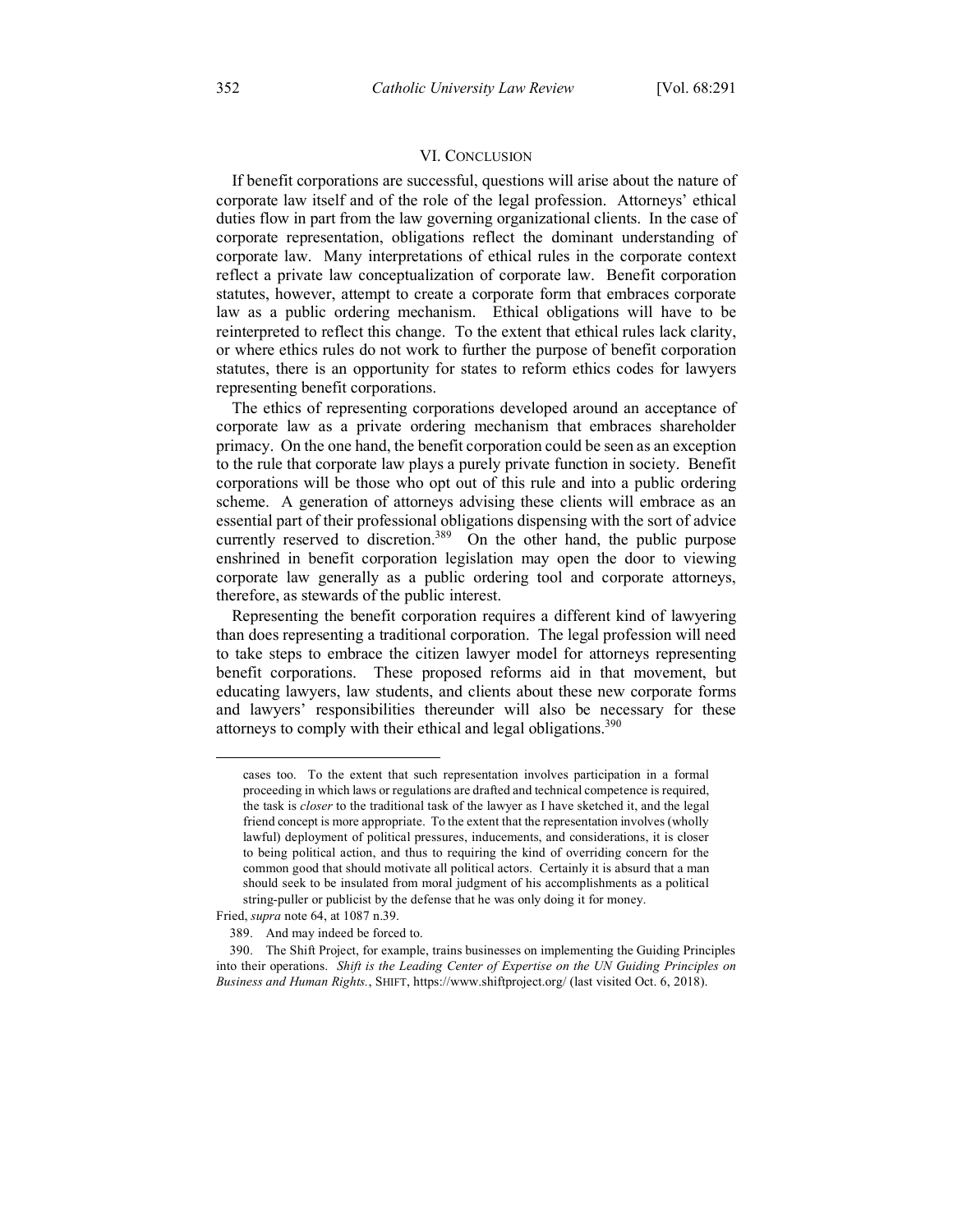## VI. CONCLUSION

If benefit corporations are successful, questions will arise about the nature of corporate law itself and of the role of the legal profession. Attorneys' ethical duties flow in part from the law governing organizational clients. In the case of corporate representation, obligations reflect the dominant understanding of corporate law. Many interpretations of ethical rules in the corporate context reflect a private law conceptualization of corporate law. Benefit corporation statutes, however, attempt to create a corporate form that embraces corporate law as a public ordering mechanism. Ethical obligations will have to be reinterpreted to reflect this change. To the extent that ethical rules lack clarity, or where ethics rules do not work to further the purpose of benefit corporation statutes, there is an opportunity for states to reform ethics codes for lawyers representing benefit corporations.

The ethics of representing corporations developed around an acceptance of corporate law as a private ordering mechanism that embraces shareholder primacy. On the one hand, the benefit corporation could be seen as an exception to the rule that corporate law plays a purely private function in society. Benefit corporations will be those who opt out of this rule and into a public ordering scheme. A generation of attorneys advising these clients will embrace as an essential part of their professional obligations dispensing with the sort of advice currently reserved to discretion.[389] On the other hand, the public purpose enshrined in benefit corporation legislation may open the door to viewing corporate law generally as a public ordering tool and corporate attorneys, therefore, as stewards of the public interest.

Representing the benefit corporation requires a different kind of lawyering than does representing a traditional corporation. The legal profession will need to take steps to embrace the citizen lawyer model for attorneys representing benefit corporations. These proposed reforms aid in that movement, but educating lawyers, law students, and clients about these new corporate forms and lawyers' responsibilities thereunder will also be necessary for these attorneys to comply with their ethical and legal obligations.[390]

---

> cases too. To the extent that such representation involves participation in a formal proceeding in which laws or regulations are drafted and technical competence is required, the task is *closer* to the traditional task of the lawyer as I have sketched it, and the legal friend concept is more appropriate. To the extent that the representation involves (wholly lawful) deployment of political pressures, inducements, and considerations, it is closer to being political action, and thus to requiring the kind of overriding concern for the common good that should motivate all political actors. Certainly it is absurd that a man should seek to be insulated from moral judgment of his accomplishments as a political string-puller or publicist by the defense that he was only doing it for money.

Fried, *supra* note 64, at 1087 n.39.

389. And may indeed be forced to.

390. The Shift Project, for example, trains businesses on implementing the Guiding Principles into their operations. *Shift is the Leading Center of Expertise on the UN Guiding Principles on Business and Human Rights.*, SHIFT, https://www.shiftproject.org/ (last visited Oct. 6, 2018).